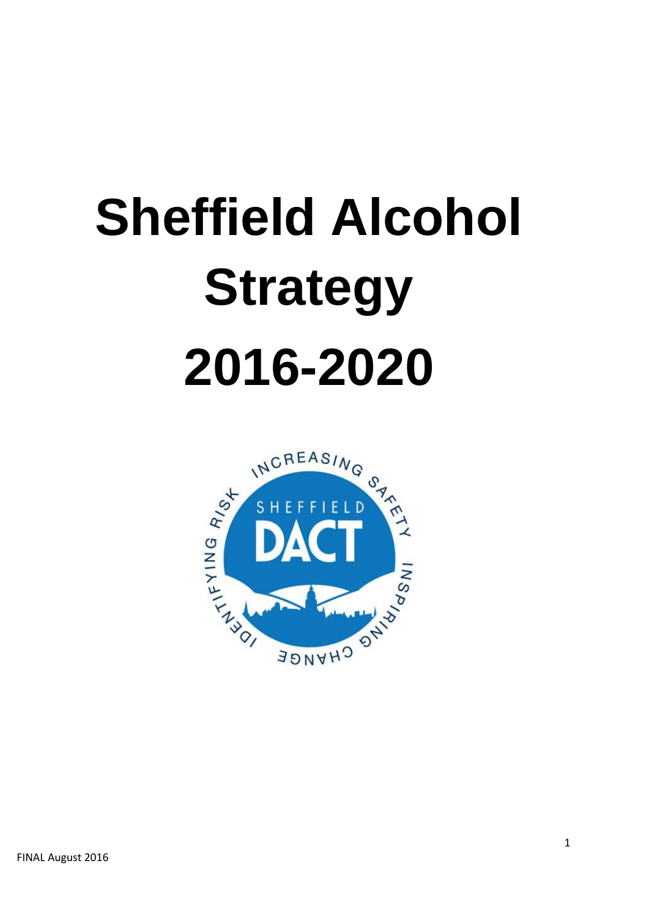# Sheffield Alcohol Strategy 2016-2020

FINAL August 2016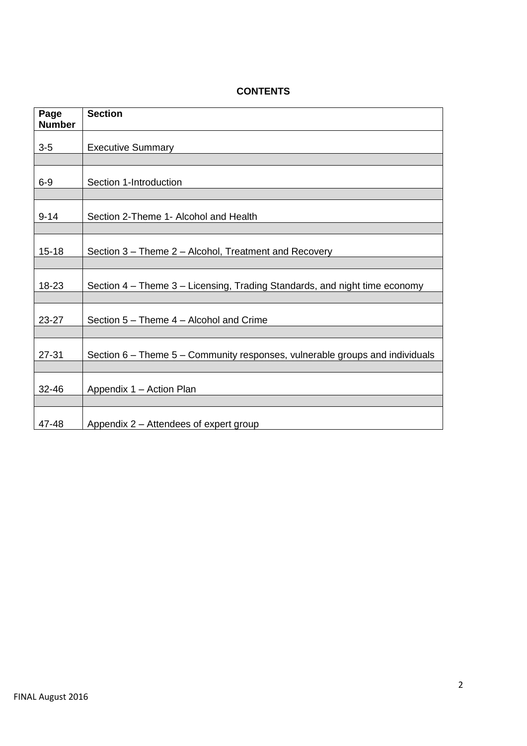**CONTENTS**

| Page Number | Section |
|---|---|
| 3-5 | Executive Summary |
| 6-9 | Section 1-Introduction |
| 9-14 | Section 2-Theme 1- Alcohol and Health |
| 15-18 | Section 3 – Theme 2 – Alcohol, Treatment and Recovery |
| 18-23 | Section 4 – Theme 3 – Licensing, Trading Standards, and night time economy |
| 23-27 | Section 5 – Theme 4 – Alcohol and Crime |
| 27-31 | Section 6 – Theme 5 – Community responses, vulnerable groups and individuals |
| 32-46 | Appendix 1 – Action Plan |
| 47-48 | Appendix 2 – Attendees of expert group |

FINAL August 2016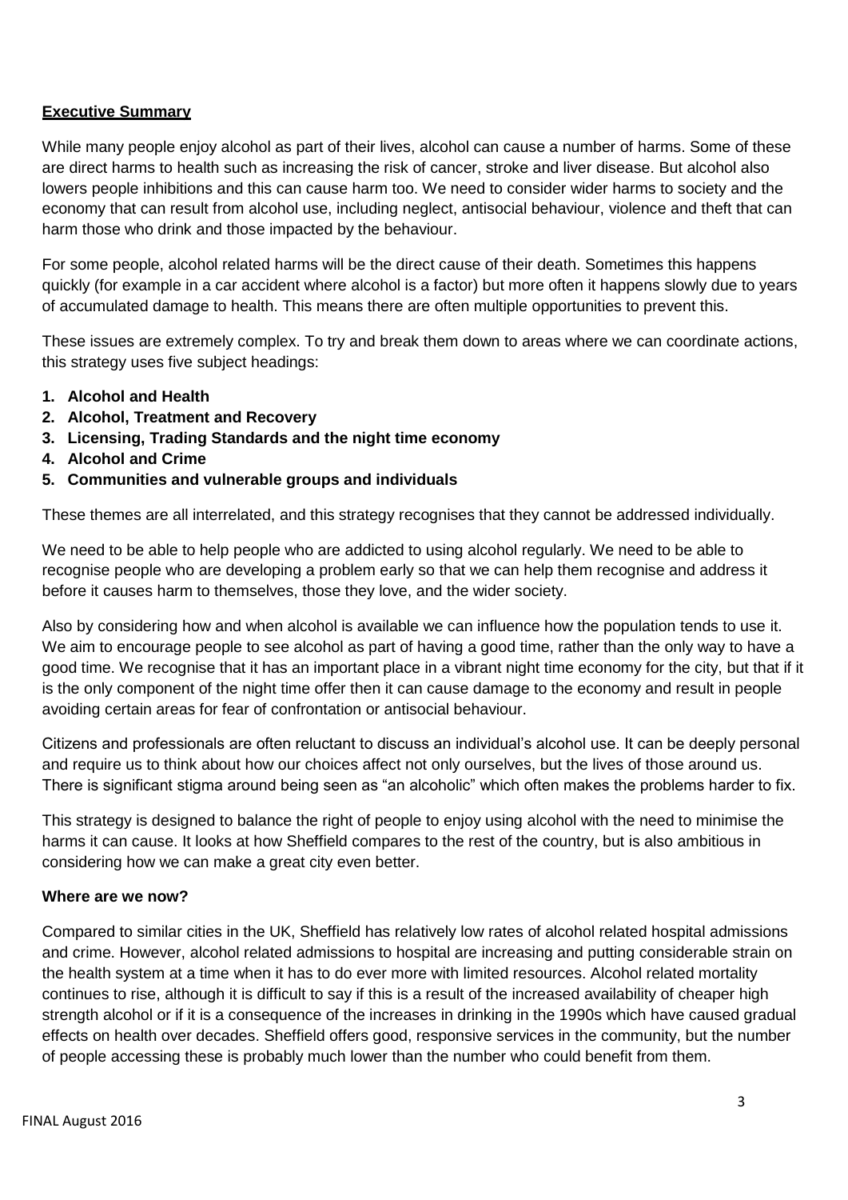## Executive Summary

While many people enjoy alcohol as part of their lives, alcohol can cause a number of harms. Some of these are direct harms to health such as increasing the risk of cancer, stroke and liver disease. But alcohol also lowers people inhibitions and this can cause harm too. We need to consider wider harms to society and the economy that can result from alcohol use, including neglect, antisocial behaviour, violence and theft that can harm those who drink and those impacted by the behaviour.

For some people, alcohol related harms will be the direct cause of their death. Sometimes this happens quickly (for example in a car accident where alcohol is a factor) but more often it happens slowly due to years of accumulated damage to health. This means there are often multiple opportunities to prevent this.

These issues are extremely complex. To try and break them down to areas where we can coordinate actions, this strategy uses five subject headings:

1. **Alcohol and Health**
2. **Alcohol, Treatment and Recovery**
3. **Licensing, Trading Standards and the night time economy**
4. **Alcohol and Crime**
5. **Communities and vulnerable groups and individuals**

These themes are all interrelated, and this strategy recognises that they cannot be addressed individually.

We need to be able to help people who are addicted to using alcohol regularly. We need to be able to recognise people who are developing a problem early so that we can help them recognise and address it before it causes harm to themselves, those they love, and the wider society.

Also by considering how and when alcohol is available we can influence how the population tends to use it. We aim to encourage people to see alcohol as part of having a good time, rather than the only way to have a good time. We recognise that it has an important place in a vibrant night time economy for the city, but that if it is the only component of the night time offer then it can cause damage to the economy and result in people avoiding certain areas for fear of confrontation or antisocial behaviour.

Citizens and professionals are often reluctant to discuss an individual's alcohol use. It can be deeply personal and require us to think about how our choices affect not only ourselves, but the lives of those around us. There is significant stigma around being seen as "an alcoholic" which often makes the problems harder to fix.

This strategy is designed to balance the right of people to enjoy using alcohol with the need to minimise the harms it can cause. It looks at how Sheffield compares to the rest of the country, but is also ambitious in considering how we can make a great city even better.

### Where are we now?

Compared to similar cities in the UK, Sheffield has relatively low rates of alcohol related hospital admissions and crime. However, alcohol related admissions to hospital are increasing and putting considerable strain on the health system at a time when it has to do ever more with limited resources. Alcohol related mortality continues to rise, although it is difficult to say if this is a result of the increased availability of cheaper high strength alcohol or if it is a consequence of the increases in drinking in the 1990s which have caused gradual effects on health over decades. Sheffield offers good, responsive services in the community, but the number of people accessing these is probably much lower than the number who could benefit from them.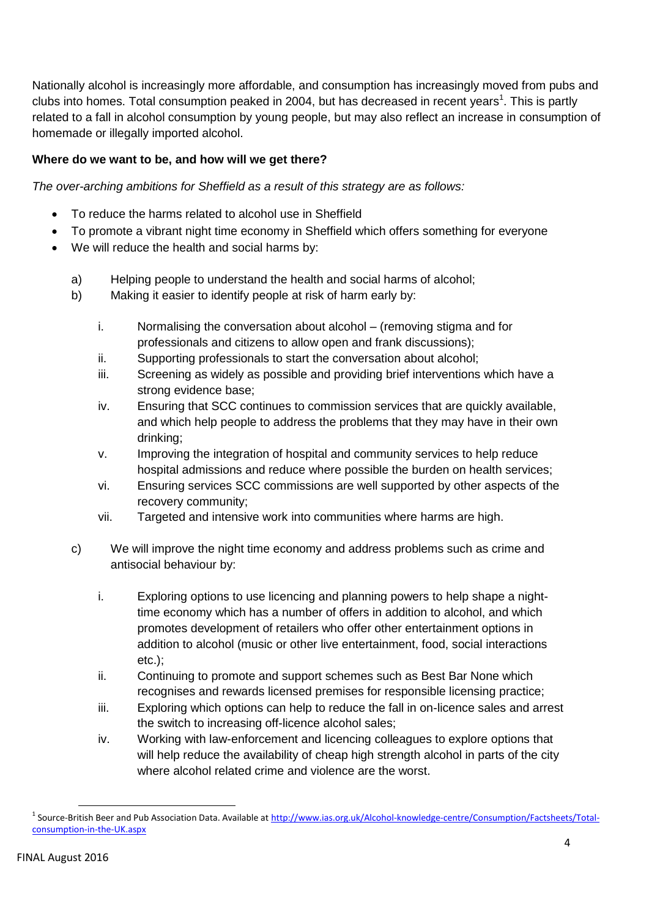Nationally alcohol is increasingly more affordable, and consumption has increasingly moved from pubs and clubs into homes. Total consumption peaked in 2004, but has decreased in recent years[1]. This is partly related to a fall in alcohol consumption by young people, but may also reflect an increase in consumption of homemade or illegally imported alcohol.

**Where do we want to be, and how will we get there?**

*The over-arching ambitions for Sheffield as a result of this strategy are as follows:*

- To reduce the harms related to alcohol use in Sheffield
- To promote a vibrant night time economy in Sheffield which offers something for everyone
- We will reduce the health and social harms by:

  a) Helping people to understand the health and social harms of alcohol;

  b) Making it easier to identify people at risk of harm early by:

     i. Normalising the conversation about alcohol – (removing stigma and for professionals and citizens to allow open and frank discussions);

     ii. Supporting professionals to start the conversation about alcohol;

     iii. Screening as widely as possible and providing brief interventions which have a strong evidence base;

     iv. Ensuring that SCC continues to commission services that are quickly available, and which help people to address the problems that they may have in their own drinking;

     v. Improving the integration of hospital and community services to help reduce hospital admissions and reduce where possible the burden on health services;

     vi. Ensuring services SCC commissions are well supported by other aspects of the recovery community;

     vii. Targeted and intensive work into communities where harms are high.

  c) We will improve the night time economy and address problems such as crime and antisocial behaviour by:

     i. Exploring options to use licencing and planning powers to help shape a night-time economy which has a number of offers in addition to alcohol, and which promotes development of retailers who offer other entertainment options in addition to alcohol (music or other live entertainment, food, social interactions etc.);

     ii. Continuing to promote and support schemes such as Best Bar None which recognises and rewards licensed premises for responsible licensing practice;

     iii. Exploring which options can help to reduce the fall in on-licence sales and arrest the switch to increasing off-licence alcohol sales;

     iv. Working with law-enforcement and licencing colleagues to explore options that will help reduce the availability of cheap high strength alcohol in parts of the city where alcohol related crime and violence are the worst.

---

[1] Source-British Beer and Pub Association Data. Available at http://www.ias.org.uk/Alcohol-knowledge-centre/Consumption/Factsheets/Total-consumption-in-the-UK.aspx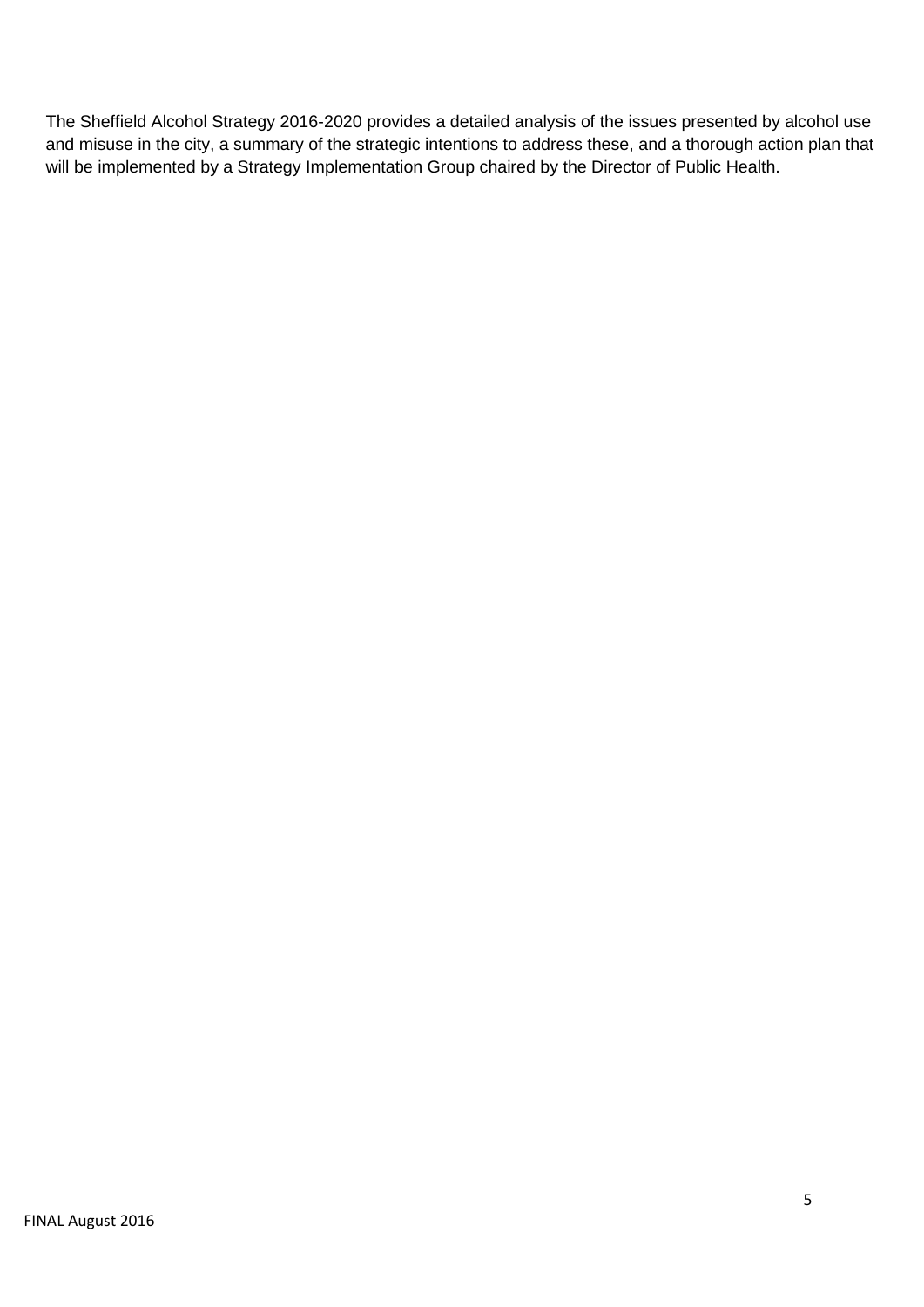The Sheffield Alcohol Strategy 2016-2020 provides a detailed analysis of the issues presented by alcohol use and misuse in the city, a summary of the strategic intentions to address these, and a thorough action plan that will be implemented by a Strategy Implementation Group chaired by the Director of Public Health.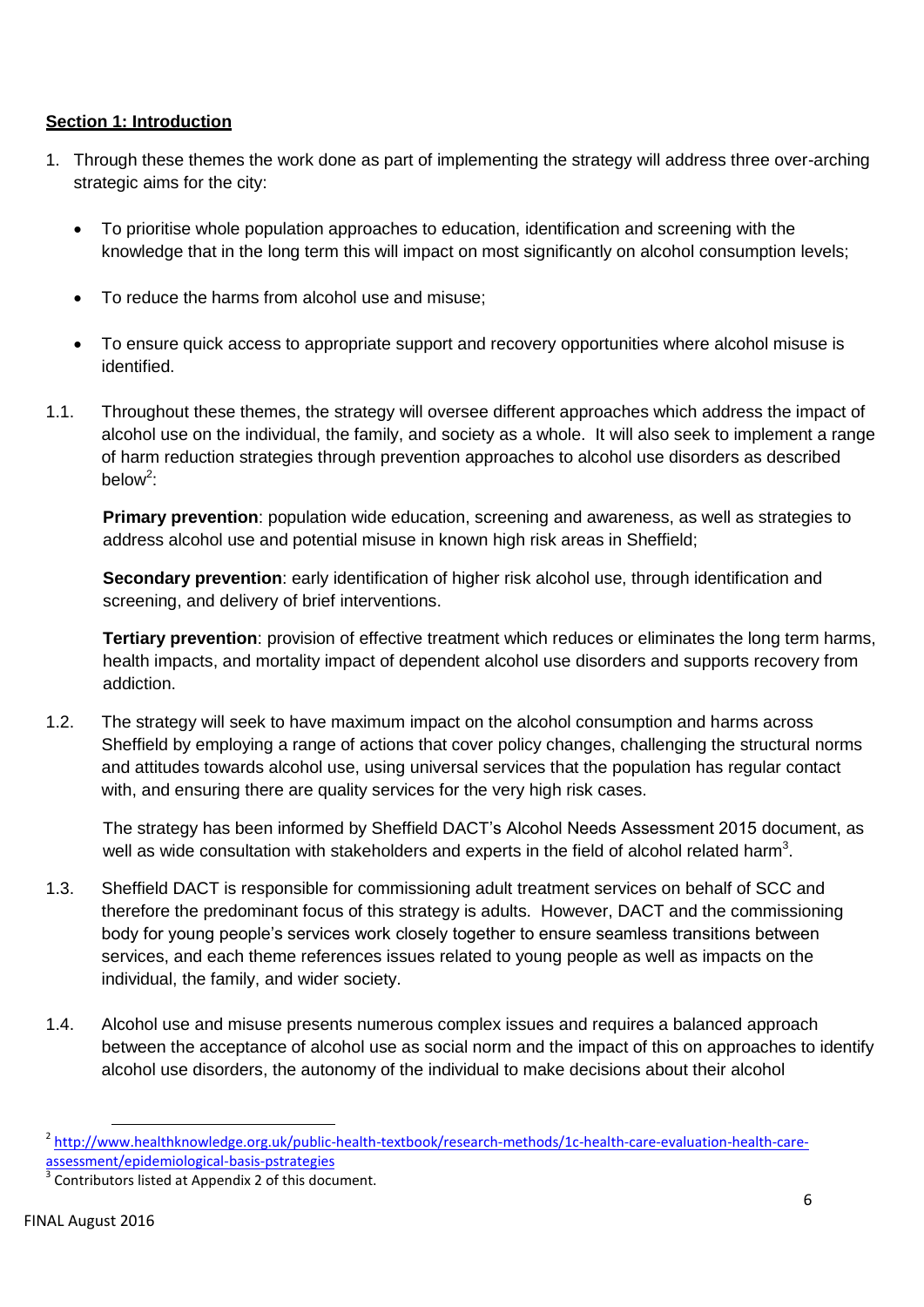## Section 1: Introduction

1. Through these themes the work done as part of implementing the strategy will address three over-arching strategic aims for the city:

   - To prioritise whole population approaches to education, identification and screening with the knowledge that in the long term this will impact on most significantly on alcohol consumption levels;
   - To reduce the harms from alcohol use and misuse;
   - To ensure quick access to appropriate support and recovery opportunities where alcohol misuse is identified.

1.1. Throughout these themes, the strategy will oversee different approaches which address the impact of alcohol use on the individual, the family, and society as a whole. It will also seek to implement a range of harm reduction strategies through prevention approaches to alcohol use disorders as described below[2]:

**Primary prevention**: population wide education, screening and awareness, as well as strategies to address alcohol use and potential misuse in known high risk areas in Sheffield;

**Secondary prevention**: early identification of higher risk alcohol use, through identification and screening, and delivery of brief interventions.

**Tertiary prevention**: provision of effective treatment which reduces or eliminates the long term harms, health impacts, and mortality impact of dependent alcohol use disorders and supports recovery from addiction.

1.2. The strategy will seek to have maximum impact on the alcohol consumption and harms across Sheffield by employing a range of actions that cover policy changes, challenging the structural norms and attitudes towards alcohol use, using universal services that the population has regular contact with, and ensuring there are quality services for the very high risk cases.

The strategy has been informed by Sheffield DACT's Alcohol Needs Assessment 2015 document, as well as wide consultation with stakeholders and experts in the field of alcohol related harm[3].

1.3. Sheffield DACT is responsible for commissioning adult treatment services on behalf of SCC and therefore the predominant focus of this strategy is adults. However, DACT and the commissioning body for young people's services work closely together to ensure seamless transitions between services, and each theme references issues related to young people as well as impacts on the individual, the family, and wider society.

1.4. Alcohol use and misuse presents numerous complex issues and requires a balanced approach between the acceptance of alcohol use as social norm and the impact of this on approaches to identify alcohol use disorders, the autonomy of the individual to make decisions about their alcohol

---

[2] http://www.healthknowledge.org.uk/public-health-textbook/research-methods/1c-health-care-evaluation-health-care-assessment/epidemiological-basis-pstrategies

[3] Contributors listed at Appendix 2 of this document.

FINAL August 2016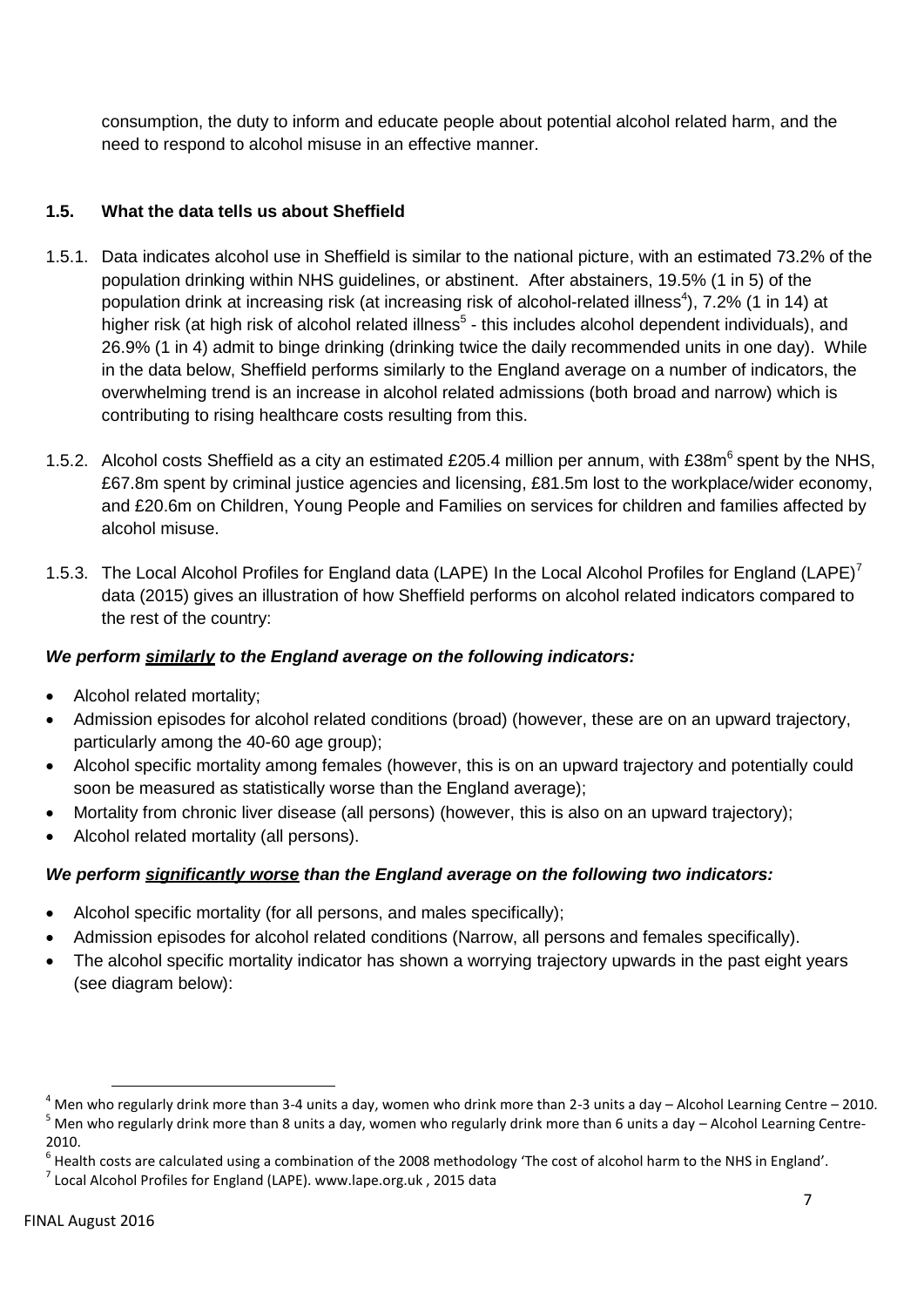consumption, the duty to inform and educate people about potential alcohol related harm, and the need to respond to alcohol misuse in an effective manner.

### 1.5. What the data tells us about Sheffield

1.5.1. Data indicates alcohol use in Sheffield is similar to the national picture, with an estimated 73.2% of the population drinking within NHS guidelines, or abstinent. After abstainers, 19.5% (1 in 5) of the population drink at increasing risk (at increasing risk of alcohol-related illness[4]), 7.2% (1 in 14) at higher risk (at high risk of alcohol related illness[5] - this includes alcohol dependent individuals), and 26.9% (1 in 4) admit to binge drinking (drinking twice the daily recommended units in one day). While in the data below, Sheffield performs similarly to the England average on a number of indicators, the overwhelming trend is an increase in alcohol related admissions (both broad and narrow) which is contributing to rising healthcare costs resulting from this.

1.5.2. Alcohol costs Sheffield as a city an estimated £205.4 million per annum, with £38m[6] spent by the NHS, £67.8m spent by criminal justice agencies and licensing, £81.5m lost to the workplace/wider economy, and £20.6m on Children, Young People and Families on services for children and families affected by alcohol misuse.

1.5.3. The Local Alcohol Profiles for England data (LAPE) In the Local Alcohol Profiles for England (LAPE)[7] data (2015) gives an illustration of how Sheffield performs on alcohol related indicators compared to the rest of the country:

***We perform <u>similarly</u> to the England average on the following indicators:***

- Alcohol related mortality;
- Admission episodes for alcohol related conditions (broad) (however, these are on an upward trajectory, particularly among the 40-60 age group);
- Alcohol specific mortality among females (however, this is on an upward trajectory and potentially could soon be measured as statistically worse than the England average);
- Mortality from chronic liver disease (all persons) (however, this is also on an upward trajectory);
- Alcohol related mortality (all persons).

***We perform <u>significantly worse</u> than the England average on the following two indicators:***

- Alcohol specific mortality (for all persons, and males specifically);
- Admission episodes for alcohol related conditions (Narrow, all persons and females specifically).
- The alcohol specific mortality indicator has shown a worrying trajectory upwards in the past eight years (see diagram below):

---

[4] Men who regularly drink more than 3-4 units a day, women who drink more than 2-3 units a day – Alcohol Learning Centre – 2010.

[5] Men who regularly drink more than 8 units a day, women who regularly drink more than 6 units a day – Alcohol Learning Centre-2010.

[6] Health costs are calculated using a combination of the 2008 methodology 'The cost of alcohol harm to the NHS in England'.

[7] Local Alcohol Profiles for England (LAPE). www.lape.org.uk , 2015 data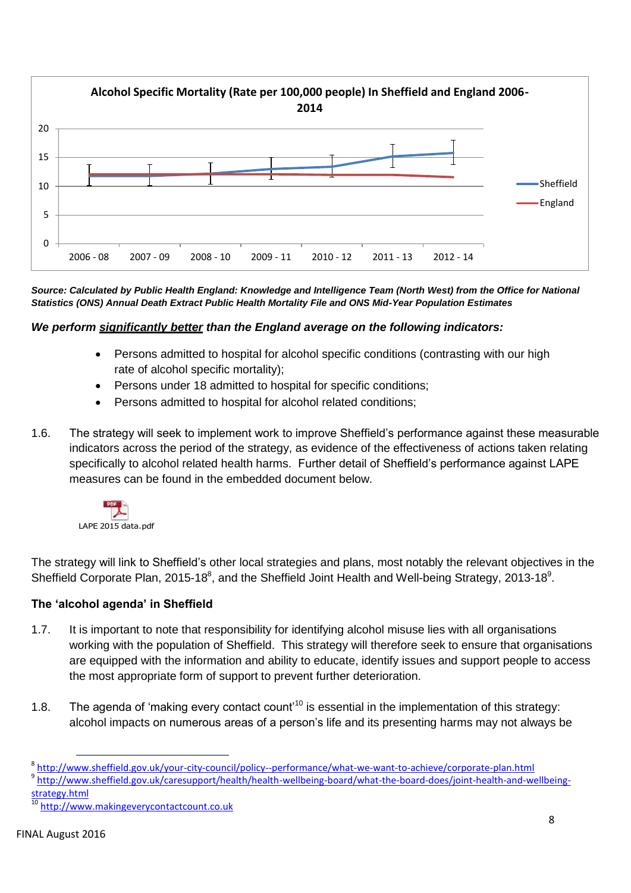**Alcohol Specific Mortality (Rate per 100,000 people) In Shelffield and England 2006-2014**

*Source: Calculated by Public Health England: Knowledge and Intelligence Team (North West) from the Office for National Statistics (ONS) Annual Death Extract Public Health Mortality File and ONS Mid-Year Population Estimates*

***We perform <u>significantly better</u> than the England average on the following indicators:***

- Persons admitted to hospital for alcohol specific conditions (contrasting with our high rate of alcohol specific mortality);
- Persons under 18 admitted to hospital for specific conditions;
- Persons admitted to hospital for alcohol related conditions;

1.6. The strategy will seek to implement work to improve Sheffield's performance against these measurable indicators across the period of the strategy, as evidence of the effectiveness of actions taken relating specifically to alcohol related health harms. Further detail of Sheffield's performance against LAPE measures can be found in the embedded document below.

LAPE 2015 data.pdf

The strategy will link to Sheffield's other local strategies and plans, most notably the relevant objectives in the Sheffield Corporate Plan, 2015-18[8], and the Sheffield Joint Health and Well-being Strategy, 2013-18[9].

### The 'alcohol agenda' in Sheffield

1.7. It is important to note that responsibility for identifying alcohol misuse lies with all organisations working with the population of Sheffield. This strategy will therefore seek to ensure that organisations are equipped with the information and ability to educate, identify issues and support people to access the most appropriate form of support to prevent further deterioration.

1.8. The agenda of 'making every contact count'[10] is essential in the implementation of this strategy: alcohol impacts on numerous areas of a person's life and its presenting harms may not always be

---

[8] http://www.sheffield.gov.uk/your-city-council/policy--performance/what-we-want-to-achieve/corporate-plan.html

[9] http://www.sheffield.gov.uk/caresupport/health/health-wellbeing-board/what-the-board-does/joint-health-and-wellbeing-strategy.html

[10] http://www.makingeverycontactcount.co.uk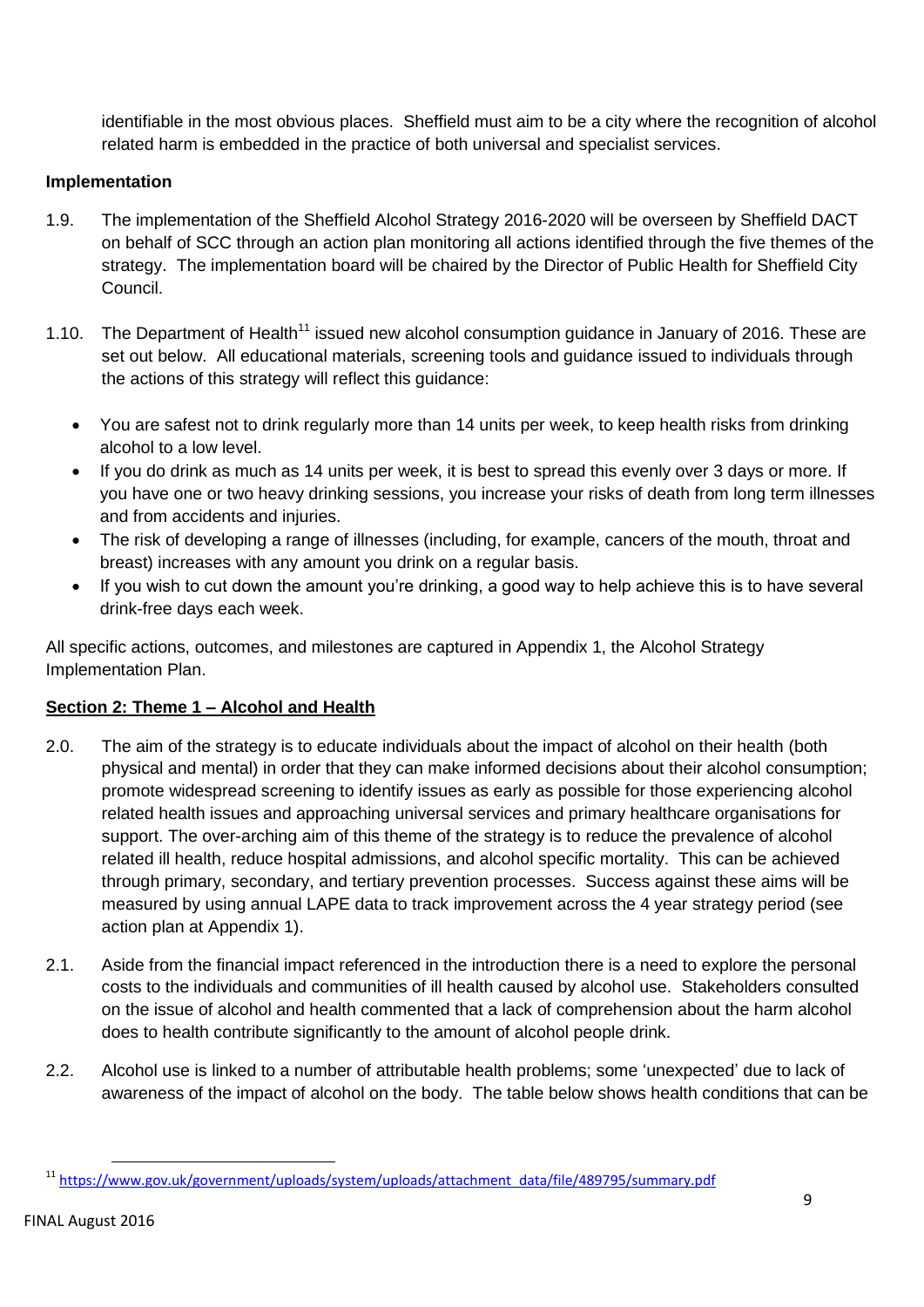identifiable in the most obvious places. Sheffield must aim to be a city where the recognition of alcohol related harm is embedded in the practice of both universal and specialist services.

**Implementation**

1.9. The implementation of the Sheffield Alcohol Strategy 2016-2020 will be overseen by Sheffield DACT on behalf of SCC through an action plan monitoring all actions identified through the five themes of the strategy. The implementation board will be chaired by the Director of Public Health for Sheffield City Council.

1.10. The Department of Health[11] issued new alcohol consumption guidance in January of 2016. These are set out below. All educational materials, screening tools and guidance issued to individuals through the actions of this strategy will reflect this guidance:

- You are safest not to drink regularly more than 14 units per week, to keep health risks from drinking alcohol to a low level.
- If you do drink as much as 14 units per week, it is best to spread this evenly over 3 days or more. If you have one or two heavy drinking sessions, you increase your risks of death from long term illnesses and from accidents and injuries.
- The risk of developing a range of illnesses (including, for example, cancers of the mouth, throat and breast) increases with any amount you drink on a regular basis.
- If you wish to cut down the amount you're drinking, a good way to help achieve this is to have several drink-free days each week.

All specific actions, outcomes, and milestones are captured in Appendix 1, the Alcohol Strategy Implementation Plan.

## Section 2: Theme 1 – Alcohol and Health

2.0. The aim of the strategy is to educate individuals about the impact of alcohol on their health (both physical and mental) in order that they can make informed decisions about their alcohol consumption; promote widespread screening to identify issues as early as possible for those experiencing alcohol related health issues and approaching universal services and primary healthcare organisations for support. The over-arching aim of this theme of the strategy is to reduce the prevalence of alcohol related ill health, reduce hospital admissions, and alcohol specific mortality. This can be achieved through primary, secondary, and tertiary prevention processes. Success against these aims will be measured by using annual LAPE data to track improvement across the 4 year strategy period (see action plan at Appendix 1).

2.1. Aside from the financial impact referenced in the introduction there is a need to explore the personal costs to the individuals and communities of ill health caused by alcohol use. Stakeholders consulted on the issue of alcohol and health commented that a lack of comprehension about the harm alcohol does to health contribute significantly to the amount of alcohol people drink.

2.2. Alcohol use is linked to a number of attributable health problems; some 'unexpected' due to lack of awareness of the impact of alcohol on the body. The table below shows health conditions that can be

[11] https://www.gov.uk/government/uploads/system/uploads/attachment_data/file/489795/summary.pdf

FINAL August 2016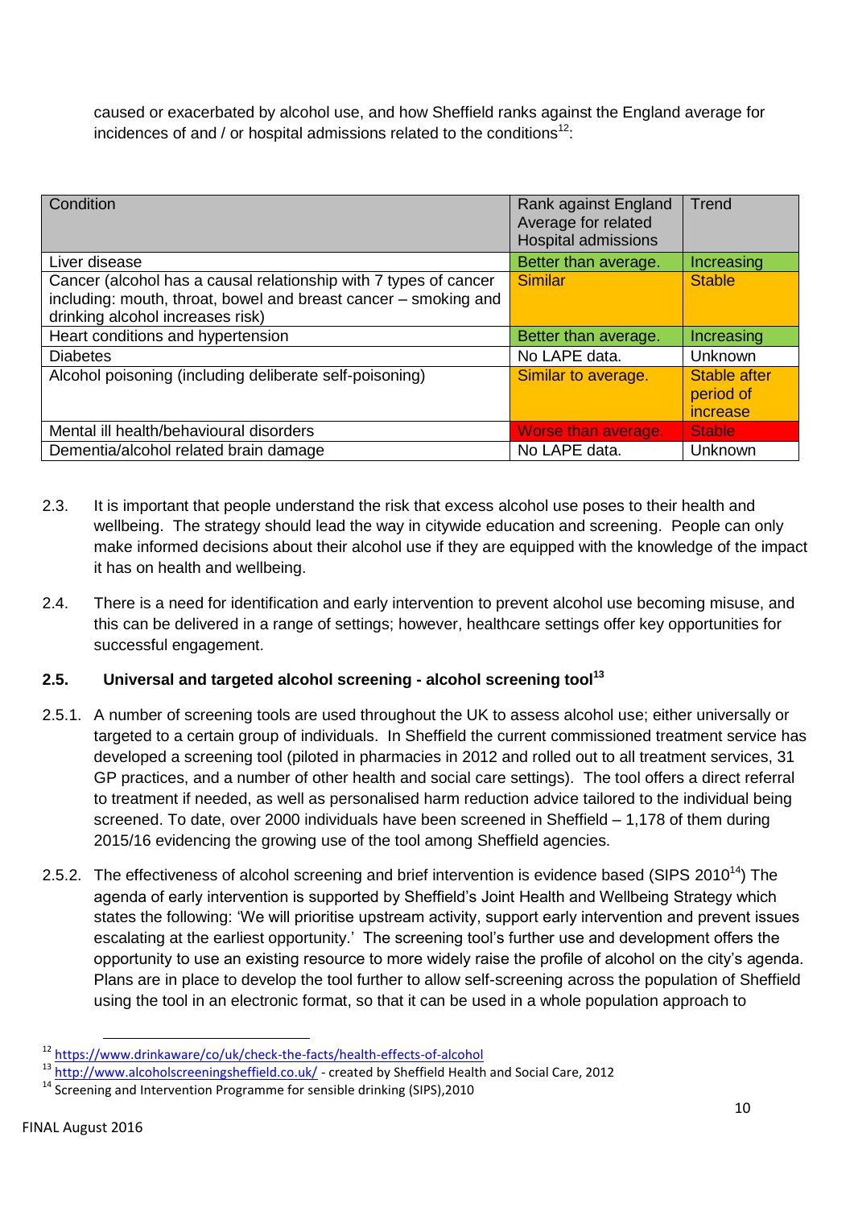caused or exacerbated by alcohol use, and how Sheffield ranks against the England average for incidences of and / or hospital admissions related to the conditions[12]:

| Condition | Rank against England Average for related Hospital admissions | Trend |
|---|---|---|
| Liver disease | Better than average. | Increasing |
| Cancer (alcohol has a causal relationship with 7 types of cancer including: mouth, throat, bowel and breast cancer – smoking and drinking alcohol increases risk) | Similar | Stable |
| Heart conditions and hypertension | Better than average. | Increasing |
| Diabetes | No LAPE data. | Unknown |
| Alcohol poisoning (including deliberate self-poisoning) | Similar to average. | Stable after period of increase |
| Mental ill health/behavioural disorders | Worse than average. | Stable |
| Dementia/alcohol related brain damage | No LAPE data. | Unknown |

2.3. It is important that people understand the risk that excess alcohol use poses to their health and wellbeing. The strategy should lead the way in citywide education and screening. People can only make informed decisions about their alcohol use if they are equipped with the knowledge of the impact it has on health and wellbeing.

2.4. There is a need for identification and early intervention to prevent alcohol use becoming misuse, and this can be delivered in a range of settings; however, healthcare settings offer key opportunities for successful engagement.

### 2.5. Universal and targeted alcohol screening - alcohol screening tool[13]

2.5.1. A number of screening tools are used throughout the UK to assess alcohol use; either universally or targeted to a certain group of individuals. In Sheffield the current commissioned treatment service has developed a screening tool (piloted in pharmacies in 2012 and rolled out to all treatment services, 31 GP practices, and a number of other health and social care settings). The tool offers a direct referral to treatment if needed, as well as personalised harm reduction advice tailored to the individual being screened. To date, over 2000 individuals have been screened in Sheffield – 1,178 of them during 2015/16 evidencing the growing use of the tool among Sheffield agencies.

2.5.2. The effectiveness of alcohol screening and brief intervention is evidence based (SIPS 2010[14]) The agenda of early intervention is supported by Sheffield's Joint Health and Wellbeing Strategy which states the following: 'We will prioritise upstream activity, support early intervention and prevent issues escalating at the earliest opportunity.' The screening tool's further use and development offers the opportunity to use an existing resource to more widely raise the profile of alcohol on the city's agenda. Plans are in place to develop the tool further to allow self-screening across the population of Sheffield using the tool in an electronic format, so that it can be used in a whole population approach to

[12] https://www.drinkaware/co/uk/check-the-facts/health-effects-of-alcohol

[13] http://www.alcoholscreeningsheffield.co.uk/ - created by Sheffield Health and Social Care, 2012

[14] Screening and Intervention Programme for sensible drinking (SIPS),2010

FINAL August 2016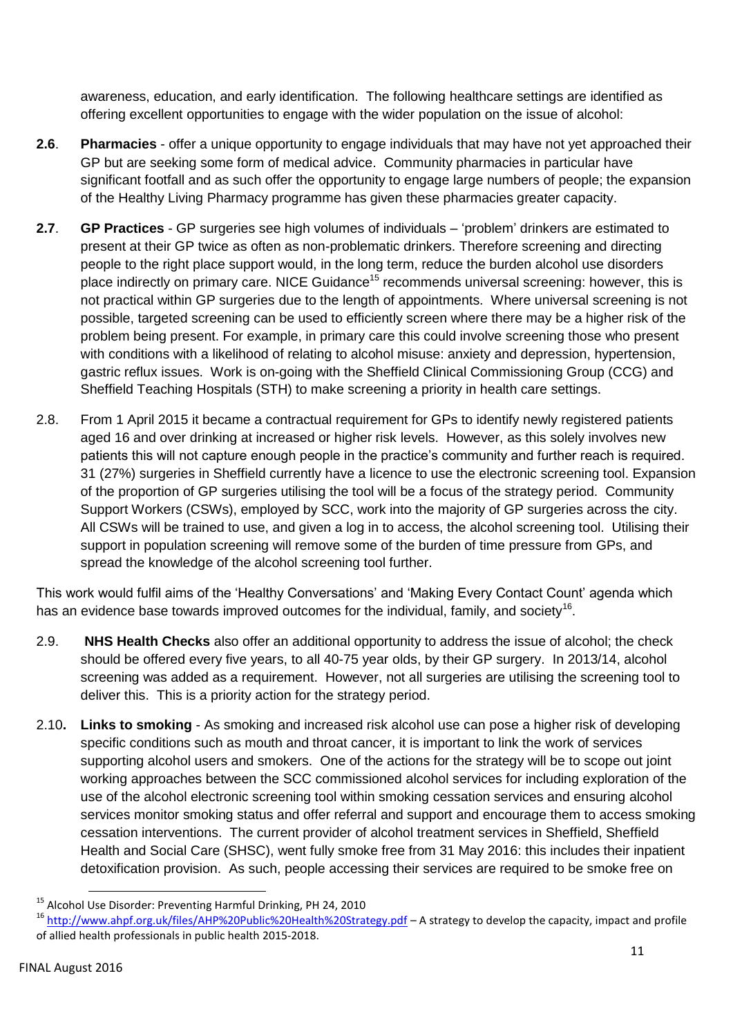awareness, education, and early identification. The following healthcare settings are identified as offering excellent opportunities to engage with the wider population on the issue of alcohol:

**2.6**. **Pharmacies** - offer a unique opportunity to engage individuals that may have not yet approached their GP but are seeking some form of medical advice. Community pharmacies in particular have significant footfall and as such offer the opportunity to engage large numbers of people; the expansion of the Healthy Living Pharmacy programme has given these pharmacies greater capacity.

**2.7**. **GP Practices** - GP surgeries see high volumes of individuals – 'problem' drinkers are estimated to present at their GP twice as often as non-problematic drinkers. Therefore screening and directing people to the right place support would, in the long term, reduce the burden alcohol use disorders place indirectly on primary care. NICE Guidance[15] recommends universal screening: however, this is not practical within GP surgeries due to the length of appointments. Where universal screening is not possible, targeted screening can be used to efficiently screen where there may be a higher risk of the problem being present. For example, in primary care this could involve screening those who present with conditions with a likelihood of relating to alcohol misuse: anxiety and depression, hypertension, gastric reflux issues. Work is on-going with the Sheffield Clinical Commissioning Group (CCG) and Sheffield Teaching Hospitals (STH) to make screening a priority in health care settings.

2.8. From 1 April 2015 it became a contractual requirement for GPs to identify newly registered patients aged 16 and over drinking at increased or higher risk levels. However, as this solely involves new patients this will not capture enough people in the practice's community and further reach is required. 31 (27%) surgeries in Sheffield currently have a licence to use the electronic screening tool. Expansion of the proportion of GP surgeries utilising the tool will be a focus of the strategy period. Community Support Workers (CSWs), employed by SCC, work into the majority of GP surgeries across the city. All CSWs will be trained to use, and given a log in to access, the alcohol screening tool. Utilising their support in population screening will remove some of the burden of time pressure from GPs, and spread the knowledge of the alcohol screening tool further.

This work would fulfil aims of the 'Healthy Conversations' and 'Making Every Contact Count' agenda which has an evidence base towards improved outcomes for the individual, family, and society[16].

2.9. **NHS Health Checks** also offer an additional opportunity to address the issue of alcohol; the check should be offered every five years, to all 40-75 year olds, by their GP surgery. In 2013/14, alcohol screening was added as a requirement. However, not all surgeries are utilising the screening tool to deliver this. This is a priority action for the strategy period.

2.10**. Links to smoking** - As smoking and increased risk alcohol use can pose a higher risk of developing specific conditions such as mouth and throat cancer, it is important to link the work of services supporting alcohol users and smokers. One of the actions for the strategy will be to scope out joint working approaches between the SCC commissioned alcohol services for including exploration of the use of the alcohol electronic screening tool within smoking cessation services and ensuring alcohol services monitor smoking status and offer referral and support and encourage them to access smoking cessation interventions. The current provider of alcohol treatment services in Sheffield, Sheffield Health and Social Care (SHSC), went fully smoke free from 31 May 2016: this includes their inpatient detoxification provision. As such, people accessing their services are required to be smoke free on

---

[15] Alcohol Use Disorder: Preventing Harmful Drinking, PH 24, 2010

[16] http://www.ahpf.org.uk/files/AHP%20Public%20Health%20Strategy.pdf – A strategy to develop the capacity, impact and profile of allied health professionals in public health 2015-2018.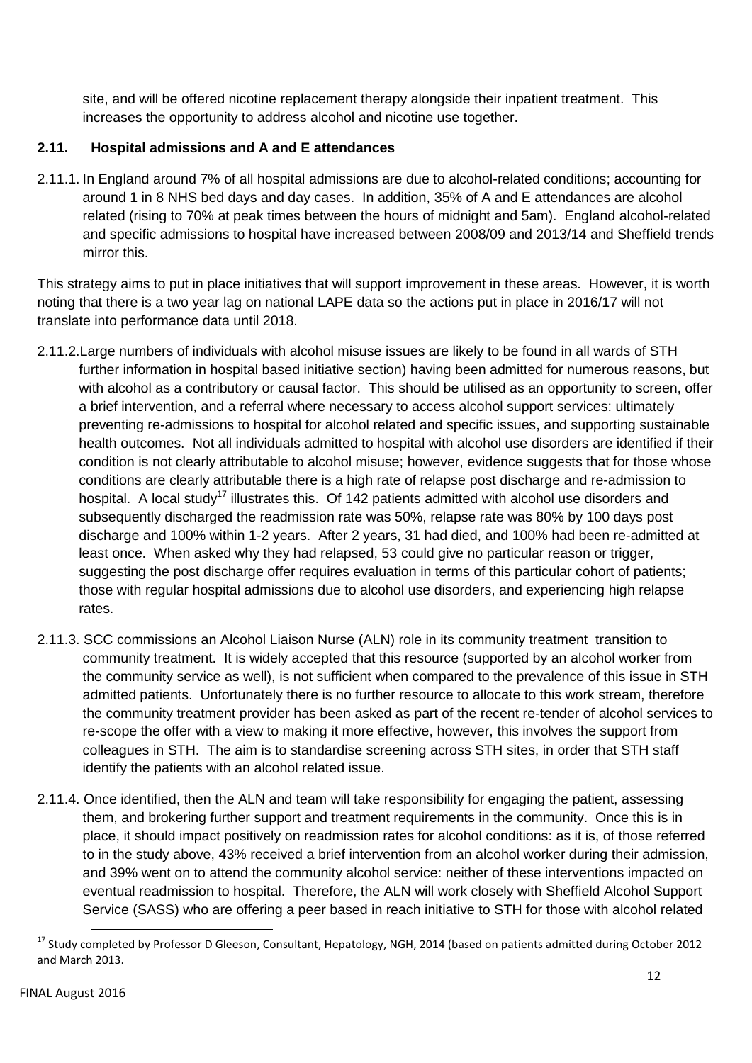site, and will be offered nicotine replacement therapy alongside their inpatient treatment. This increases the opportunity to address alcohol and nicotine use together.

### 2.11. Hospital admissions and A and E attendances

2.11.1. In England around 7% of all hospital admissions are due to alcohol-related conditions; accounting for around 1 in 8 NHS bed days and day cases. In addition, 35% of A and E attendances are alcohol related (rising to 70% at peak times between the hours of midnight and 5am). England alcohol-related and specific admissions to hospital have increased between 2008/09 and 2013/14 and Sheffield trends mirror this.

This strategy aims to put in place initiatives that will support improvement in these areas. However, it is worth noting that there is a two year lag on national LAPE data so the actions put in place in 2016/17 will not translate into performance data until 2018.

2.11.2. Large numbers of individuals with alcohol misuse issues are likely to be found in all wards of STH further information in hospital based initiative section) having been admitted for numerous reasons, but with alcohol as a contributory or causal factor. This should be utilised as an opportunity to screen, offer a brief intervention, and a referral where necessary to access alcohol support services: ultimately preventing re-admissions to hospital for alcohol related and specific issues, and supporting sustainable health outcomes. Not all individuals admitted to hospital with alcohol use disorders are identified if their condition is not clearly attributable to alcohol misuse; however, evidence suggests that for those whose conditions are clearly attributable there is a high rate of relapse post discharge and re-admission to hospital. A local study[17] illustrates this. Of 142 patients admitted with alcohol use disorders and subsequently discharged the readmission rate was 50%, relapse rate was 80% by 100 days post discharge and 100% within 1-2 years. After 2 years, 31 had died, and 100% had been re-admitted at least once. When asked why they had relapsed, 53 could give no particular reason or trigger, suggesting the post discharge offer requires evaluation in terms of this particular cohort of patients; those with regular hospital admissions due to alcohol use disorders, and experiencing high relapse rates.

2.11.3. SCC commissions an Alcohol Liaison Nurse (ALN) role in its community treatment transition to community treatment. It is widely accepted that this resource (supported by an alcohol worker from the community service as well), is not sufficient when compared to the prevalence of this issue in STH admitted patients. Unfortunately there is no further resource to allocate to this work stream, therefore the community treatment provider has been asked as part of the recent re-tender of alcohol services to re-scope the offer with a view to making it more effective, however, this involves the support from colleagues in STH. The aim is to standardise screening across STH sites, in order that STH staff identify the patients with an alcohol related issue.

2.11.4. Once identified, then the ALN and team will take responsibility for engaging the patient, assessing them, and brokering further support and treatment requirements in the community. Once this is in place, it should impact positively on readmission rates for alcohol conditions: as it is, of those referred to in the study above, 43% received a brief intervention from an alcohol worker during their admission, and 39% went on to attend the community alcohol service: neither of these interventions impacted on eventual readmission to hospital. Therefore, the ALN will work closely with Sheffield Alcohol Support Service (SASS) who are offering a peer based in reach initiative to STH for those with alcohol related

[17] Study completed by Professor D Gleeson, Consultant, Hepatology, NGH, 2014 (based on patients admitted during October 2012 and March 2013.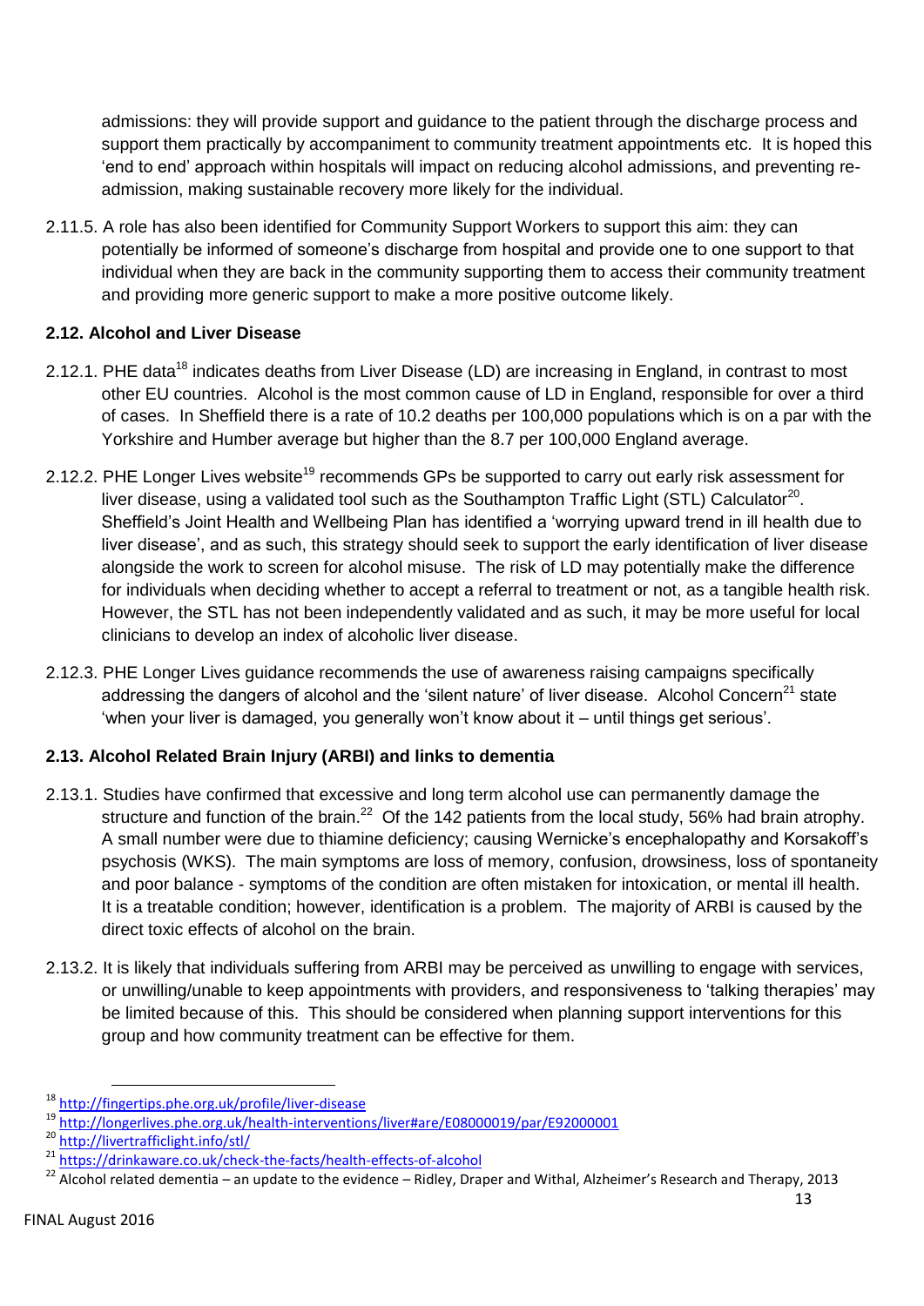admissions: they will provide support and guidance to the patient through the discharge process and support them practically by accompaniment to community treatment appointments etc. It is hoped this 'end to end' approach within hospitals will impact on reducing alcohol admissions, and preventing re-admission, making sustainable recovery more likely for the individual.

2.11.5. A role has also been identified for Community Support Workers to support this aim: they can potentially be informed of someone's discharge from hospital and provide one to one support to that individual when they are back in the community supporting them to access their community treatment and providing more generic support to make a more positive outcome likely.

### 2.12. Alcohol and Liver Disease

2.12.1. PHE data[18] indicates deaths from Liver Disease (LD) are increasing in England, in contrast to most other EU countries. Alcohol is the most common cause of LD in England, responsible for over a third of cases. In Sheffield there is a rate of 10.2 deaths per 100,000 populations which is on a par with the Yorkshire and Humber average but higher than the 8.7 per 100,000 England average.

2.12.2. PHE Longer Lives website[19] recommends GPs be supported to carry out early risk assessment for liver disease, using a validated tool such as the Southampton Traffic Light (STL) Calculator[20]. Sheffield's Joint Health and Wellbeing Plan has identified a 'worrying upward trend in ill health due to liver disease', and as such, this strategy should seek to support the early identification of liver disease alongside the work to screen for alcohol misuse. The risk of LD may potentially make the difference for individuals when deciding whether to accept a referral to treatment or not, as a tangible health risk. However, the STL has not been independently validated and as such, it may be more useful for local clinicians to develop an index of alcoholic liver disease.

2.12.3. PHE Longer Lives guidance recommends the use of awareness raising campaigns specifically addressing the dangers of alcohol and the 'silent nature' of liver disease. Alcohol Concern[21] state 'when your liver is damaged, you generally won't know about it – until things get serious'.

### 2.13. Alcohol Related Brain Injury (ARBI) and links to dementia

2.13.1. Studies have confirmed that excessive and long term alcohol use can permanently damage the structure and function of the brain.[22] Of the 142 patients from the local study, 56% had brain atrophy. A small number were due to thiamine deficiency; causing Wernicke's encephalopathy and Korsakoff's psychosis (WKS). The main symptoms are loss of memory, confusion, drowsiness, loss of spontaneity and poor balance - symptoms of the condition are often mistaken for intoxication, or mental ill health. It is a treatable condition; however, identification is a problem. The majority of ARBI is caused by the direct toxic effects of alcohol on the brain.

2.13.2. It is likely that individuals suffering from ARBI may be perceived as unwilling to engage with services, or unwilling/unable to keep appointments with providers, and responsiveness to 'talking therapies' may be limited because of this. This should be considered when planning support interventions for this group and how community treatment can be effective for them.

---

[18] http://fingertips.phe.org.uk/profile/liver-disease

[19] http://longerlives.phe.org.uk/health-interventions/liver#are/E08000019/par/E92000001

[20] http://livertrafficlight.info/stl/

[21] https://drinkaware.co.uk/check-the-facts/health-effects-of-alcohol

[22] Alcohol related dementia – an update to the evidence – Ridley, Draper and Withal, Alzheimer's Research and Therapy, 2013

FINAL August 2016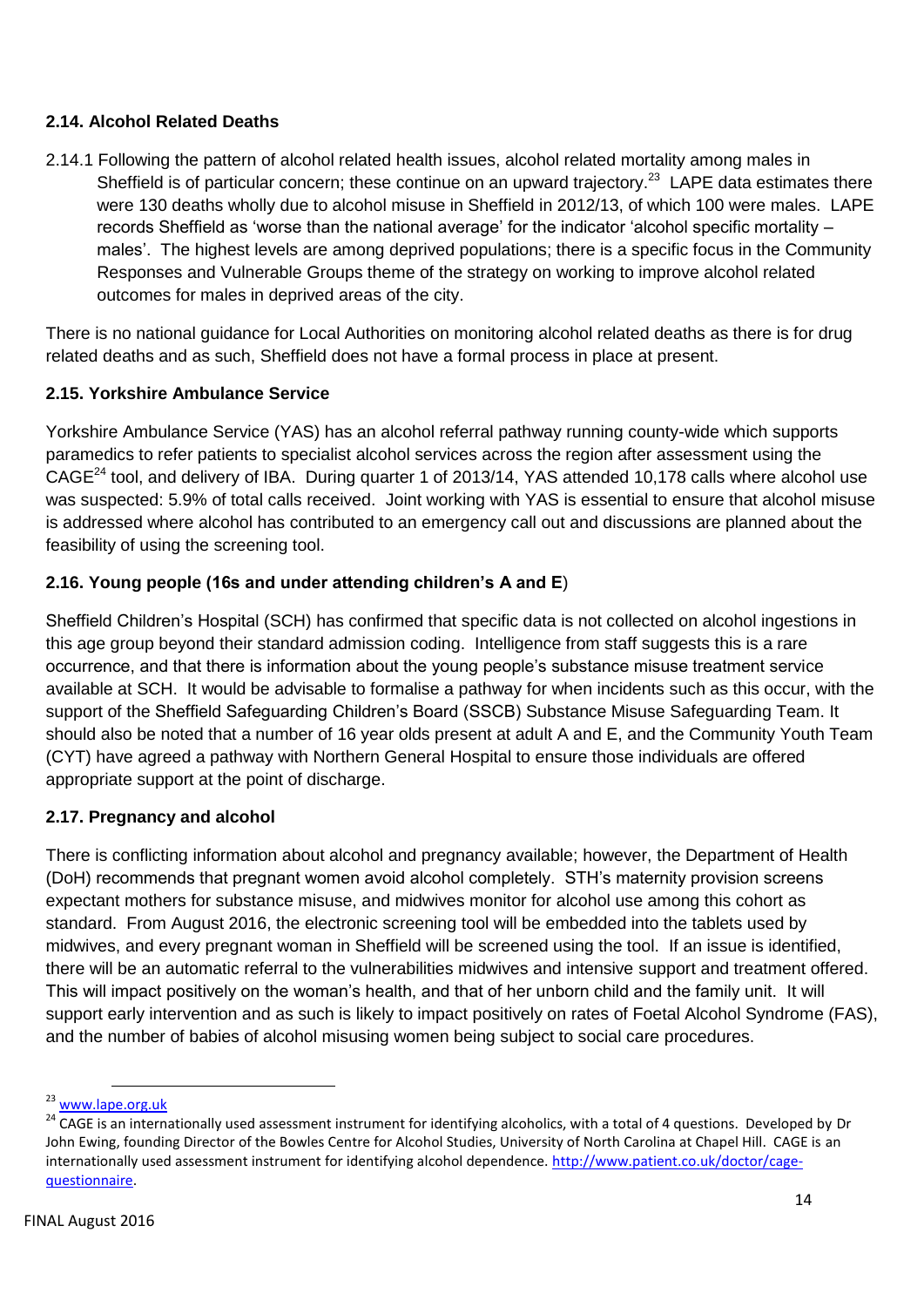### 2.14. Alcohol Related Deaths

2.14.1 Following the pattern of alcohol related health issues, alcohol related mortality among males in Sheffield is of particular concern; these continue on an upward trajectory.[23] LAPE data estimates there were 130 deaths wholly due to alcohol misuse in Sheffield in 2012/13, of which 100 were males. LAPE records Sheffield as 'worse than the national average' for the indicator 'alcohol specific mortality – males'. The highest levels are among deprived populations; there is a specific focus in the Community Responses and Vulnerable Groups theme of the strategy on working to improve alcohol related outcomes for males in deprived areas of the city.

There is no national guidance for Local Authorities on monitoring alcohol related deaths as there is for drug related deaths and as such, Sheffield does not have a formal process in place at present.

### 2.15. Yorkshire Ambulance Service

Yorkshire Ambulance Service (YAS) has an alcohol referral pathway running county-wide which supports paramedics to refer patients to specialist alcohol services across the region after assessment using the CAGE[24] tool, and delivery of IBA. During quarter 1 of 2013/14, YAS attended 10,178 calls where alcohol use was suspected: 5.9% of total calls received. Joint working with YAS is essential to ensure that alcohol misuse is addressed where alcohol has contributed to an emergency call out and discussions are planned about the feasibility of using the screening tool.

### 2.16. Young people (16s and under attending children's A and E)

Sheffield Children's Hospital (SCH) has confirmed that specific data is not collected on alcohol ingestions in this age group beyond their standard admission coding. Intelligence from staff suggests this is a rare occurrence, and that there is information about the young people's substance misuse treatment service available at SCH. It would be advisable to formalise a pathway for when incidents such as this occur, with the support of the Sheffield Safeguarding Children's Board (SSCB) Substance Misuse Safeguarding Team. It should also be noted that a number of 16 year olds present at adult A and E, and the Community Youth Team (CYT) have agreed a pathway with Northern General Hospital to ensure those individuals are offered appropriate support at the point of discharge.

### 2.17. Pregnancy and alcohol

There is conflicting information about alcohol and pregnancy available; however, the Department of Health (DoH) recommends that pregnant women avoid alcohol completely. STH's maternity provision screens expectant mothers for substance misuse, and midwives monitor for alcohol use among this cohort as standard. From August 2016, the electronic screening tool will be embedded into the tablets used by midwives, and every pregnant woman in Sheffield will be screened using the tool. If an issue is identified, there will be an automatic referral to the vulnerabilities midwives and intensive support and treatment offered. This will impact positively on the woman's health, and that of her unborn child and the family unit. It will support early intervention and as such is likely to impact positively on rates of Foetal Alcohol Syndrome (FAS), and the number of babies of alcohol misusing women being subject to social care procedures.

---

[23] www.lape.org.uk

[24] CAGE is an internationally used assessment instrument for identifying alcoholics, with a total of 4 questions. Developed by Dr John Ewing, founding Director of the Bowles Centre for Alcohol Studies, University of North Carolina at Chapel Hill. CAGE is an internationally used assessment instrument for identifying alcohol dependence. http://www.patient.co.uk/doctor/cage-questionnaire.

FINAL August 2016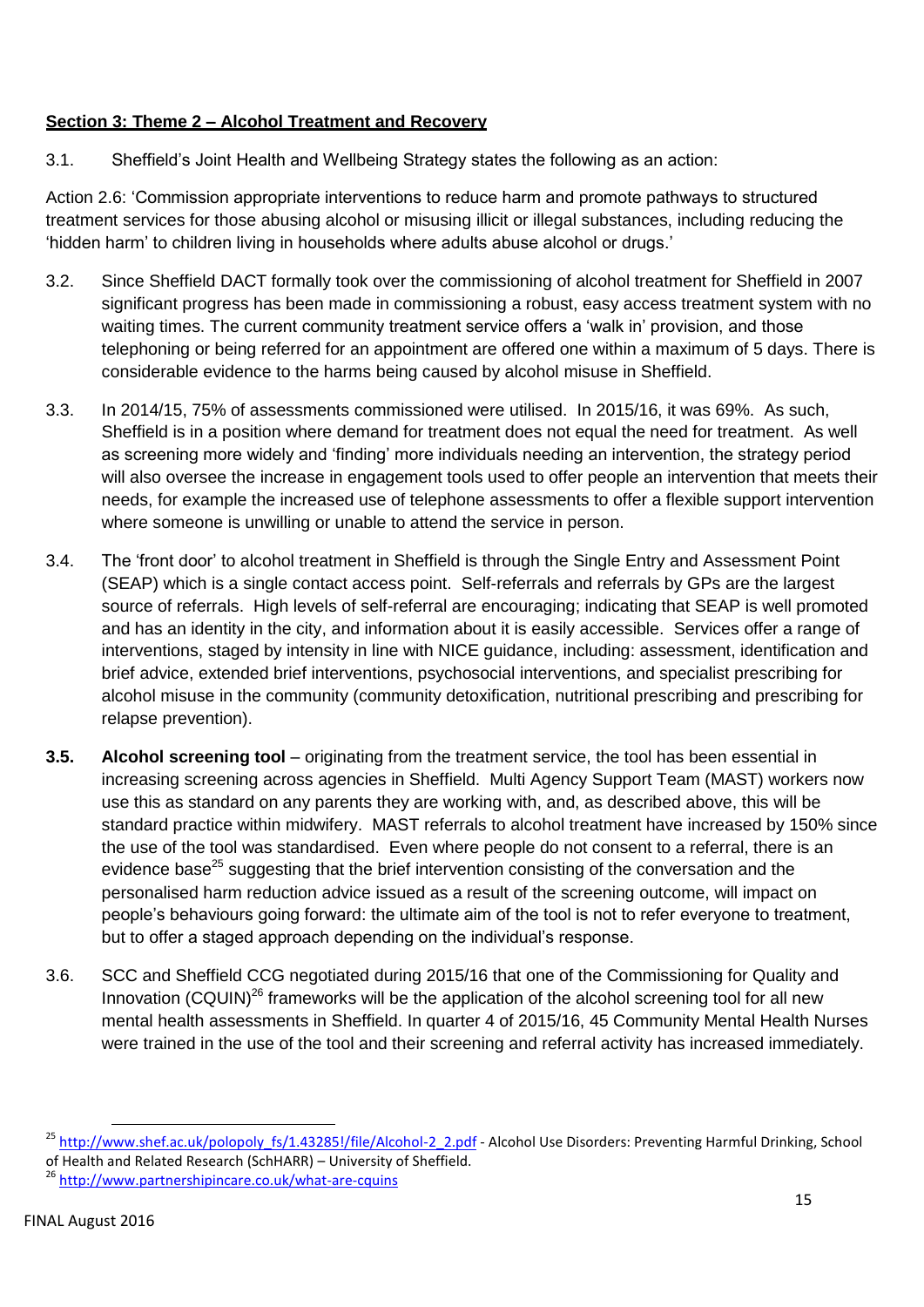## Section 3: Theme 2 – Alcohol Treatment and Recovery

3.1. Sheffield's Joint Health and Wellbeing Strategy states the following as an action:

Action 2.6: 'Commission appropriate interventions to reduce harm and promote pathways to structured treatment services for those abusing alcohol or misusing illicit or illegal substances, including reducing the 'hidden harm' to children living in households where adults abuse alcohol or drugs.'

3.2. Since Sheffield DACT formally took over the commissioning of alcohol treatment for Sheffield in 2007 significant progress has been made in commissioning a robust, easy access treatment system with no waiting times. The current community treatment service offers a 'walk in' provision, and those telephoning or being referred for an appointment are offered one within a maximum of 5 days. There is considerable evidence to the harms being caused by alcohol misuse in Sheffield.

3.3. In 2014/15, 75% of assessments commissioned were utilised. In 2015/16, it was 69%. As such, Sheffield is in a position where demand for treatment does not equal the need for treatment. As well as screening more widely and 'finding' more individuals needing an intervention, the strategy period will also oversee the increase in engagement tools used to offer people an intervention that meets their needs, for example the increased use of telephone assessments to offer a flexible support intervention where someone is unwilling or unable to attend the service in person.

3.4. The 'front door' to alcohol treatment in Sheffield is through the Single Entry and Assessment Point (SEAP) which is a single contact access point. Self-referrals and referrals by GPs are the largest source of referrals. High levels of self-referral are encouraging; indicating that SEAP is well promoted and has an identity in the city, and information about it is easily accessible. Services offer a range of interventions, staged by intensity in line with NICE guidance, including: assessment, identification and brief advice, extended brief interventions, psychosocial interventions, and specialist prescribing for alcohol misuse in the community (community detoxification, nutritional prescribing and prescribing for relapse prevention).

**3.5. Alcohol screening tool** – originating from the treatment service, the tool has been essential in increasing screening across agencies in Sheffield. Multi Agency Support Team (MAST) workers now use this as standard on any parents they are working with, and, as described above, this will be standard practice within midwifery. MAST referrals to alcohol treatment have increased by 150% since the use of the tool was standardised. Even where people do not consent to a referral, there is an evidence base[25] suggesting that the brief intervention consisting of the conversation and the personalised harm reduction advice issued as a result of the screening outcome, will impact on people's behaviours going forward: the ultimate aim of the tool is not to refer everyone to treatment, but to offer a staged approach depending on the individual's response.

3.6. SCC and Sheffield CCG negotiated during 2015/16 that one of the Commissioning for Quality and Innovation (CQUIN)[26] frameworks will be the application of the alcohol screening tool for all new mental health assessments in Sheffield. In quarter 4 of 2015/16, 45 Community Mental Health Nurses were trained in the use of the tool and their screening and referral activity has increased immediately.

---

[25] http://www.shef.ac.uk/polopoly_fs/1.43285!/file/Alcohol-2_2.pdf - Alcohol Use Disorders: Preventing Harmful Drinking, School of Health and Related Research (SchHARR) – University of Sheffield.

[26] http://www.partnershipincare.co.uk/what-are-cquins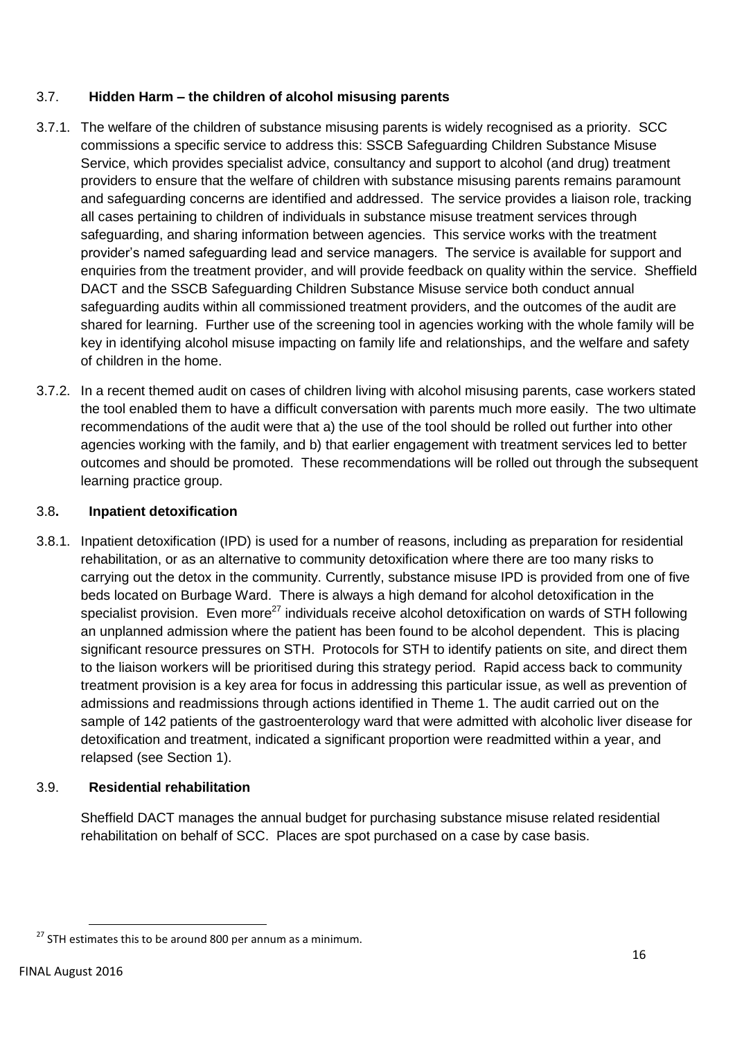### 3.7. Hidden Harm – the children of alcohol misusing parents

3.7.1. The welfare of the children of substance misusing parents is widely recognised as a priority. SCC commissions a specific service to address this: SSCB Safeguarding Children Substance Misuse Service, which provides specialist advice, consultancy and support to alcohol (and drug) treatment providers to ensure that the welfare of children with substance misusing parents remains paramount and safeguarding concerns are identified and addressed. The service provides a liaison role, tracking all cases pertaining to children of individuals in substance misuse treatment services through safeguarding, and sharing information between agencies. This service works with the treatment provider's named safeguarding lead and service managers. The service is available for support and enquiries from the treatment provider, and will provide feedback on quality within the service. Sheffield DACT and the SSCB Safeguarding Children Substance Misuse service both conduct annual safeguarding audits within all commissioned treatment providers, and the outcomes of the audit are shared for learning. Further use of the screening tool in agencies working with the whole family will be key in identifying alcohol misuse impacting on family life and relationships, and the welfare and safety of children in the home.

3.7.2. In a recent themed audit on cases of children living with alcohol misusing parents, case workers stated the tool enabled them to have a difficult conversation with parents much more easily. The two ultimate recommendations of the audit were that a) the use of the tool should be rolled out further into other agencies working with the family, and b) that earlier engagement with treatment services led to better outcomes and should be promoted. These recommendations will be rolled out through the subsequent learning practice group.

### 3.8. Inpatient detoxification

3.8.1. Inpatient detoxification (IPD) is used for a number of reasons, including as preparation for residential rehabilitation, or as an alternative to community detoxification where there are too many risks to carrying out the detox in the community. Currently, substance misuse IPD is provided from one of five beds located on Burbage Ward. There is always a high demand for alcohol detoxification in the specialist provision. Even more[27] individuals receive alcohol detoxification on wards of STH following an unplanned admission where the patient has been found to be alcohol dependent. This is placing significant resource pressures on STH. Protocols for STH to identify patients on site, and direct them to the liaison workers will be prioritised during this strategy period. Rapid access back to community treatment provision is a key area for focus in addressing this particular issue, as well as prevention of admissions and readmissions through actions identified in Theme 1. The audit carried out on the sample of 142 patients of the gastroenterology ward that were admitted with alcoholic liver disease for detoxification and treatment, indicated a significant proportion were readmitted within a year, and relapsed (see Section 1).

### 3.9. Residential rehabilitation

Sheffield DACT manages the annual budget for purchasing substance misuse related residential rehabilitation on behalf of SCC. Places are spot purchased on a case by case basis.

[27] STH estimates this to be around 800 per annum as a minimum.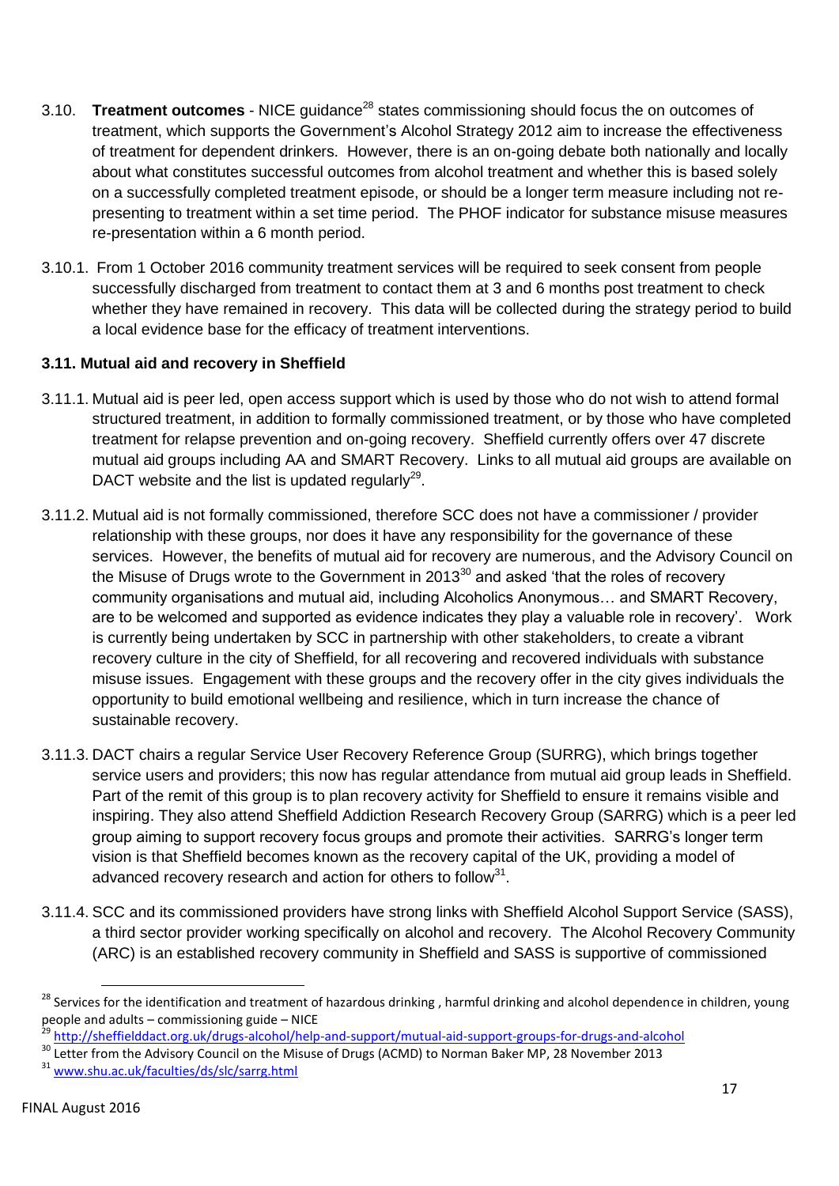3.10. **Treatment outcomes** - NICE guidance[28] states commissioning should focus the on outcomes of treatment, which supports the Government's Alcohol Strategy 2012 aim to increase the effectiveness of treatment for dependent drinkers. However, there is an on-going debate both nationally and locally about what constitutes successful outcomes from alcohol treatment and whether this is based solely on a successfully completed treatment episode, or should be a longer term measure including not re-presenting to treatment within a set time period. The PHOF indicator for substance misuse measures re-presentation within a 6 month period.

3.10.1. From 1 October 2016 community treatment services will be required to seek consent from people successfully discharged from treatment to contact them at 3 and 6 months post treatment to check whether they have remained in recovery. This data will be collected during the strategy period to build a local evidence base for the efficacy of treatment interventions.

### 3.11. Mutual aid and recovery in Sheffield

3.11.1. Mutual aid is peer led, open access support which is used by those who do not wish to attend formal structured treatment, in addition to formally commissioned treatment, or by those who have completed treatment for relapse prevention and on-going recovery. Sheffield currently offers over 47 discrete mutual aid groups including AA and SMART Recovery. Links to all mutual aid groups are available on DACT website and the list is updated regularly[29].

3.11.2. Mutual aid is not formally commissioned, therefore SCC does not have a commissioner / provider relationship with these groups, nor does it have any responsibility for the governance of these services. However, the benefits of mutual aid for recovery are numerous, and the Advisory Council on the Misuse of Drugs wrote to the Government in 2013[30] and asked 'that the roles of recovery community organisations and mutual aid, including Alcoholics Anonymous… and SMART Recovery, are to be welcomed and supported as evidence indicates they play a valuable role in recovery'. Work is currently being undertaken by SCC in partnership with other stakeholders, to create a vibrant recovery culture in the city of Sheffield, for all recovering and recovered individuals with substance misuse issues. Engagement with these groups and the recovery offer in the city gives individuals the opportunity to build emotional wellbeing and resilience, which in turn increase the chance of sustainable recovery.

3.11.3. DACT chairs a regular Service User Recovery Reference Group (SURRG), which brings together service users and providers; this now has regular attendance from mutual aid group leads in Sheffield. Part of the remit of this group is to plan recovery activity for Sheffield to ensure it remains visible and inspiring. They also attend Sheffield Addiction Research Recovery Group (SARRG) which is a peer led group aiming to support recovery focus groups and promote their activities. SARRG's longer term vision is that Sheffield becomes known as the recovery capital of the UK, providing a model of advanced recovery research and action for others to follow[31].

3.11.4. SCC and its commissioned providers have strong links with Sheffield Alcohol Support Service (SASS), a third sector provider working specifically on alcohol and recovery. The Alcohol Recovery Community (ARC) is an established recovery community in Sheffield and SASS is supportive of commissioned

---

[28] Services for the identification and treatment of hazardous drinking , harmful drinking and alcohol dependence in children, young people and adults – commissioning guide – NICE

[29] http://sheffielddact.org.uk/drugs-alcohol/help-and-support/mutual-aid-support-groups-for-drugs-and-alcohol

[30] Letter from the Advisory Council on the Misuse of Drugs (ACMD) to Norman Baker MP, 28 November 2013

[31] www.shu.ac.uk/faculties/ds/slc/sarrg.html

FINAL August 2016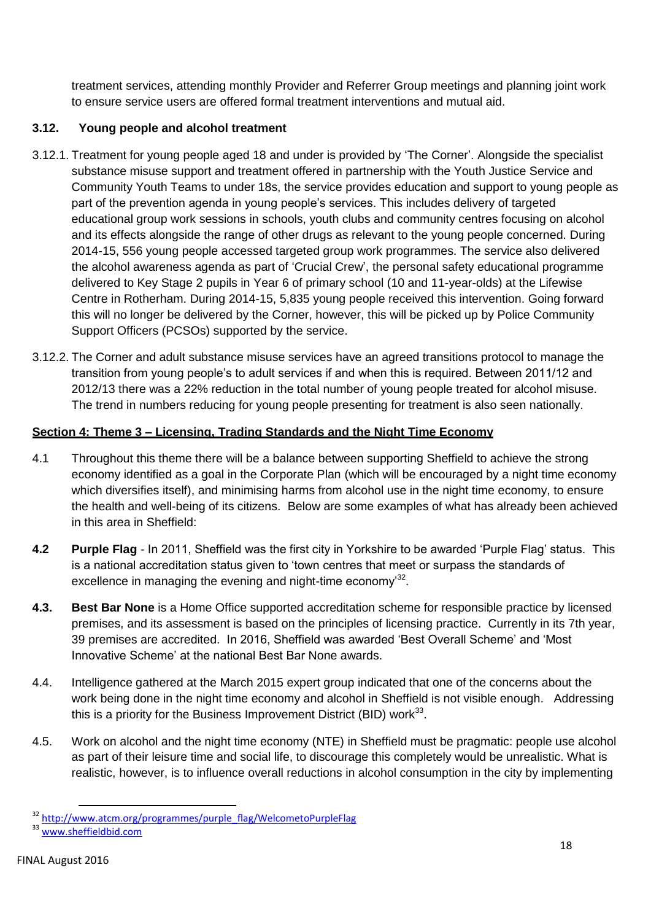treatment services, attending monthly Provider and Referrer Group meetings and planning joint work to ensure service users are offered formal treatment interventions and mutual aid.

### 3.12. Young people and alcohol treatment

3.12.1. Treatment for young people aged 18 and under is provided by 'The Corner'. Alongside the specialist substance misuse support and treatment offered in partnership with the Youth Justice Service and Community Youth Teams to under 18s, the service provides education and support to young people as part of the prevention agenda in young people's services. This includes delivery of targeted educational group work sessions in schools, youth clubs and community centres focusing on alcohol and its effects alongside the range of other drugs as relevant to the young people concerned. During 2014-15, 556 young people accessed targeted group work programmes. The service also delivered the alcohol awareness agenda as part of 'Crucial Crew', the personal safety educational programme delivered to Key Stage 2 pupils in Year 6 of primary school (10 and 11-year-olds) at the Lifewise Centre in Rotherham. During 2014-15, 5,835 young people received this intervention. Going forward this will no longer be delivered by the Corner, however, this will be picked up by Police Community Support Officers (PCSOs) supported by the service.

3.12.2. The Corner and adult substance misuse services have an agreed transitions protocol to manage the transition from young people's to adult services if and when this is required. Between 2011/12 and 2012/13 there was a 22% reduction in the total number of young people treated for alcohol misuse. The trend in numbers reducing for young people presenting for treatment is also seen nationally.

## Section 4: Theme 3 – Licensing, Trading Standards and the Night Time Economy

4.1 Throughout this theme there will be a balance between supporting Sheffield to achieve the strong economy identified as a goal in the Corporate Plan (which will be encouraged by a night time economy which diversifies itself), and minimising harms from alcohol use in the night time economy, to ensure the health and well-being of its citizens. Below are some examples of what has already been achieved in this area in Sheffield:

**4.2 Purple Flag** - In 2011, Sheffield was the first city in Yorkshire to be awarded 'Purple Flag' status. This is a national accreditation status given to 'town centres that meet or surpass the standards of excellence in managing the evening and night-time economy'[32].

**4.3. Best Bar None** is a Home Office supported accreditation scheme for responsible practice by licensed premises, and its assessment is based on the principles of licensing practice. Currently in its 7th year, 39 premises are accredited. In 2016, Sheffield was awarded 'Best Overall Scheme' and 'Most Innovative Scheme' at the national Best Bar None awards.

4.4. Intelligence gathered at the March 2015 expert group indicated that one of the concerns about the work being done in the night time economy and alcohol in Sheffield is not visible enough. Addressing this is a priority for the Business Improvement District (BID) work[33].

4.5. Work on alcohol and the night time economy (NTE) in Sheffield must be pragmatic: people use alcohol as part of their leisure time and social life, to discourage this completely would be unrealistic. What is realistic, however, is to influence overall reductions in alcohol consumption in the city by implementing

---

[32] http://www.atcm.org/programmes/purple_flag/WelcometoPurpleFlag

[33] www.sheffieldbid.com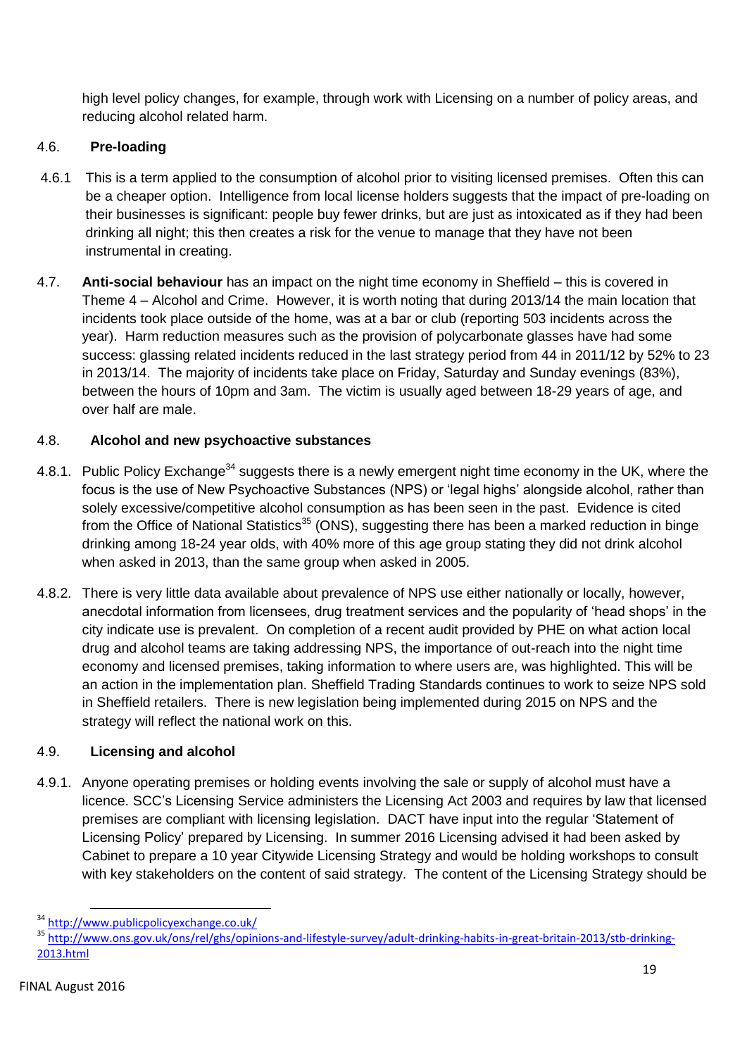high level policy changes, for example, through work with Licensing on a number of policy areas, and reducing alcohol related harm.

### 4.6. Pre-loading

4.6.1 This is a term applied to the consumption of alcohol prior to visiting licensed premises. Often this can be a cheaper option. Intelligence from local license holders suggests that the impact of pre-loading on their businesses is significant: people buy fewer drinks, but are just as intoxicated as if they had been drinking all night; this then creates a risk for the venue to manage that they have not been instrumental in creating.

4.7. **Anti-social behaviour** has an impact on the night time economy in Sheffield – this is covered in Theme 4 – Alcohol and Crime. However, it is worth noting that during 2013/14 the main location that incidents took place outside of the home, was at a bar or club (reporting 503 incidents across the year). Harm reduction measures such as the provision of polycarbonate glasses have had some success: glassing related incidents reduced in the last strategy period from 44 in 2011/12 by 52% to 23 in 2013/14. The majority of incidents take place on Friday, Saturday and Sunday evenings (83%), between the hours of 10pm and 3am. The victim is usually aged between 18-29 years of age, and over half are male.

### 4.8. Alcohol and new psychoactive substances

4.8.1. Public Policy Exchange[34] suggests there is a newly emergent night time economy in the UK, where the focus is the use of New Psychoactive Substances (NPS) or 'legal highs' alongside alcohol, rather than solely excessive/competitive alcohol consumption as has been seen in the past. Evidence is cited from the Office of National Statistics[35] (ONS), suggesting there has been a marked reduction in binge drinking among 18-24 year olds, with 40% more of this age group stating they did not drink alcohol when asked in 2013, than the same group when asked in 2005.

4.8.2. There is very little data available about prevalence of NPS use either nationally or locally, however, anecdotal information from licensees, drug treatment services and the popularity of 'head shops' in the city indicate use is prevalent. On completion of a recent audit provided by PHE on what action local drug and alcohol teams are taking addressing NPS, the importance of out-reach into the night time economy and licensed premises, taking information to where users are, was highlighted. This will be an action in the implementation plan. Sheffield Trading Standards continues to work to seize NPS sold in Sheffield retailers. There is new legislation being implemented during 2015 on NPS and the strategy will reflect the national work on this.

### 4.9. Licensing and alcohol

4.9.1. Anyone operating premises or holding events involving the sale or supply of alcohol must have a licence. SCC's Licensing Service administers the Licensing Act 2003 and requires by law that licensed premises are compliant with licensing legislation. DACT have input into the regular 'Statement of Licensing Policy' prepared by Licensing. In summer 2016 Licensing advised it had been asked by Cabinet to prepare a 10 year Citywide Licensing Strategy and would be holding workshops to consult with key stakeholders on the content of said strategy. The content of the Licensing Strategy should be

---

[34] http://www.publicpolicyexchange.co.uk/

[35] http://www.ons.gov.uk/ons/rel/ghs/opinions-and-lifestyle-survey/adult-drinking-habits-in-great-britain-2013/stb-drinking-2013.html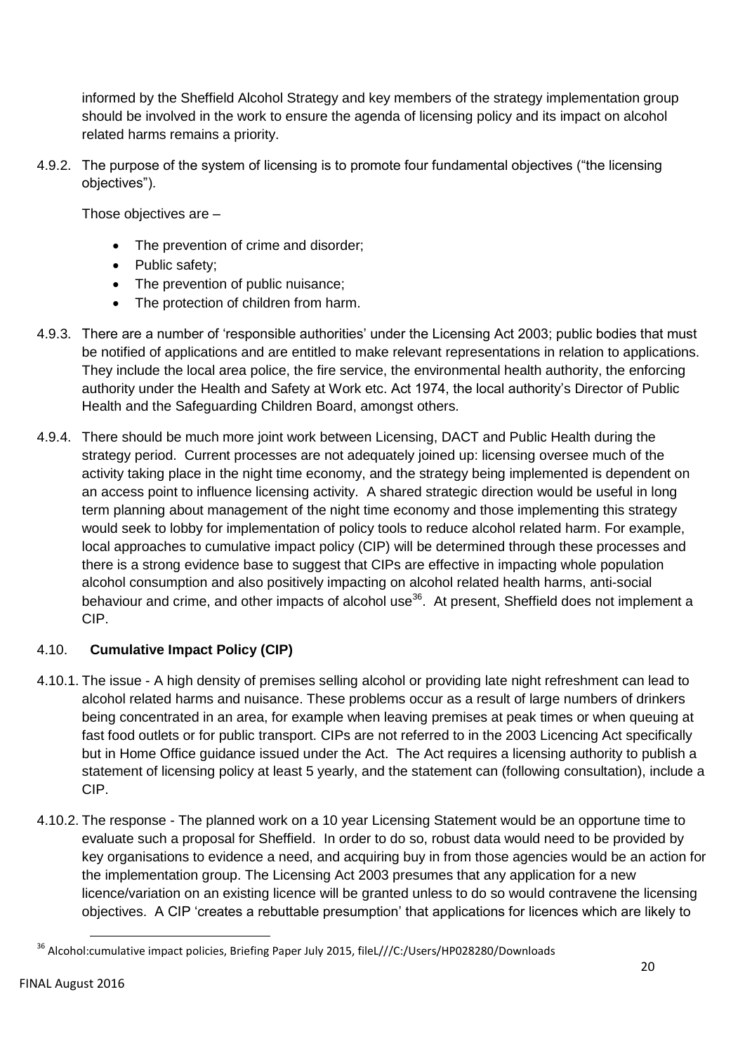informed by the Sheffield Alcohol Strategy and key members of the strategy implementation group should be involved in the work to ensure the agenda of licensing policy and its impact on alcohol related harms remains a priority.

4.9.2. The purpose of the system of licensing is to promote four fundamental objectives ("the licensing objectives").

Those objectives are –

- The prevention of crime and disorder;
- Public safety;
- The prevention of public nuisance;
- The protection of children from harm.

4.9.3. There are a number of 'responsible authorities' under the Licensing Act 2003; public bodies that must be notified of applications and are entitled to make relevant representations in relation to applications. They include the local area police, the fire service, the environmental health authority, the enforcing authority under the Health and Safety at Work etc. Act 1974, the local authority's Director of Public Health and the Safeguarding Children Board, amongst others.

4.9.4. There should be much more joint work between Licensing, DACT and Public Health during the strategy period. Current processes are not adequately joined up: licensing oversee much of the activity taking place in the night time economy, and the strategy being implemented is dependent on an access point to influence licensing activity. A shared strategic direction would be useful in long term planning about management of the night time economy and those implementing this strategy would seek to lobby for implementation of policy tools to reduce alcohol related harm. For example, local approaches to cumulative impact policy (CIP) will be determined through these processes and there is a strong evidence base to suggest that CIPs are effective in impacting whole population alcohol consumption and also positively impacting on alcohol related health harms, anti-social behaviour and crime, and other impacts of alcohol use[36]. At present, Sheffield does not implement a CIP.

## 4.10. Cumulative Impact Policy (CIP)

4.10.1. The issue - A high density of premises selling alcohol or providing late night refreshment can lead to alcohol related harms and nuisance. These problems occur as a result of large numbers of drinkers being concentrated in an area, for example when leaving premises at peak times or when queuing at fast food outlets or for public transport. CIPs are not referred to in the 2003 Licencing Act specifically but in Home Office guidance issued under the Act. The Act requires a licensing authority to publish a statement of licensing policy at least 5 yearly, and the statement can (following consultation), include a CIP.

4.10.2. The response - The planned work on a 10 year Licensing Statement would be an opportune time to evaluate such a proposal for Sheffield. In order to do so, robust data would need to be provided by key organisations to evidence a need, and acquiring buy in from those agencies would be an action for the implementation group. The Licensing Act 2003 presumes that any application for a new licence/variation on an existing licence will be granted unless to do so would contravene the licensing objectives. A CIP 'creates a rebuttable presumption' that applications for licences which are likely to

[36] Alcohol:cumulative impact policies, Briefing Paper July 2015, fileL///C:/Users/HP028280/Downloads

FINAL August 2016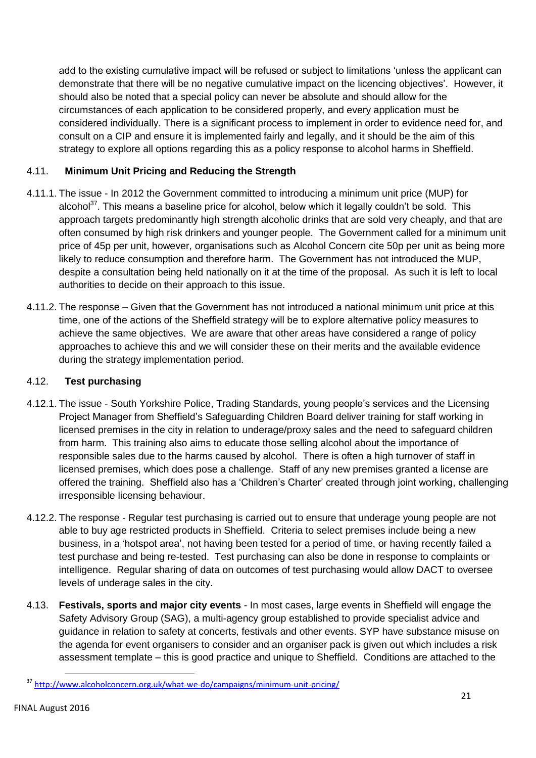add to the existing cumulative impact will be refused or subject to limitations 'unless the applicant can demonstrate that there will be no negative cumulative impact on the licencing objectives'. However, it should also be noted that a special policy can never be absolute and should allow for the circumstances of each application to be considered properly, and every application must be considered individually. There is a significant process to implement in order to evidence need for, and consult on a CIP and ensure it is implemented fairly and legally, and it should be the aim of this strategy to explore all options regarding this as a policy response to alcohol harms in Sheffield.

### 4.11. Minimum Unit Pricing and Reducing the Strength

4.11.1. The issue - In 2012 the Government committed to introducing a minimum unit price (MUP) for alcohol[37]. This means a baseline price for alcohol, below which it legally couldn't be sold. This approach targets predominantly high strength alcoholic drinks that are sold very cheaply, and that are often consumed by high risk drinkers and younger people. The Government called for a minimum unit price of 45p per unit, however, organisations such as Alcohol Concern cite 50p per unit as being more likely to reduce consumption and therefore harm. The Government has not introduced the MUP, despite a consultation being held nationally on it at the time of the proposal. As such it is left to local authorities to decide on their approach to this issue.

4.11.2. The response – Given that the Government has not introduced a national minimum unit price at this time, one of the actions of the Sheffield strategy will be to explore alternative policy measures to achieve the same objectives. We are aware that other areas have considered a range of policy approaches to achieve this and we will consider these on their merits and the available evidence during the strategy implementation period.

### 4.12. Test purchasing

4.12.1. The issue - South Yorkshire Police, Trading Standards, young people's services and the Licensing Project Manager from Sheffield's Safeguarding Children Board deliver training for staff working in licensed premises in the city in relation to underage/proxy sales and the need to safeguard children from harm. This training also aims to educate those selling alcohol about the importance of responsible sales due to the harms caused by alcohol. There is often a high turnover of staff in licensed premises, which does pose a challenge. Staff of any new premises granted a license are offered the training. Sheffield also has a 'Children's Charter' created through joint working, challenging irresponsible licensing behaviour.

4.12.2. The response - Regular test purchasing is carried out to ensure that underage young people are not able to buy age restricted products in Sheffield. Criteria to select premises include being a new business, in a 'hotspot area', not having been tested for a period of time, or having recently failed a test purchase and being re-tested. Test purchasing can also be done in response to complaints or intelligence. Regular sharing of data on outcomes of test purchasing would allow DACT to oversee levels of underage sales in the city.

4.13. **Festivals, sports and major city events** - In most cases, large events in Sheffield will engage the Safety Advisory Group (SAG), a multi-agency group established to provide specialist advice and guidance in relation to safety at concerts, festivals and other events. SYP have substance misuse on the agenda for event organisers to consider and an organiser pack is given out which includes a risk assessment template – this is good practice and unique to Sheffield. Conditions are attached to the

---

[37] http://www.alcoholconcern.org.uk/what-we-do/campaigns/minimum-unit-pricing/

FINAL August 2016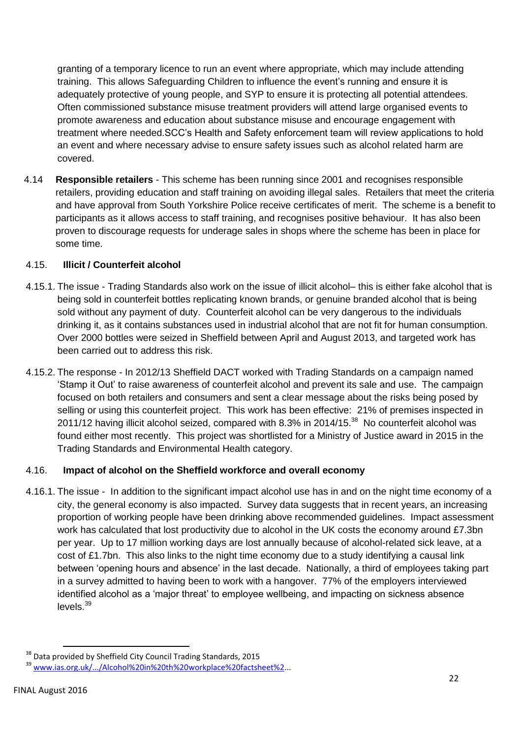granting of a temporary licence to run an event where appropriate, which may include attending training. This allows Safeguarding Children to influence the event's running and ensure it is adequately protective of young people, and SYP to ensure it is protecting all potential attendees. Often commissioned substance misuse treatment providers will attend large organised events to promote awareness and education about substance misuse and encourage engagement with treatment where needed.SCC's Health and Safety enforcement team will review applications to hold an event and where necessary advise to ensure safety issues such as alcohol related harm are covered.

4.14 **Responsible retailers** - This scheme has been running since 2001 and recognises responsible retailers, providing education and staff training on avoiding illegal sales. Retailers that meet the criteria and have approval from South Yorkshire Police receive certificates of merit. The scheme is a benefit to participants as it allows access to staff training, and recognises positive behaviour. It has also been proven to discourage requests for underage sales in shops where the scheme has been in place for some time.

### 4.15. Illicit / Counterfeit alcohol

4.15.1. The issue - Trading Standards also work on the issue of illicit alcohol– this is either fake alcohol that is being sold in counterfeit bottles replicating known brands, or genuine branded alcohol that is being sold without any payment of duty. Counterfeit alcohol can be very dangerous to the individuals drinking it, as it contains substances used in industrial alcohol that are not fit for human consumption. Over 2000 bottles were seized in Sheffield between April and August 2013, and targeted work has been carried out to address this risk.

4.15.2. The response - In 2012/13 Sheffield DACT worked with Trading Standards on a campaign named 'Stamp it Out' to raise awareness of counterfeit alcohol and prevent its sale and use. The campaign focused on both retailers and consumers and sent a clear message about the risks being posed by selling or using this counterfeit project. This work has been effective: 21% of premises inspected in 2011/12 having illicit alcohol seized, compared with 8.3% in 2014/15.[38] No counterfeit alcohol was found either most recently. This project was shortlisted for a Ministry of Justice award in 2015 in the Trading Standards and Environmental Health category.

### 4.16. Impact of alcohol on the Sheffield workforce and overall economy

4.16.1. The issue - In addition to the significant impact alcohol use has in and on the night time economy of a city, the general economy is also impacted. Survey data suggests that in recent years, an increasing proportion of working people have been drinking above recommended guidelines. Impact assessment work has calculated that lost productivity due to alcohol in the UK costs the economy around £7.3bn per year. Up to 17 million working days are lost annually because of alcohol-related sick leave, at a cost of £1.7bn. This also links to the night time economy due to a study identifying a causal link between 'opening hours and absence' in the last decade. Nationally, a third of employees taking part in a survey admitted to having been to work with a hangover. 77% of the employers interviewed identified alcohol as a 'major threat' to employee wellbeing, and impacting on sickness absence levels.[39]

---

[38] Data provided by Sheffield City Council Trading Standards, 2015

[39] www.ias.org.uk/.../Alcohol%20in%20th%20workplace%20factsheet%2...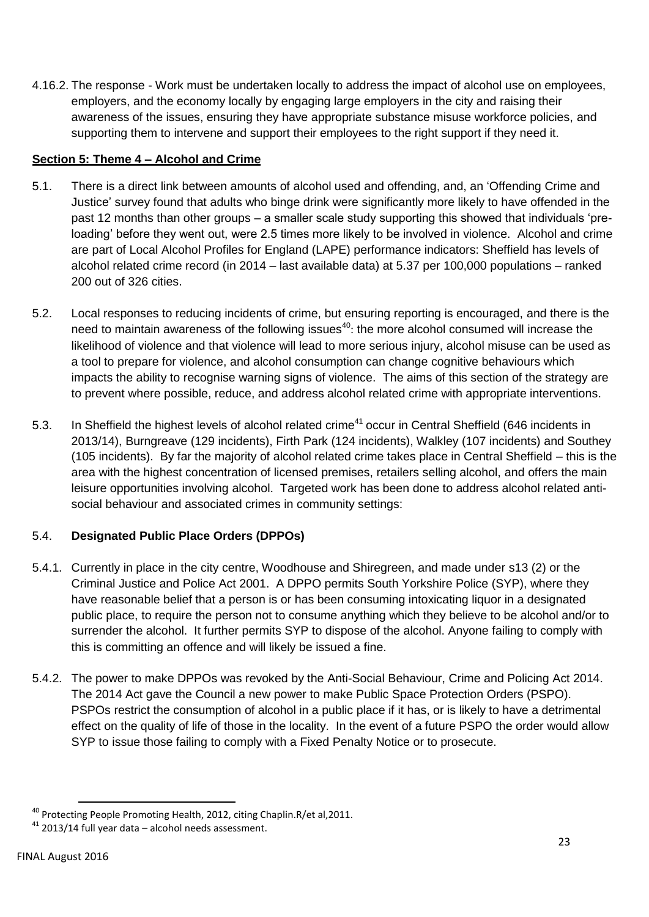4.16.2. The response - Work must be undertaken locally to address the impact of alcohol use on employees, employers, and the economy locally by engaging large employers in the city and raising their awareness of the issues, ensuring they have appropriate substance misuse workforce policies, and supporting them to intervene and support their employees to the right support if they need it.

## Section 5: Theme 4 – Alcohol and Crime

5.1. There is a direct link between amounts of alcohol used and offending, and, an 'Offending Crime and Justice' survey found that adults who binge drink were significantly more likely to have offended in the past 12 months than other groups – a smaller scale study supporting this showed that individuals 'pre-loading' before they went out, were 2.5 times more likely to be involved in violence. Alcohol and crime are part of Local Alcohol Profiles for England (LAPE) performance indicators: Sheffield has levels of alcohol related crime record (in 2014 – last available data) at 5.37 per 100,000 populations – ranked 200 out of 326 cities.

5.2. Local responses to reducing incidents of crime, but ensuring reporting is encouraged, and there is the need to maintain awareness of the following issues[40]: the more alcohol consumed will increase the likelihood of violence and that violence will lead to more serious injury, alcohol misuse can be used as a tool to prepare for violence, and alcohol consumption can change cognitive behaviours which impacts the ability to recognise warning signs of violence. The aims of this section of the strategy are to prevent where possible, reduce, and address alcohol related crime with appropriate interventions.

5.3. In Sheffield the highest levels of alcohol related crime[41] occur in Central Sheffield (646 incidents in 2013/14), Burngreave (129 incidents), Firth Park (124 incidents), Walkley (107 incidents) and Southey (105 incidents). By far the majority of alcohol related crime takes place in Central Sheffield – this is the area with the highest concentration of licensed premises, retailers selling alcohol, and offers the main leisure opportunities involving alcohol. Targeted work has been done to address alcohol related anti-social behaviour and associated crimes in community settings:

### 5.4. Designated Public Place Orders (DPPOs)

5.4.1. Currently in place in the city centre, Woodhouse and Shiregreen, and made under s13 (2) or the Criminal Justice and Police Act 2001. A DPPO permits South Yorkshire Police (SYP), where they have reasonable belief that a person is or has been consuming intoxicating liquor in a designated public place, to require the person not to consume anything which they believe to be alcohol and/or to surrender the alcohol. It further permits SYP to dispose of the alcohol. Anyone failing to comply with this is committing an offence and will likely be issued a fine.

5.4.2. The power to make DPPOs was revoked by the Anti-Social Behaviour, Crime and Policing Act 2014. The 2014 Act gave the Council a new power to make Public Space Protection Orders (PSPO). PSPOs restrict the consumption of alcohol in a public place if it has, or is likely to have a detrimental effect on the quality of life of those in the locality. In the event of a future PSPO the order would allow SYP to issue those failing to comply with a Fixed Penalty Notice or to prosecute.

---

[40] Protecting People Promoting Health, 2012, citing Chaplin.R/et al,2011.

[41] 2013/14 full year data – alcohol needs assessment.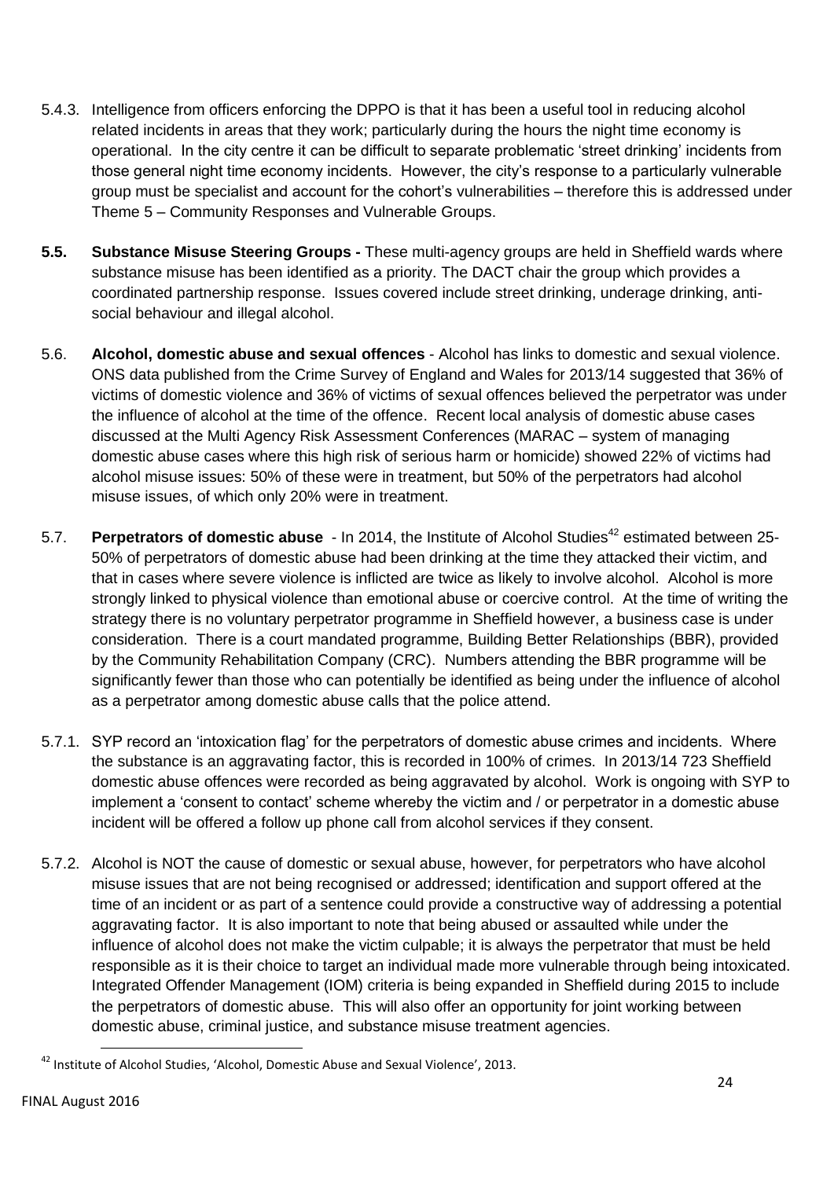5.4.3. Intelligence from officers enforcing the DPPO is that it has been a useful tool in reducing alcohol related incidents in areas that they work; particularly during the hours the night time economy is operational. In the city centre it can be difficult to separate problematic 'street drinking' incidents from those general night time economy incidents. However, the city's response to a particularly vulnerable group must be specialist and account for the cohort's vulnerabilities – therefore this is addressed under Theme 5 – Community Responses and Vulnerable Groups.

**5.5. Substance Misuse Steering Groups -** These multi-agency groups are held in Sheffield wards where substance misuse has been identified as a priority. The DACT chair the group which provides a coordinated partnership response. Issues covered include street drinking, underage drinking, anti-social behaviour and illegal alcohol.

5.6. **Alcohol, domestic abuse and sexual offences** - Alcohol has links to domestic and sexual violence. ONS data published from the Crime Survey of England and Wales for 2013/14 suggested that 36% of victims of domestic violence and 36% of victims of sexual offences believed the perpetrator was under the influence of alcohol at the time of the offence. Recent local analysis of domestic abuse cases discussed at the Multi Agency Risk Assessment Conferences (MARAC – system of managing domestic abuse cases where this high risk of serious harm or homicide) showed 22% of victims had alcohol misuse issues: 50% of these were in treatment, but 50% of the perpetrators had alcohol misuse issues, of which only 20% were in treatment.

5.7. **Perpetrators of domestic abuse** - In 2014, the Institute of Alcohol Studies[42] estimated between 25-50% of perpetrators of domestic abuse had been drinking at the time they attacked their victim, and that in cases where severe violence is inflicted are twice as likely to involve alcohol. Alcohol is more strongly linked to physical violence than emotional abuse or coercive control. At the time of writing the strategy there is no voluntary perpetrator programme in Sheffield however, a business case is under consideration. There is a court mandated programme, Building Better Relationships (BBR), provided by the Community Rehabilitation Company (CRC). Numbers attending the BBR programme will be significantly fewer than those who can potentially be identified as being under the influence of alcohol as a perpetrator among domestic abuse calls that the police attend.

5.7.1. SYP record an 'intoxication flag' for the perpetrators of domestic abuse crimes and incidents. Where the substance is an aggravating factor, this is recorded in 100% of crimes. In 2013/14 723 Sheffield domestic abuse offences were recorded as being aggravated by alcohol. Work is ongoing with SYP to implement a 'consent to contact' scheme whereby the victim and / or perpetrator in a domestic abuse incident will be offered a follow up phone call from alcohol services if they consent.

5.7.2. Alcohol is NOT the cause of domestic or sexual abuse, however, for perpetrators who have alcohol misuse issues that are not being recognised or addressed; identification and support offered at the time of an incident or as part of a sentence could provide a constructive way of addressing a potential aggravating factor. It is also important to note that being abused or assaulted while under the influence of alcohol does not make the victim culpable; it is always the perpetrator that must be held responsible as it is their choice to target an individual made more vulnerable through being intoxicated. Integrated Offender Management (IOM) criteria is being expanded in Sheffield during 2015 to include the perpetrators of domestic abuse. This will also offer an opportunity for joint working between domestic abuse, criminal justice, and substance misuse treatment agencies.

---

[42] Institute of Alcohol Studies, 'Alcohol, Domestic Abuse and Sexual Violence', 2013.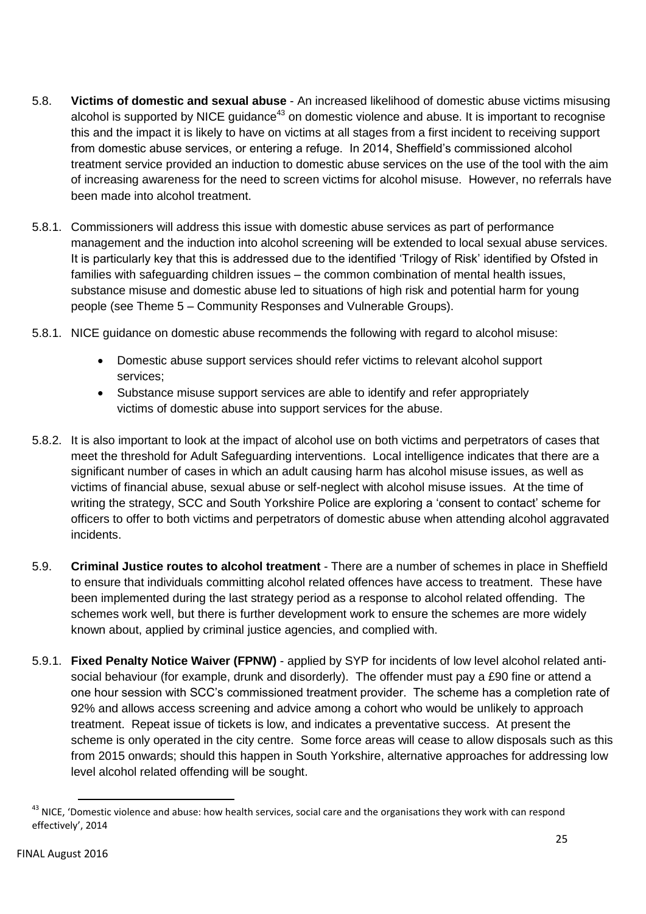5.8. **Victims of domestic and sexual abuse** - An increased likelihood of domestic abuse victims misusing alcohol is supported by NICE guidance[43] on domestic violence and abuse. It is important to recognise this and the impact it is likely to have on victims at all stages from a first incident to receiving support from domestic abuse services, or entering a refuge. In 2014, Sheffield's commissioned alcohol treatment service provided an induction to domestic abuse services on the use of the tool with the aim of increasing awareness for the need to screen victims for alcohol misuse. However, no referrals have been made into alcohol treatment.

5.8.1. Commissioners will address this issue with domestic abuse services as part of performance management and the induction into alcohol screening will be extended to local sexual abuse services. It is particularly key that this is addressed due to the identified 'Trilogy of Risk' identified by Ofsted in families with safeguarding children issues – the common combination of mental health issues, substance misuse and domestic abuse led to situations of high risk and potential harm for young people (see Theme 5 – Community Responses and Vulnerable Groups).

5.8.1. NICE guidance on domestic abuse recommends the following with regard to alcohol misuse:

- Domestic abuse support services should refer victims to relevant alcohol support services;
- Substance misuse support services are able to identify and refer appropriately victims of domestic abuse into support services for the abuse.

5.8.2. It is also important to look at the impact of alcohol use on both victims and perpetrators of cases that meet the threshold for Adult Safeguarding interventions. Local intelligence indicates that there are a significant number of cases in which an adult causing harm has alcohol misuse issues, as well as victims of financial abuse, sexual abuse or self-neglect with alcohol misuse issues. At the time of writing the strategy, SCC and South Yorkshire Police are exploring a 'consent to contact' scheme for officers to offer to both victims and perpetrators of domestic abuse when attending alcohol aggravated incidents.

5.9. **Criminal Justice routes to alcohol treatment** - There are a number of schemes in place in Sheffield to ensure that individuals committing alcohol related offences have access to treatment. These have been implemented during the last strategy period as a response to alcohol related offending. The schemes work well, but there is further development work to ensure the schemes are more widely known about, applied by criminal justice agencies, and complied with.

5.9.1. **Fixed Penalty Notice Waiver (FPNW)** - applied by SYP for incidents of low level alcohol related anti-social behaviour (for example, drunk and disorderly). The offender must pay a £90 fine or attend a one hour session with SCC's commissioned treatment provider. The scheme has a completion rate of 92% and allows access screening and advice among a cohort who would be unlikely to approach treatment. Repeat issue of tickets is low, and indicates a preventative success. At present the scheme is only operated in the city centre. Some force areas will cease to allow disposals such as this from 2015 onwards; should this happen in South Yorkshire, alternative approaches for addressing low level alcohol related offending will be sought.

[43] NICE, 'Domestic violence and abuse: how health services, social care and the organisations they work with can respond effectively', 2014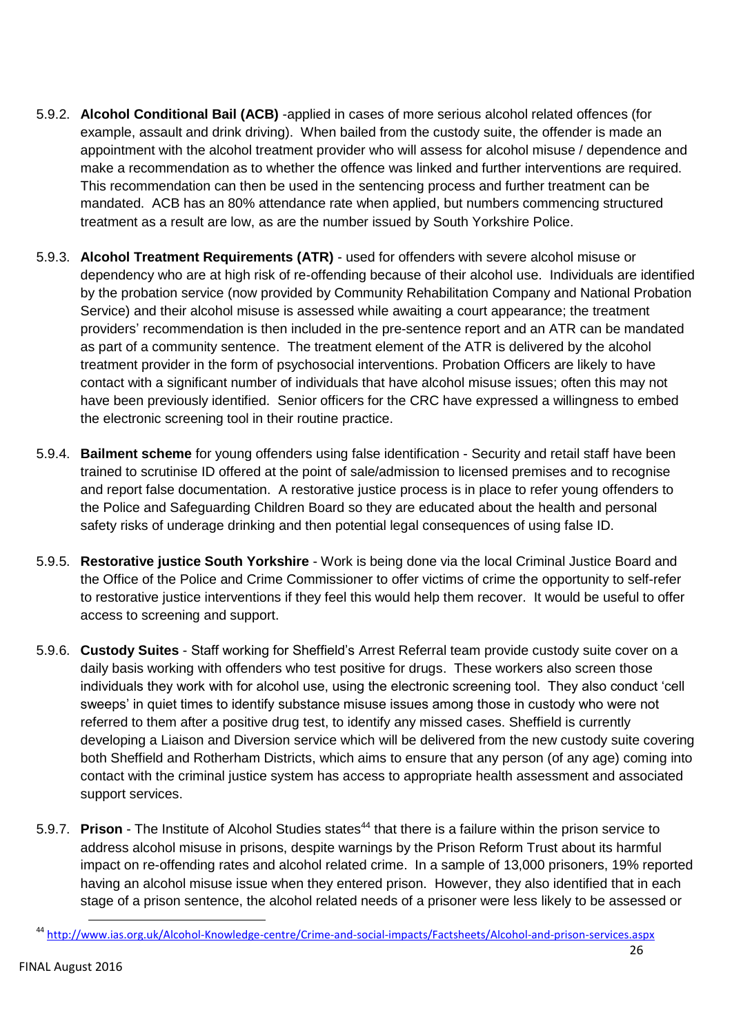5.9.2. **Alcohol Conditional Bail (ACB)** -applied in cases of more serious alcohol related offences (for example, assault and drink driving). When bailed from the custody suite, the offender is made an appointment with the alcohol treatment provider who will assess for alcohol misuse / dependence and make a recommendation as to whether the offence was linked and further interventions are required. This recommendation can then be used in the sentencing process and further treatment can be mandated. ACB has an 80% attendance rate when applied, but numbers commencing structured treatment as a result are low, as are the number issued by South Yorkshire Police.

5.9.3. **Alcohol Treatment Requirements (ATR)** - used for offenders with severe alcohol misuse or dependency who are at high risk of re-offending because of their alcohol use. Individuals are identified by the probation service (now provided by Community Rehabilitation Company and National Probation Service) and their alcohol misuse is assessed while awaiting a court appearance; the treatment providers' recommendation is then included in the pre-sentence report and an ATR can be mandated as part of a community sentence. The treatment element of the ATR is delivered by the alcohol treatment provider in the form of psychosocial interventions. Probation Officers are likely to have contact with a significant number of individuals that have alcohol misuse issues; often this may not have been previously identified. Senior officers for the CRC have expressed a willingness to embed the electronic screening tool in their routine practice.

5.9.4. **Bailment scheme** for young offenders using false identification - Security and retail staff have been trained to scrutinise ID offered at the point of sale/admission to licensed premises and to recognise and report false documentation. A restorative justice process is in place to refer young offenders to the Police and Safeguarding Children Board so they are educated about the health and personal safety risks of underage drinking and then potential legal consequences of using false ID.

5.9.5. **Restorative justice South Yorkshire** - Work is being done via the local Criminal Justice Board and the Office of the Police and Crime Commissioner to offer victims of crime the opportunity to self-refer to restorative justice interventions if they feel this would help them recover. It would be useful to offer access to screening and support.

5.9.6. **Custody Suites** - Staff working for Sheffield's Arrest Referral team provide custody suite cover on a daily basis working with offenders who test positive for drugs. These workers also screen those individuals they work with for alcohol use, using the electronic screening tool. They also conduct 'cell sweeps' in quiet times to identify substance misuse issues among those in custody who were not referred to them after a positive drug test, to identify any missed cases. Sheffield is currently developing a Liaison and Diversion service which will be delivered from the new custody suite covering both Sheffield and Rotherham Districts, which aims to ensure that any person (of any age) coming into contact with the criminal justice system has access to appropriate health assessment and associated support services.

5.9.7. **Prison** - The Institute of Alcohol Studies states[44] that there is a failure within the prison service to address alcohol misuse in prisons, despite warnings by the Prison Reform Trust about its harmful impact on re-offending rates and alcohol related crime. In a sample of 13,000 prisoners, 19% reported having an alcohol misuse issue when they entered prison. However, they also identified that in each stage of a prison sentence, the alcohol related needs of a prisoner were less likely to be assessed or

[44] http://www.ias.org.uk/Alcohol-Knowledge-centre/Crime-and-social-impacts/Factsheets/Alcohol-and-prison-services.aspx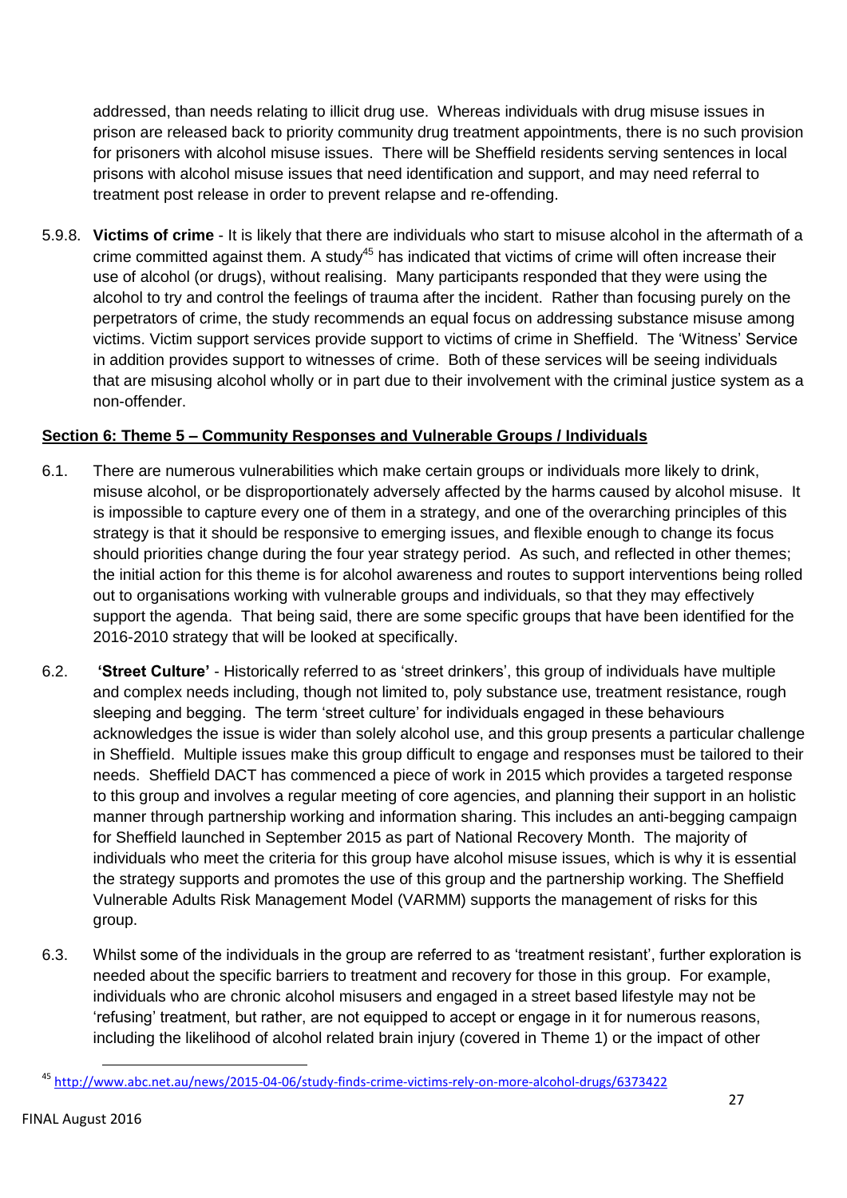addressed, than needs relating to illicit drug use. Whereas individuals with drug misuse issues in prison are released back to priority community drug treatment appointments, there is no such provision for prisoners with alcohol misuse issues. There will be Sheffield residents serving sentences in local prisons with alcohol misuse issues that need identification and support, and may need referral to treatment post release in order to prevent relapse and re-offending.

5.9.8. **Victims of crime** - It is likely that there are individuals who start to misuse alcohol in the aftermath of a crime committed against them. A study[45] has indicated that victims of crime will often increase their use of alcohol (or drugs), without realising. Many participants responded that they were using the alcohol to try and control the feelings of trauma after the incident. Rather than focusing purely on the perpetrators of crime, the study recommends an equal focus on addressing substance misuse among victims. Victim support services provide support to victims of crime in Sheffield. The 'Witness' Service in addition provides support to witnesses of crime. Both of these services will be seeing individuals that are misusing alcohol wholly or in part due to their involvement with the criminal justice system as a non-offender.

## Section 6: Theme 5 – Community Responses and Vulnerable Groups / Individuals

6.1. There are numerous vulnerabilities which make certain groups or individuals more likely to drink, misuse alcohol, or be disproportionately adversely affected by the harms caused by alcohol misuse. It is impossible to capture every one of them in a strategy, and one of the overarching principles of this strategy is that it should be responsive to emerging issues, and flexible enough to change its focus should priorities change during the four year strategy period. As such, and reflected in other themes; the initial action for this theme is for alcohol awareness and routes to support interventions being rolled out to organisations working with vulnerable groups and individuals, so that they may effectively support the agenda. That being said, there are some specific groups that have been identified for the 2016-2010 strategy that will be looked at specifically.

6.2. **'Street Culture'** - Historically referred to as 'street drinkers', this group of individuals have multiple and complex needs including, though not limited to, poly substance use, treatment resistance, rough sleeping and begging. The term 'street culture' for individuals engaged in these behaviours acknowledges the issue is wider than solely alcohol use, and this group presents a particular challenge in Sheffield. Multiple issues make this group difficult to engage and responses must be tailored to their needs. Sheffield DACT has commenced a piece of work in 2015 which provides a targeted response to this group and involves a regular meeting of core agencies, and planning their support in an holistic manner through partnership working and information sharing. This includes an anti-begging campaign for Sheffield launched in September 2015 as part of National Recovery Month. The majority of individuals who meet the criteria for this group have alcohol misuse issues, which is why it is essential the strategy supports and promotes the use of this group and the partnership working. The Sheffield Vulnerable Adults Risk Management Model (VARMM) supports the management of risks for this group.

6.3. Whilst some of the individuals in the group are referred to as 'treatment resistant', further exploration is needed about the specific barriers to treatment and recovery for those in this group. For example, individuals who are chronic alcohol misusers and engaged in a street based lifestyle may not be 'refusing' treatment, but rather, are not equipped to accept or engage in it for numerous reasons, including the likelihood of alcohol related brain injury (covered in Theme 1) or the impact of other

[45] http://www.abc.net.au/news/2015-04-06/study-finds-crime-victims-rely-on-more-alcohol-drugs/6373422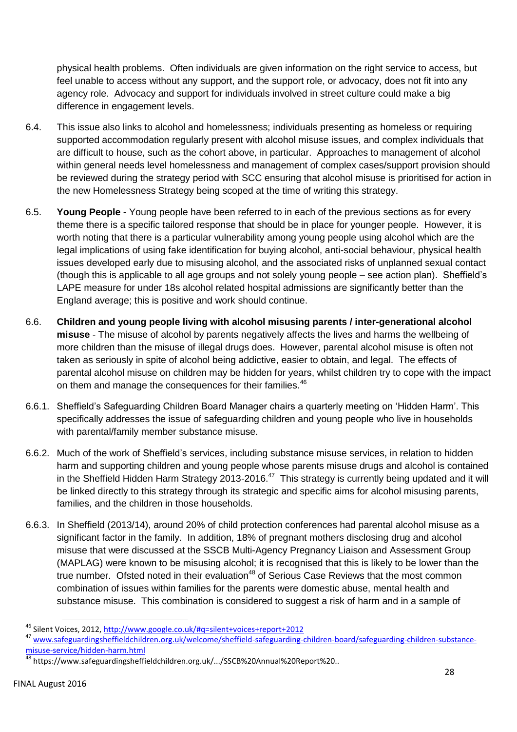physical health problems. Often individuals are given information on the right service to access, but feel unable to access without any support, and the support role, or advocacy, does not fit into any agency role. Advocacy and support for individuals involved in street culture could make a big difference in engagement levels.

6.4. This issue also links to alcohol and homelessness; individuals presenting as homeless or requiring supported accommodation regularly present with alcohol misuse issues, and complex individuals that are difficult to house, such as the cohort above, in particular. Approaches to management of alcohol within general needs level homelessness and management of complex cases/support provision should be reviewed during the strategy period with SCC ensuring that alcohol misuse is prioritised for action in the new Homelessness Strategy being scoped at the time of writing this strategy.

6.5. **Young People** - Young people have been referred to in each of the previous sections as for every theme there is a specific tailored response that should be in place for younger people. However, it is worth noting that there is a particular vulnerability among young people using alcohol which are the legal implications of using fake identification for buying alcohol, anti-social behaviour, physical health issues developed early due to misusing alcohol, and the associated risks of unplanned sexual contact (though this is applicable to all age groups and not solely young people – see action plan). Sheffield's LAPE measure for under 18s alcohol related hospital admissions are significantly better than the England average; this is positive and work should continue.

6.6. **Children and young people living with alcohol misusing parents / inter-generational alcohol misuse** - The misuse of alcohol by parents negatively affects the lives and harms the wellbeing of more children than the misuse of illegal drugs does. However, parental alcohol misuse is often not taken as seriously in spite of alcohol being addictive, easier to obtain, and legal. The effects of parental alcohol misuse on children may be hidden for years, whilst children try to cope with the impact on them and manage the consequences for their families.[46]

6.6.1. Sheffield's Safeguarding Children Board Manager chairs a quarterly meeting on 'Hidden Harm'. This specifically addresses the issue of safeguarding children and young people who live in households with parental/family member substance misuse.

6.6.2. Much of the work of Sheffield's services, including substance misuse services, in relation to hidden harm and supporting children and young people whose parents misuse drugs and alcohol is contained in the Sheffield Hidden Harm Strategy 2013-2016.[47] This strategy is currently being updated and it will be linked directly to this strategy through its strategic and specific aims for alcohol misusing parents, families, and the children in those households.

6.6.3. In Sheffield (2013/14), around 20% of child protection conferences had parental alcohol misuse as a significant factor in the family. In addition, 18% of pregnant mothers disclosing drug and alcohol misuse that were discussed at the SSCB Multi-Agency Pregnancy Liaison and Assessment Group (MAPLAG) were known to be misusing alcohol; it is recognised that this is likely to be lower than the true number. Ofsted noted in their evaluation[48] of Serious Case Reviews that the most common combination of issues within families for the parents were domestic abuse, mental health and substance misuse. This combination is considered to suggest a risk of harm and in a sample of

---

[46] Silent Voices, 2012, http://www.google.co.uk/#q=silent+voices+report+2012

[47] www.safeguardingsheffieldchildren.org.uk/welcome/sheffield-safeguarding-children-board/safeguarding-children-substance-misuse-service/hidden-harm.html

[48] https://www.safeguardingsheffieldchildren.org.uk/.../SSCB%20Annual%20Report%20..

FINAL August 2016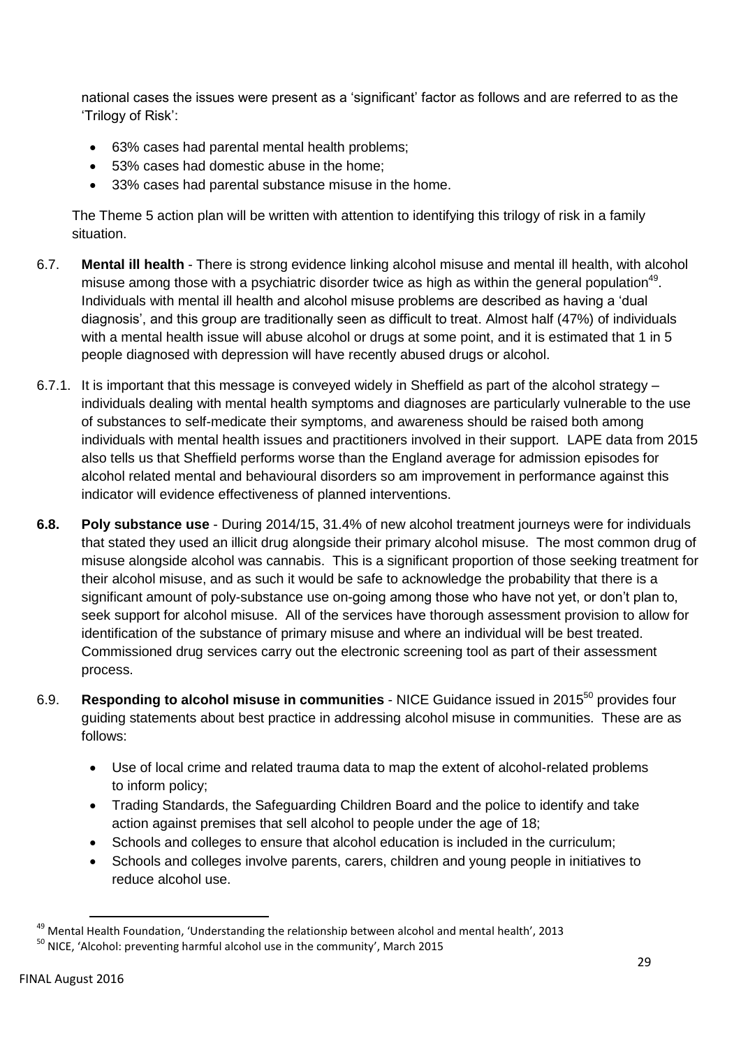national cases the issues were present as a 'significant' factor as follows and are referred to as the 'Trilogy of Risk':

- 63% cases had parental mental health problems;
- 53% cases had domestic abuse in the home;
- 33% cases had parental substance misuse in the home.

The Theme 5 action plan will be written with attention to identifying this trilogy of risk in a family situation.

6.7. **Mental ill health** - There is strong evidence linking alcohol misuse and mental ill health, with alcohol misuse among those with a psychiatric disorder twice as high as within the general population[49]. Individuals with mental ill health and alcohol misuse problems are described as having a 'dual diagnosis', and this group are traditionally seen as difficult to treat. Almost half (47%) of individuals with a mental health issue will abuse alcohol or drugs at some point, and it is estimated that 1 in 5 people diagnosed with depression will have recently abused drugs or alcohol.

6.7.1. It is important that this message is conveyed widely in Sheffield as part of the alcohol strategy – individuals dealing with mental health symptoms and diagnoses are particularly vulnerable to the use of substances to self-medicate their symptoms, and awareness should be raised both among individuals with mental health issues and practitioners involved in their support. LAPE data from 2015 also tells us that Sheffield performs worse than the England average for admission episodes for alcohol related mental and behavioural disorders so am improvement in performance against this indicator will evidence effectiveness of planned interventions.

**6.8. Poly substance use** - During 2014/15, 31.4% of new alcohol treatment journeys were for individuals that stated they used an illicit drug alongside their primary alcohol misuse. The most common drug of misuse alongside alcohol was cannabis. This is a significant proportion of those seeking treatment for their alcohol misuse, and as such it would be safe to acknowledge the probability that there is a significant amount of poly-substance use on-going among those who have not yet, or don't plan to, seek support for alcohol misuse. All of the services have thorough assessment provision to allow for identification of the substance of primary misuse and where an individual will be best treated. Commissioned drug services carry out the electronic screening tool as part of their assessment process.

6.9. **Responding to alcohol misuse in communities** - NICE Guidance issued in 2015[50] provides four guiding statements about best practice in addressing alcohol misuse in communities. These are as follows:

- Use of local crime and related trauma data to map the extent of alcohol-related problems to inform policy;
- Trading Standards, the Safeguarding Children Board and the police to identify and take action against premises that sell alcohol to people under the age of 18;
- Schools and colleges to ensure that alcohol education is included in the curriculum;
- Schools and colleges involve parents, carers, children and young people in initiatives to reduce alcohol use.

---

[49] Mental Health Foundation, 'Understanding the relationship between alcohol and mental health', 2013

[50] NICE, 'Alcohol: preventing harmful alcohol use in the community', March 2015

FINAL August 2016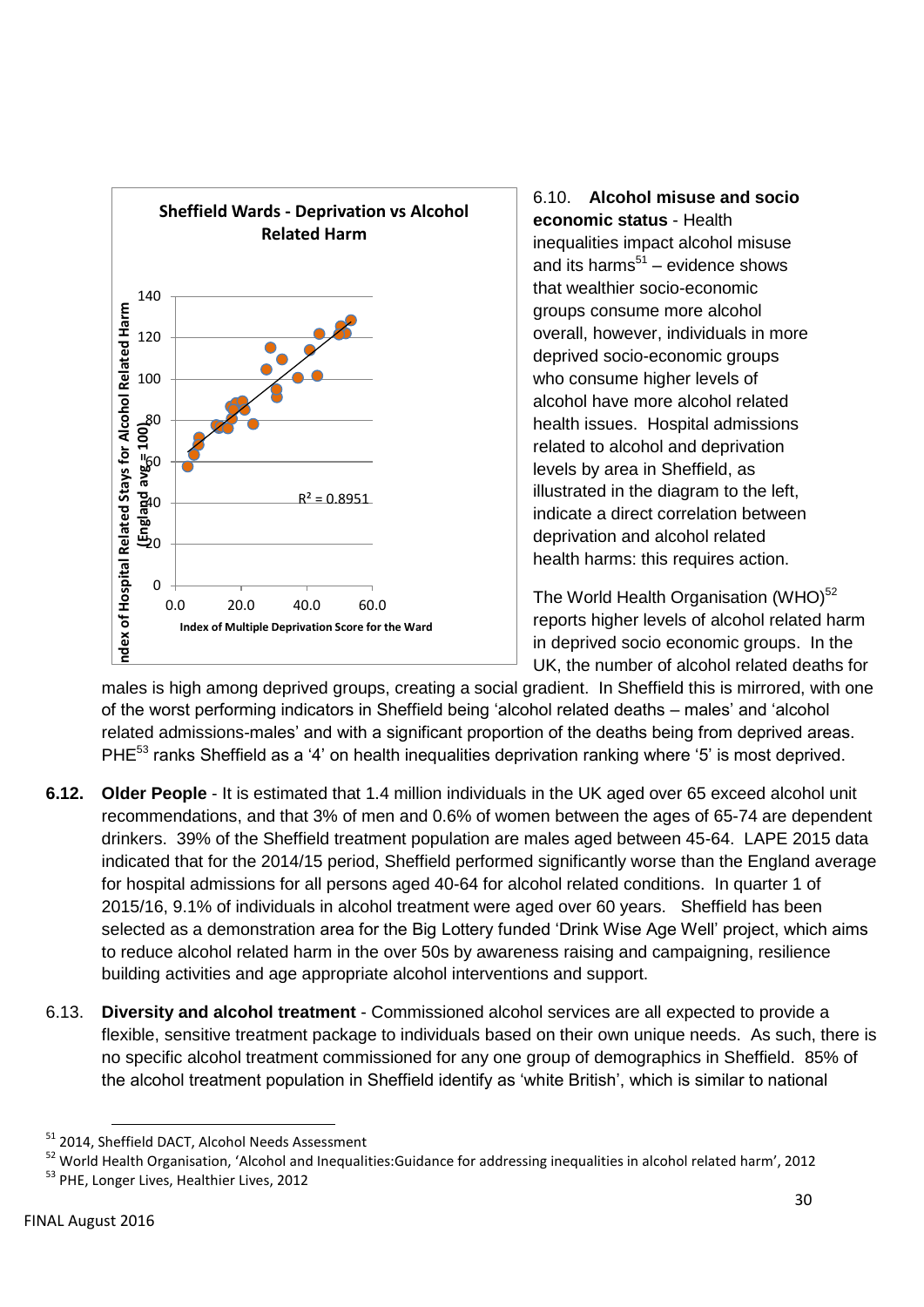6.10. **Alcohol misuse and socio economic status** - Health inequalities impact alcohol misuse and its harms[51] – evidence shows that wealthier socio-economic groups consume more alcohol overall, however, individuals in more deprived socio-economic groups who consume higher levels of alcohol have more alcohol related health issues. Hospital admissions related to alcohol and deprivation levels by area in Sheffield, as illustrated in the diagram to the left, indicate a direct correlation between deprivation and alcohol related health harms: this requires action.

The World Health Organisation (WHO)[52] reports higher levels of alcohol related harm in deprived socio economic groups. In the UK, the number of alcohol related deaths for males is high among deprived groups, creating a social gradient. In Sheffield this is mirrored, with one of the worst performing indicators in Sheffield being 'alcohol related deaths – males' and 'alcohol related admissions-males' and with a significant proportion of the deaths being from deprived areas. PHE[53] ranks Sheffield as a '4' on health inequalities deprivation ranking where '5' is most deprived.

**6.12. Older People** - It is estimated that 1.4 million individuals in the UK aged over 65 exceed alcohol unit recommendations, and that 3% of men and 0.6% of women between the ages of 65-74 are dependent drinkers. 39% of the Sheffield treatment population are males aged between 45-64. LAPE 2015 data indicated that for the 2014/15 period, Sheffield performed significantly worse than the England average for hospital admissions for all persons aged 40-64 for alcohol related conditions. In quarter 1 of 2015/16, 9.1% of individuals in alcohol treatment were aged over 60 years. Sheffield has been selected as a demonstration area for the Big Lottery funded 'Drink Wise Age Well' project, which aims to reduce alcohol related harm in the over 50s by awareness raising and campaigning, resilience building activities and age appropriate alcohol interventions and support.

6.13. **Diversity and alcohol treatment** - Commissioned alcohol services are all expected to provide a flexible, sensitive treatment package to individuals based on their own unique needs. As such, there is no specific alcohol treatment commissioned for any one group of demographics in Sheffield. 85% of the alcohol treatment population in Sheffield identify as 'white British', which is similar to national

---

[51] 2014, Sheffield DACT, Alcohol Needs Assessment

[52] World Health Organisation, 'Alcohol and Inequalities:Guidance for addressing inequalities in alcohol related harm', 2012

[53] PHE, Longer Lives, Healthier Lives, 2012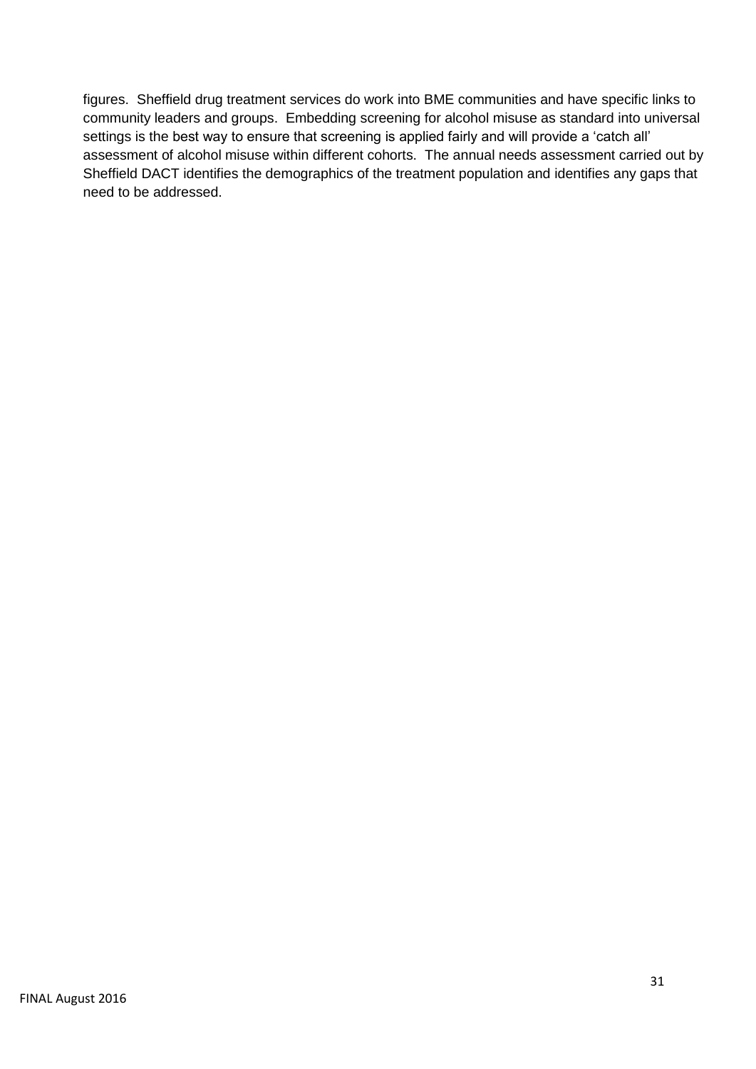figures. Sheffield drug treatment services do work into BME communities and have specific links to community leaders and groups. Embedding screening for alcohol misuse as standard into universal settings is the best way to ensure that screening is applied fairly and will provide a 'catch all' assessment of alcohol misuse within different cohorts. The annual needs assessment carried out by Sheffield DACT identifies the demographics of the treatment population and identifies any gaps that need to be addressed.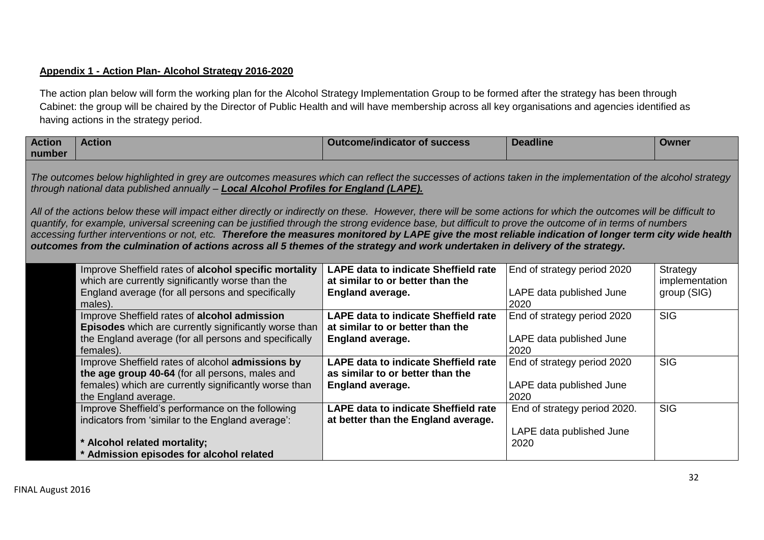**Appendix 1 - Action Plan- Alcohol Strategy 2016-2020**

The action plan below will form the working plan for the Alcohol Strategy Implementation Group to be formed after the strategy has been through Cabinet: the group will be chaired by the Director of Public Health and will have membership across all key organisations and agencies identified as having actions in the strategy period.

| Action number | Action | Outcome/indicator of success | Deadline | Owner |
|---|---|---|---|---|
| *The outcomes below highlighted in grey are outcomes measures which can reflect the successes of actions taken in the implementation of the alcohol strategy through national data published annually – **Local Alcohol Profiles for England (LAPE).*** <br><br> *All of the actions below these will impact either directly or indirectly on these. However, there will be some actions for which the outcomes will be difficult to quantify, for example, universal screening can be justified through the strong evidence base, but difficult to prove the outcome of in terms of numbers accessing further interventions or not, etc. **Therefore the measures monitored by LAPE give the most reliable indication of longer term city wide health outcomes from the culmination of actions across all 5 themes of the strategy and work undertaken in delivery of the strategy.*** | | | | |
| | Improve Sheffield rates of **alcohol specific mortality** which are currently significantly worse than the England average (for all persons and specifically males). | **LAPE data to indicate Sheffield rate at similar to or better than the England average.** | End of strategy period 2020<br><br>LAPE data published June 2020 | Strategy implementation group (SIG) |
| | Improve Sheffield rates of **alcohol admission Episodes** which are currently significantly worse than the England average (for all persons and specifically females). | **LAPE data to indicate Sheffield rate at similar to or better than the England average.** | End of strategy period 2020<br><br>LAPE data published June 2020 | SIG |
| | Improve Sheffield rates of alcohol **admissions by the age group 40-64** (for all persons, males and females) which are currently significantly worse than the England average. | **LAPE data to indicate Sheffield rate as similar to or better than the England average.** | End of strategy period 2020<br><br>LAPE data published June 2020 | SIG |
| | Improve Sheffield's performance on the following indicators from 'similar to the England average':<br><br>**\* Alcohol related mortality;**<br>**\* Admission episodes for alcohol related** | **LAPE data to indicate Sheffield rate at better than the England average.** | End of strategy period 2020.<br><br>LAPE data published June 2020 | SIG |

FINAL August 2016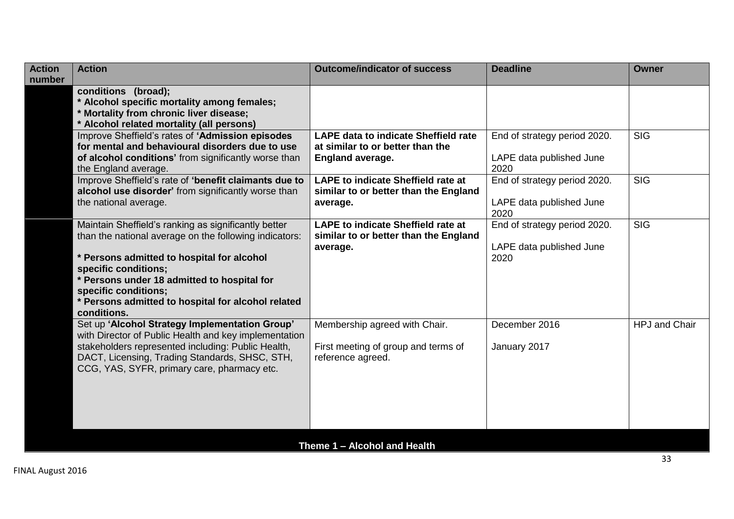| Action number | Action | Outcome/indicator of success | Deadline | Owner |
|---|---|---|---|---|
| | **conditions (broad);**<br>**\* Alcohol specific mortality among females;**<br>**\* Mortality from chronic liver disease;**<br>**\* Alcohol related mortality (all persons)** | | | |
| | Improve Sheffield's rates of **'Admission episodes for mental and behavioural disorders due to use of alcohol conditions'** from significantly worse than the England average. | **LAPE data to indicate Sheffield rate at similar to or better than the England average.** | End of strategy period 2020.<br><br>LAPE data published June 2020 | SIG |
| | Improve Sheffield's rate of **'benefit claimants due to alcohol use disorder'** from significantly worse than the national average. | **LAPE to indicate Sheffield rate at similar to or better than the England average.** | End of strategy period 2020.<br><br>LAPE data published June 2020 | SIG |
| | Maintain Sheffield's ranking as significantly better than the national average on the following indicators:<br><br>**\* Persons admitted to hospital for alcohol specific conditions;**<br>**\* Persons under 18 admitted to hospital for specific conditions;**<br>**\* Persons admitted to hospital for alcohol related conditions.** | **LAPE to indicate Sheffield rate at similar to or better than the England average.** | End of strategy period 2020.<br><br>LAPE data published June 2020 | SIG |
| | Set up **'Alcohol Strategy Implementation Group'** with Director of Public Health and key implementation stakeholders represented including: Public Health, DACT, Licensing, Trading Standards, SHSC, STH, CCG, YAS, SYFR, primary care, pharmacy etc. | Membership agreed with Chair.<br><br>First meeting of group and terms of reference agreed. | December 2016<br><br>January 2017 | HPJ and Chair |

**Theme 1 – Alcohol and Health**

FINAL August 2016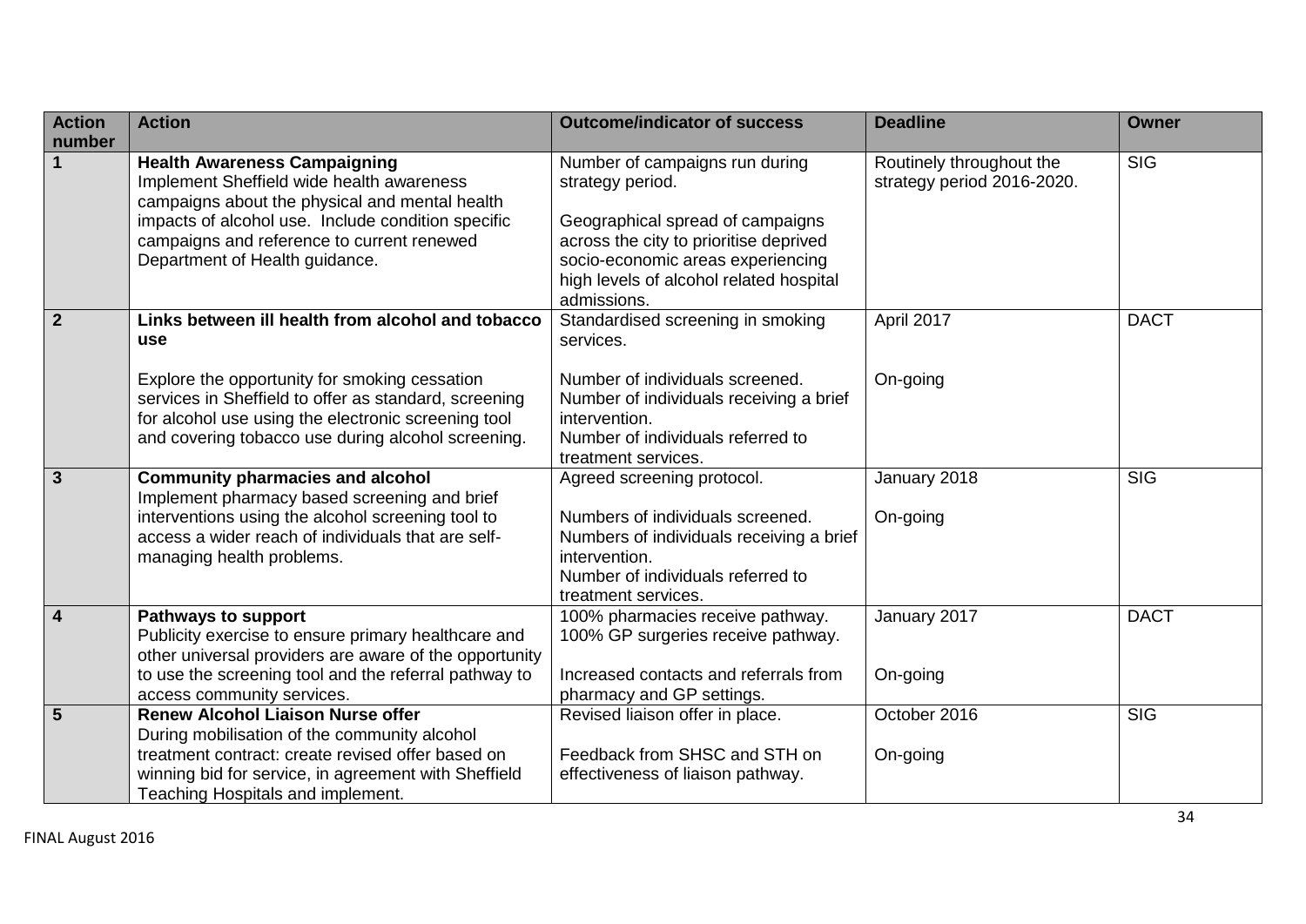| Action number | Action | Outcome/indicator of success | Deadline | Owner |
|---|---|---|---|---|
| **1** | **Health Awareness Campaigning**<br>Implement Sheffield wide health awareness campaigns about the physical and mental health impacts of alcohol use. Include condition specific campaigns and reference to current renewed Department of Health guidance. | Number of campaigns run during strategy period.<br><br>Geographical spread of campaigns across the city to prioritise deprived socio-economic areas experiencing high levels of alcohol related hospital admissions. | Routinely throughout the strategy period 2016-2020. | SIG |
| **2** | **Links between ill health from alcohol and tobacco use**<br><br>Explore the opportunity for smoking cessation services in Sheffield to offer as standard, screening for alcohol use using the electronic screening tool and covering tobacco use during alcohol screening. | Standardised screening in smoking services.<br><br>Number of individuals screened.<br>Number of individuals receiving a brief intervention.<br>Number of individuals referred to treatment services. | April 2017<br><br>On-going | DACT |
| **3** | **Community pharmacies and alcohol**<br>Implement pharmacy based screening and brief interventions using the alcohol screening tool to access a wider reach of individuals that are self-managing health problems. | Agreed screening protocol.<br><br>Numbers of individuals screened.<br>Numbers of individuals receiving a brief intervention.<br>Number of individuals referred to treatment services. | January 2018<br><br>On-going | SIG |
| **4** | **Pathways to support**<br>Publicity exercise to ensure primary healthcare and other universal providers are aware of the opportunity to use the screening tool and the referral pathway to access community services. | 100% pharmacies receive pathway.<br>100% GP surgeries receive pathway.<br><br>Increased contacts and referrals from pharmacy and GP settings. | January 2017<br><br>On-going | DACT |
| **5** | **Renew Alcohol Liaison Nurse offer**<br>During mobilisation of the community alcohol treatment contract: create revised offer based on winning bid for service, in agreement with Sheffield Teaching Hospitals and implement. | Revised liaison offer in place.<br><br>Feedback from SHSC and STH on effectiveness of liaison pathway. | October 2016<br><br>On-going | SIG |

FINAL August 2016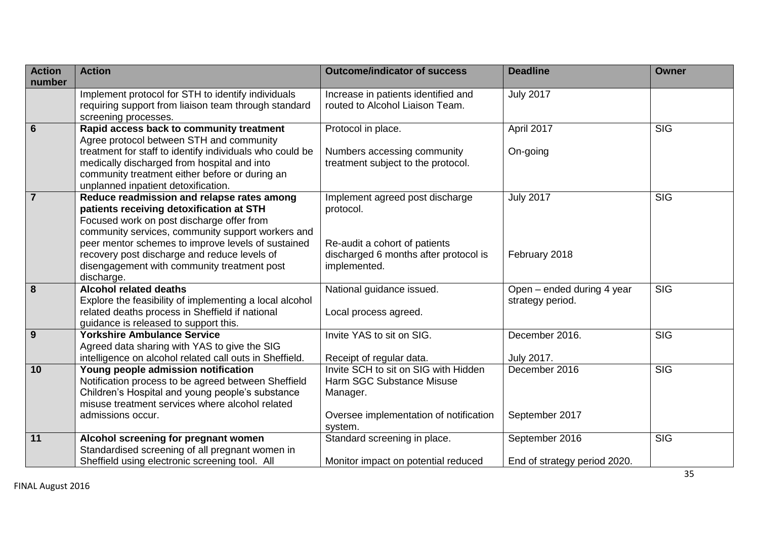| Action number | Action | Outcome/indicator of success | Deadline | Owner |
|---|---|---|---|---|
| | Implement protocol for STH to identify individuals requiring support from liaison team through standard screening processes. | Increase in patients identified and routed to Alcohol Liaison Team. | July 2017 | |
| **6** | **Rapid access back to community treatment** Agree protocol between STH and community treatment for staff to identify individuals who could be medically discharged from hospital and into community treatment either before or during an unplanned inpatient detoxification. | Protocol in place.<br><br>Numbers accessing community treatment subject to the protocol. | April 2017<br><br>On-going | SIG |
| **7** | **Reduce readmission and relapse rates among patients receiving detoxification at STH** Focused work on post discharge offer from community services, community support workers and peer mentor schemes to improve levels of sustained recovery post discharge and reduce levels of disengagement with community treatment post discharge. | Implement agreed post discharge protocol.<br><br>Re-audit a cohort of patients discharged 6 months after protocol is implemented. | July 2017<br><br>February 2018 | SIG |
| **8** | **Alcohol related deaths** Explore the feasibility of implementing a local alcohol related deaths process in Sheffield if national guidance is released to support this. | National guidance issued.<br><br>Local process agreed. | Open – ended during 4 year strategy period. | SIG |
| **9** | **Yorkshire Ambulance Service** Agreed data sharing with YAS to give the SIG intelligence on alcohol related call outs in Sheffield. | Invite YAS to sit on SIG.<br><br>Receipt of regular data. | December 2016.<br><br>July 2017. | SIG |
| **10** | **Young people admission notification** Notification process to be agreed between Sheffield Children's Hospital and young people's substance misuse treatment services where alcohol related admissions occur. | Invite SCH to sit on SIG with Hidden Harm SGC Substance Misuse Manager.<br><br>Oversee implementation of notification system. | December 2016<br><br>September 2017 | SIG |
| **11** | **Alcohol screening for pregnant women** Standardised screening of all pregnant women in Sheffield using electronic screening tool. All | Standard screening in place.<br><br>Monitor impact on potential reduced | September 2016<br><br>End of strategy period 2020. | SIG |

FINAL August 2016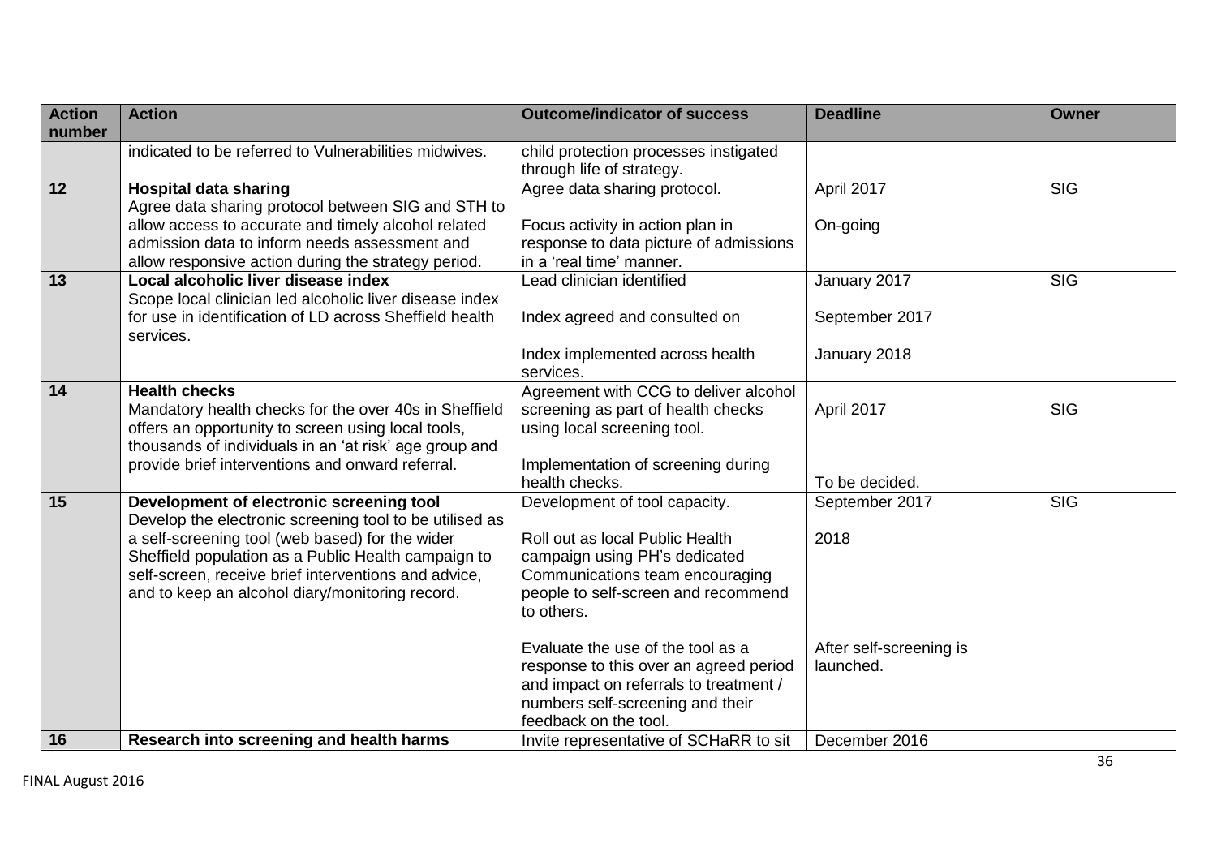| Action number | Action | Outcome/indicator of success | Deadline | Owner |
|---|---|---|---|---|
| | indicated to be referred to Vulnerabilities midwives. | child protection processes instigated through life of strategy. | | |
| 12 | **Hospital data sharing**<br>Agree data sharing protocol between SIG and STH to allow access to accurate and timely alcohol related admission data to inform needs assessment and allow responsive action during the strategy period. | Agree data sharing protocol.<br><br>Focus activity in action plan in response to data picture of admissions in a 'real time' manner. | April 2017<br><br>On-going | SIG |
| 13 | **Local alcoholic liver disease index**<br>Scope local clinician led alcoholic liver disease index for use in identification of LD across Sheffield health services. | Lead clinician identified<br><br>Index agreed and consulted on<br><br>Index implemented across health services. | January 2017<br><br>September 2017<br><br>January 2018 | SIG |
| 14 | **Health checks**<br>Mandatory health checks for the over 40s in Sheffield offers an opportunity to screen using local tools, thousands of individuals in an 'at risk' age group and provide brief interventions and onward referral. | Agreement with CCG to deliver alcohol screening as part of health checks using local screening tool.<br><br>Implementation of screening during health checks. | April 2017<br><br>To be decided. | SIG |
| 15 | **Development of electronic screening tool**<br>Develop the electronic screening tool to be utilised as a self-screening tool (web based) for the wider Sheffield population as a Public Health campaign to self-screen, receive brief interventions and advice, and to keep an alcohol diary/monitoring record. | Development of tool capacity.<br><br>Roll out as local Public Health campaign using PH's dedicated Communications team encouraging people to self-screen and recommend to others.<br><br>Evaluate the use of the tool as a response to this over an agreed period and impact on referrals to treatment / numbers self-screening and their feedback on the tool. | September 2017<br><br>2018<br><br>After self-screening is launched. | SIG |
| 16 | **Research into screening and health harms** | Invite representative of SCHaRR to sit | December 2016 | |

FINAL August 2016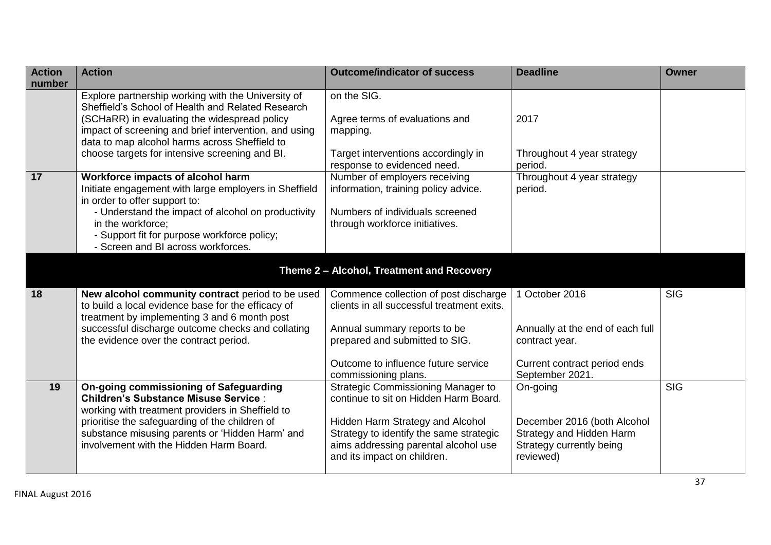| Action number | Action | Outcome/indicator of success | Deadline | Owner |
|---|---|---|---|---|
| | Explore partnership working with the University of Sheffield's School of Health and Related Research (SCHaRR) in evaluating the widespread policy impact of screening and brief intervention, and using data to map alcohol harms across Sheffield to choose targets for intensive screening and BI. | on the SIG.<br><br>Agree terms of evaluations and mapping.<br><br>Target interventions accordingly in response to evidenced need. | <br><br>2017<br><br>Throughout 4 year strategy period. | |
| 17 | **Workforce impacts of alcohol harm**<br>Initiate engagement with large employers in Sheffield in order to offer support to:<br>- Understand the impact of alcohol on productivity in the workforce;<br>- Support fit for purpose workforce policy;<br>- Screen and BI across workforces. | Number of employers receiving information, training policy advice.<br><br>Numbers of individuals screened through workforce initiatives. | Throughout 4 year strategy period. | |
| **Theme 2 – Alcohol, Treatment and Recovery** | | | | |
| 18 | **New alcohol community contract** period to be used to build a local evidence base for the efficacy of treatment by implementing 3 and 6 month post successful discharge outcome checks and collating the evidence over the contract period. | Commence collection of post discharge clients in all successful treatment exits.<br><br>Annual summary reports to be prepared and submitted to SIG.<br><br>Outcome to influence future service commissioning plans. | 1 October 2016<br><br>Annually at the end of each full contract year.<br><br>Current contract period ends September 2021. | SIG |
| 19 | **On-going commissioning of Safeguarding Children's Substance Misuse Service** : working with treatment providers in Sheffield to prioritise the safeguarding of the children of substance misusing parents or 'Hidden Harm' and involvement with the Hidden Harm Board. | Strategic Commissioning Manager to continue to sit on Hidden Harm Board.<br><br>Hidden Harm Strategy and Alcohol Strategy to identify the same strategic aims addressing parental alcohol use and its impact on children. | On-going<br><br>December 2016 (both Alcohol Strategy and Hidden Harm Strategy currently being reviewed) | SIG |

FINAL August 2016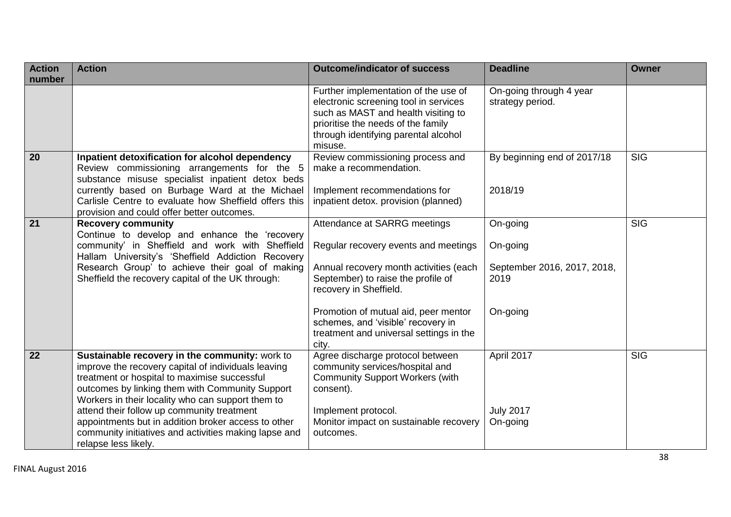| Action number | Action | Outcome/indicator of success | Deadline | Owner |
|---|---|---|---|---|
| | | Further implementation of the use of electronic screening tool in services such as MAST and health visiting to prioritise the needs of the family through identifying parental alcohol misuse. | On-going through 4 year strategy period. | |
| **20** | **Inpatient detoxification for alcohol dependency** Review commissioning arrangements for the 5 substance misuse specialist inpatient detox beds currently based on Burbage Ward at the Michael Carlisle Centre to evaluate how Sheffield offers this provision and could offer better outcomes. | Review commissioning process and make a recommendation.<br><br>Implement recommendations for inpatient detox. provision (planned) | By beginning end of 2017/18<br><br>2018/19 | SIG |
| **21** | **Recovery community** Continue to develop and enhance the 'recovery community' in Sheffield and work with Sheffield Hallam University's 'Sheffield Addiction Recovery Research Group' to achieve their goal of making Sheffield the recovery capital of the UK through: | Attendance at SARRG meetings<br><br>Regular recovery events and meetings<br><br>Annual recovery month activities (each September) to raise the profile of recovery in Sheffield.<br><br>Promotion of mutual aid, peer mentor schemes, and 'visible' recovery in treatment and universal settings in the city. | On-going<br><br>On-going<br><br>September 2016, 2017, 2018, 2019<br><br>On-going | SIG |
| **22** | **Sustainable recovery in the community:** work to improve the recovery capital of individuals leaving treatment or hospital to maximise successful outcomes by linking them with Community Support Workers in their locality who can support them to attend their follow up community treatment appointments but in addition broker access to other community initiatives and activities making lapse and relapse less likely. | Agree discharge protocol between community services/hospital and Community Support Workers (with consent).<br><br>Implement protocol.<br>Monitor impact on sustainable recovery outcomes. | April 2017<br><br>July 2017<br>On-going | SIG |

FINAL August 2016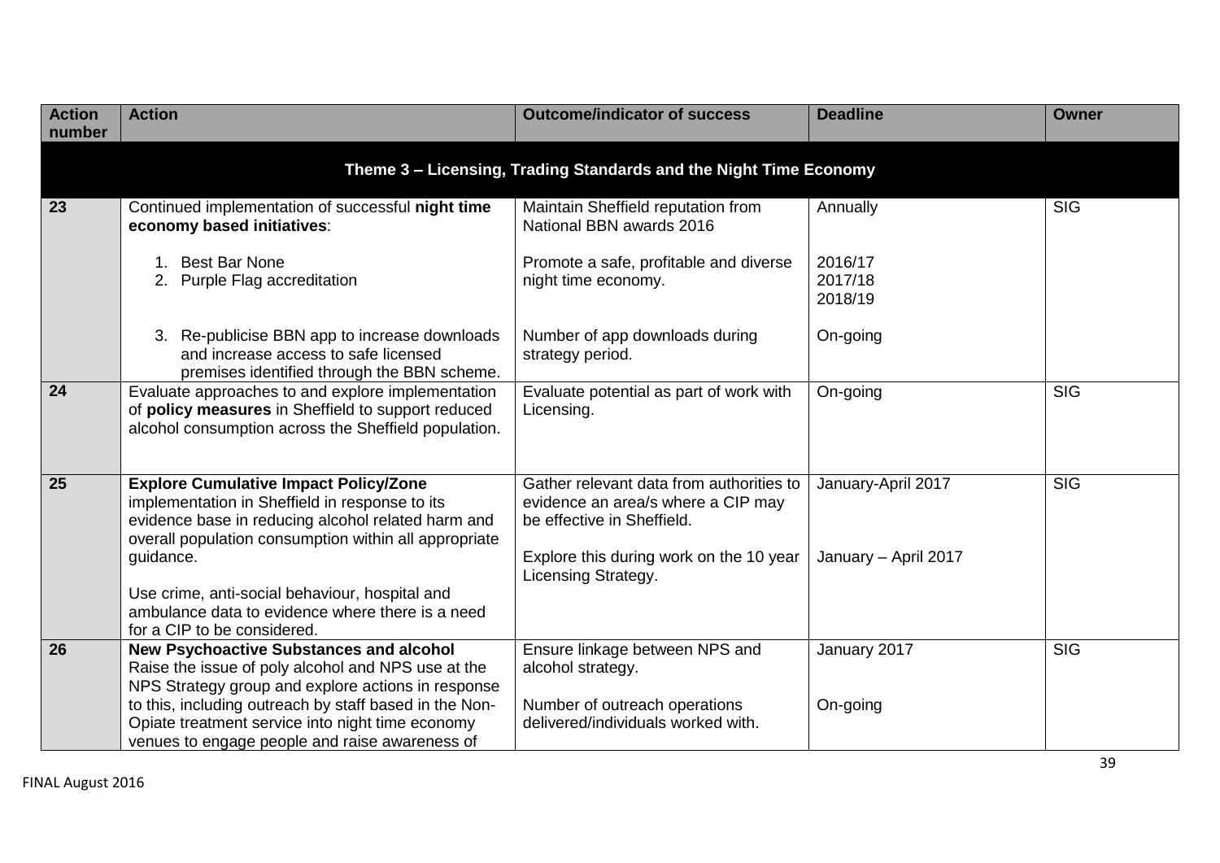| Action number | Action | Outcome/indicator of success | Deadline | Owner |
|---|---|---|---|---|
| **Theme 3 – Licensing, Trading Standards and the Night Time Economy** | | | | |
| **23** | Continued implementation of successful **night time economy based initiatives**:<br><br>1. Best Bar None<br>2. Purple Flag accreditation<br><br>3. Re-publicise BBN app to increase downloads and increase access to safe licensed premises identified through the BBN scheme. | Maintain Sheffield reputation from National BBN awards 2016<br><br>Promote a safe, profitable and diverse night time economy.<br><br>Number of app downloads during strategy period. | Annually<br><br>2016/17<br>2017/18<br>2018/19<br><br>On-going | SIG |
| **24** | Evaluate approaches to and explore implementation of **policy measures** in Sheffield to support reduced alcohol consumption across the Sheffield population. | Evaluate potential as part of work with Licensing. | On-going | SIG |
| **25** | **Explore Cumulative Impact Policy/Zone** implementation in Sheffield in response to its evidence base in reducing alcohol related harm and overall population consumption within all appropriate guidance.<br><br>Use crime, anti-social behaviour, hospital and ambulance data to evidence where there is a need for a CIP to be considered. | Gather relevant data from authorities to evidence an area/s where a CIP may be effective in Sheffield.<br><br>Explore this during work on the 10 year Licensing Strategy. | January-April 2017<br><br>January – April 2017 | SIG |
| **26** | **New Psychoactive Substances and alcohol**<br>Raise the issue of poly alcohol and NPS use at the NPS Strategy group and explore actions in response to this, including outreach by staff based in the Non-Opiate treatment service into night time economy venues to engage people and raise awareness of | Ensure linkage between NPS and alcohol strategy.<br><br>Number of outreach operations delivered/individuals worked with. | January 2017<br><br>On-going | SIG |

FINAL August 2016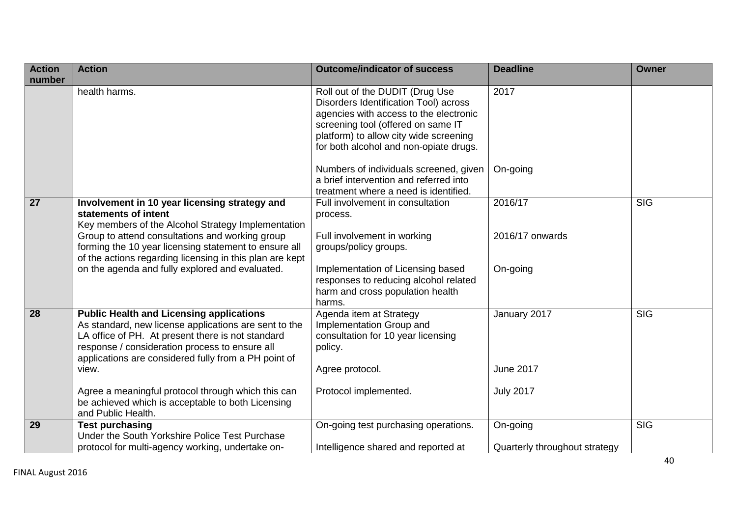| Action number | Action | Outcome/indicator of success | Deadline | Owner |
|---|---|---|---|---|
| | health harms. | Roll out of the DUDIT (Drug Use Disorders Identification Tool) across agencies with access to the electronic screening tool (offered on same IT platform) to allow city wide screening for both alcohol and non-opiate drugs.<br><br>Numbers of individuals screened, given a brief intervention and referred into treatment where a need is identified. | 2017<br><br>On-going | |
| **27** | **Involvement in 10 year licensing strategy and statements of intent**<br>Key members of the Alcohol Strategy Implementation Group to attend consultations and working group forming the 10 year licensing statement to ensure all of the actions regarding licensing in this plan are kept on the agenda and fully explored and evaluated. | Full involvement in consultation process.<br><br>Full involvement in working groups/policy groups.<br><br>Implementation of Licensing based responses to reducing alcohol related harm and cross population health harms. | 2016/17<br><br>2016/17 onwards<br><br>On-going | SIG |
| **28** | **Public Health and Licensing applications**<br>As standard, new license applications are sent to the LA office of PH. At present there is not standard response / consideration process to ensure all applications are considered fully from a PH point of view.<br><br>Agree a meaningful protocol through which this can be achieved which is acceptable to both Licensing and Public Health. | Agenda item at Strategy Implementation Group and consultation for 10 year licensing policy.<br><br>Agree protocol.<br><br>Protocol implemented. | January 2017<br><br>June 2017<br><br>July 2017 | SIG |
| **29** | **Test purchasing**<br>Under the South Yorkshire Police Test Purchase protocol for multi-agency working, undertake on- | On-going test purchasing operations.<br><br>Intelligence shared and reported at | On-going<br><br>Quarterly throughout strategy | SIG |

FINAL August 2016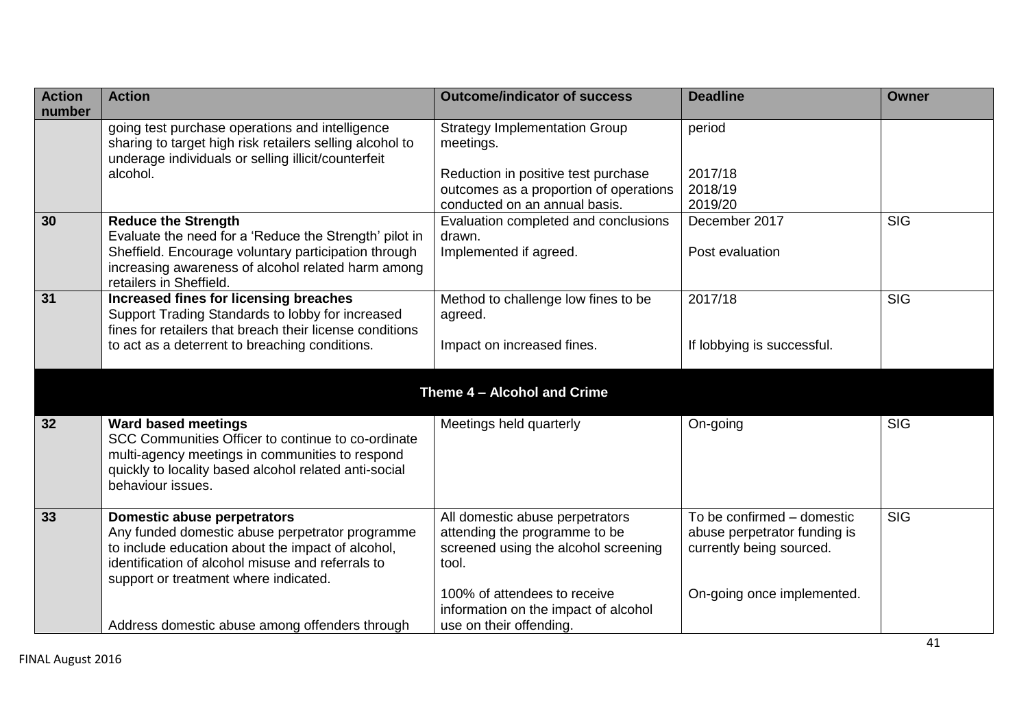| Action number | Action | Outcome/indicator of success | Deadline | Owner |
|---|---|---|---|---|
| | going test purchase operations and intelligence sharing to target high risk retailers selling alcohol to underage individuals or selling illicit/counterfeit alcohol. | Strategy Implementation Group meetings.<br><br>Reduction in positive test purchase outcomes as a proportion of operations conducted on an annual basis. | period<br><br>2017/18<br>2018/19<br>2019/20 | |
| **30** | **Reduce the Strength**<br>Evaluate the need for a 'Reduce the Strength' pilot in Sheffield. Encourage voluntary participation through increasing awareness of alcohol related harm among retailers in Sheffield. | Evaluation completed and conclusions drawn.<br>Implemented if agreed. | December 2017<br><br>Post evaluation | SIG |
| **31** | **Increased fines for licensing breaches**<br>Support Trading Standards to lobby for increased fines for retailers that breach their license conditions to act as a deterrent to breaching conditions. | Method to challenge low fines to be agreed.<br><br>Impact on increased fines. | 2017/18<br><br>If lobbying is successful. | SIG |
| | **Theme 4 – Alcohol and Crime** | | | |
| **32** | **Ward based meetings**<br>SCC Communities Officer to continue to co-ordinate multi-agency meetings in communities to respond quickly to locality based alcohol related anti-social behaviour issues. | Meetings held quarterly | On-going | SIG |
| **33** | **Domestic abuse perpetrators**<br>Any funded domestic abuse perpetrator programme to include education about the impact of alcohol, identification of alcohol misuse and referrals to support or treatment where indicated.<br><br>Address domestic abuse among offenders through | All domestic abuse perpetrators attending the programme to be screened using the alcohol screening tool.<br><br>100% of attendees to receive information on the impact of alcohol use on their offending. | To be confirmed – domestic abuse perpetrator funding is currently being sourced.<br><br>On-going once implemented. | SIG |

FINAL August 2016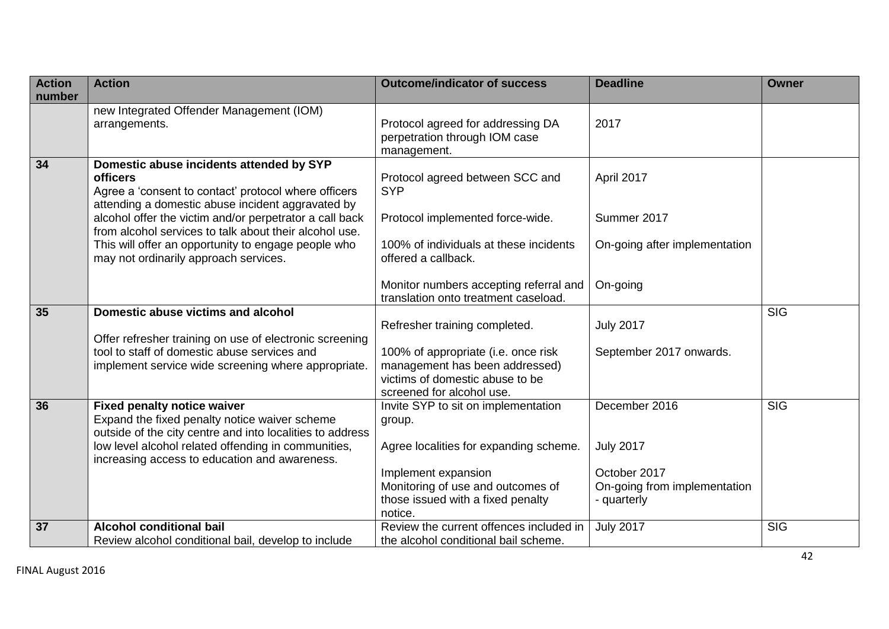| Action number | Action | Outcome/indicator of success | Deadline | Owner |
|---|---|---|---|---|
| | new Integrated Offender Management (IOM) arrangements. | Protocol agreed for addressing DA perpetration through IOM case management. | 2017 | |
| 34 | **Domestic abuse incidents attended by SYP officers**<br>Agree a 'consent to contact' protocol where officers attending a domestic abuse incident aggravated by alcohol offer the victim and/or perpetrator a call back from alcohol services to talk about their alcohol use. This will offer an opportunity to engage people who may not ordinarily approach services. | Protocol agreed between SCC and SYP<br><br>Protocol implemented force-wide.<br><br>100% of individuals at these incidents offered a callback.<br><br>Monitor numbers accepting referral and translation onto treatment caseload. | April 2017<br><br>Summer 2017<br><br>On-going after implementation<br><br>On-going | |
| 35 | **Domestic abuse victims and alcohol**<br><br>Offer refresher training on use of electronic screening tool to staff of domestic abuse services and implement service wide screening where appropriate. | Refresher training completed.<br><br>100% of appropriate (i.e. once risk management has been addressed) victims of domestic abuse to be screened for alcohol use. | July 2017<br><br>September 2017 onwards. | SIG |
| 36 | **Fixed penalty notice waiver**<br>Expand the fixed penalty notice waiver scheme outside of the city centre and into localities to address low level alcohol related offending in communities, increasing access to education and awareness. | Invite SYP to sit on implementation group.<br><br>Agree localities for expanding scheme.<br><br>Implement expansion<br>Monitoring of use and outcomes of those issued with a fixed penalty notice. | December 2016<br><br>July 2017<br><br>October 2017<br>On-going from implementation - quarterly | SIG |
| 37 | **Alcohol conditional bail**<br>Review alcohol conditional bail, develop to include | Review the current offences included in the alcohol conditional bail scheme. | July 2017 | SIG |

FINAL August 2016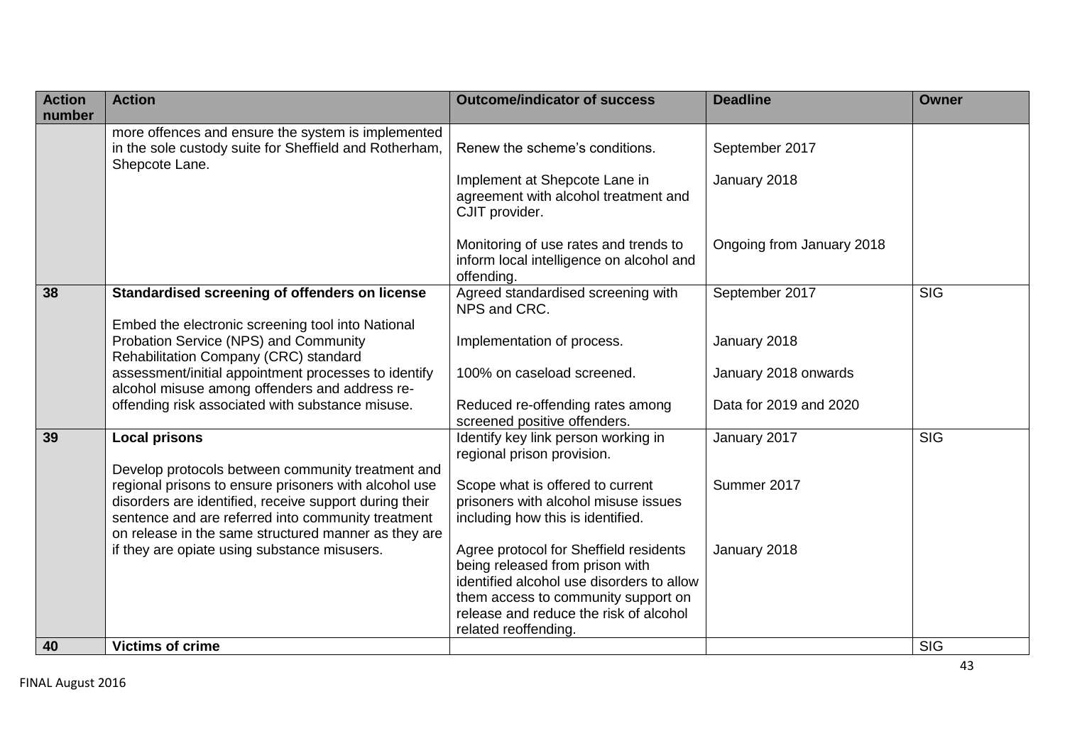| Action number | Action | Outcome/indicator of success | Deadline | Owner |
|---|---|---|---|---|
| | more offences and ensure the system is implemented in the sole custody suite for Sheffield and Rotherham, Shepcote Lane. | Renew the scheme's conditions.<br><br>Implement at Shepcote Lane in agreement with alcohol treatment and CJIT provider.<br><br>Monitoring of use rates and trends to inform local intelligence on alcohol and offending. | September 2017<br><br>January 2018<br><br>Ongoing from January 2018 | |
| **38** | **Standardised screening of offenders on license**<br><br>Embed the electronic screening tool into National Probation Service (NPS) and Community Rehabilitation Company (CRC) standard assessment/initial appointment processes to identify alcohol misuse among offenders and address re-offending risk associated with substance misuse. | Agreed standardised screening with NPS and CRC.<br><br>Implementation of process.<br><br>100% on caseload screened.<br><br>Reduced re-offending rates among screened positive offenders. | September 2017<br><br>January 2018<br><br>January 2018 onwards<br><br>Data for 2019 and 2020 | SIG |
| **39** | **Local prisons**<br><br>Develop protocols between community treatment and regional prisons to ensure prisoners with alcohol use disorders are identified, receive support during their sentence and are referred into community treatment on release in the same structured manner as they are if they are opiate using substance misusers. | Identify key link person working in regional prison provision.<br><br>Scope what is offered to current prisoners with alcohol misuse issues including how this is identified.<br><br>Agree protocol for Sheffield residents being released from prison with identified alcohol use disorders to allow them access to community support on release and reduce the risk of alcohol related reoffending. | January 2017<br><br>Summer 2017<br><br>January 2018 | SIG |
| **40** | **Victims of crime** | | | SIG |

FINAL August 2016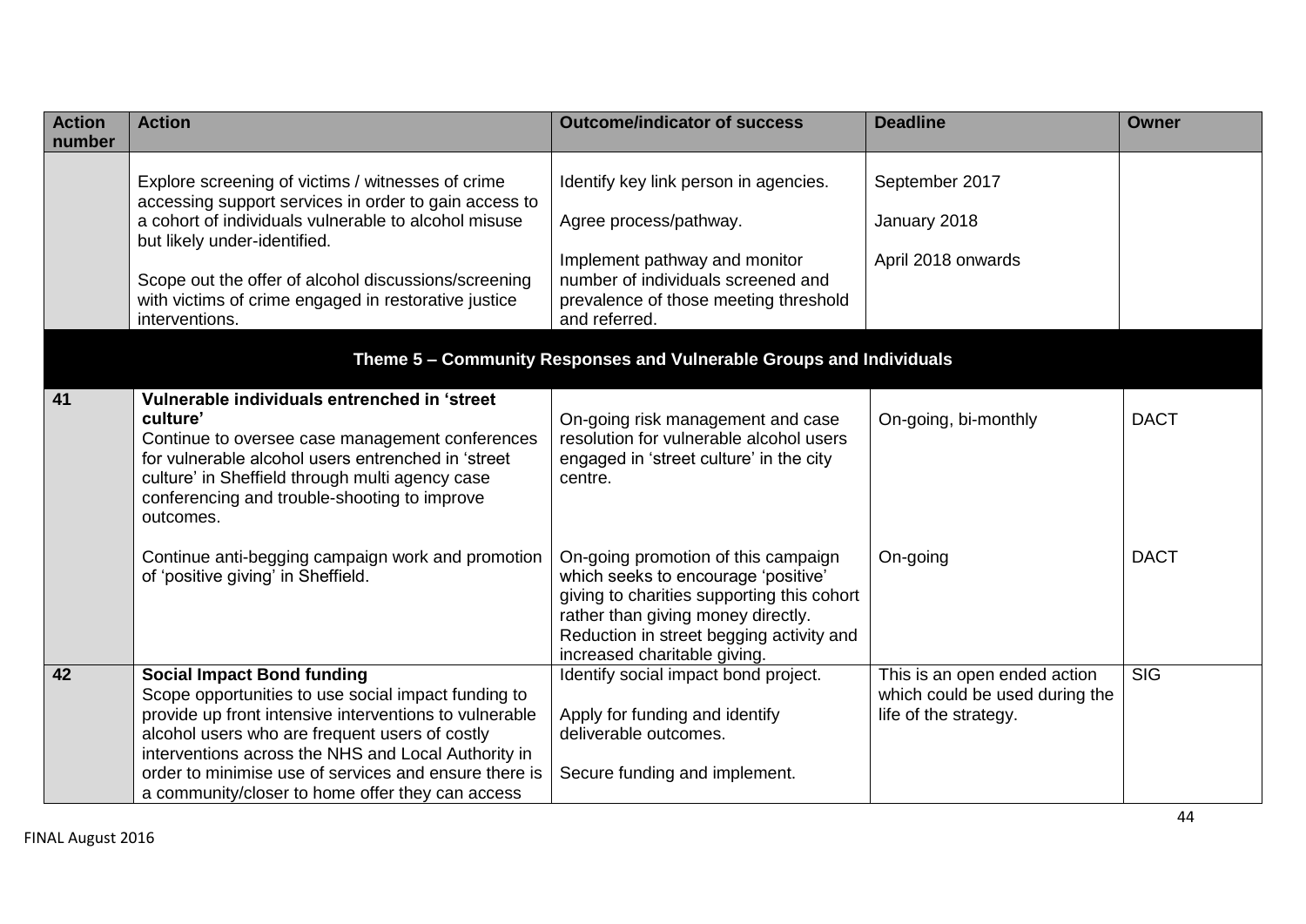| Action number | Action | Outcome/indicator of success | Deadline | Owner |
|---|---|---|---|---|
| | Explore screening of victims / witnesses of crime accessing support services in order to gain access to a cohort of individuals vulnerable to alcohol misuse but likely under-identified.<br><br>Scope out the offer of alcohol discussions/screening with victims of crime engaged in restorative justice interventions. | Identify key link person in agencies.<br><br>Agree process/pathway.<br><br>Implement pathway and monitor number of individuals screened and prevalence of those meeting threshold and referred. | September 2017<br><br>January 2018<br><br>April 2018 onwards | |
| **Theme 5 – Community Responses and Vulnerable Groups and Individuals** | | | | |
| 41 | **Vulnerable individuals entrenched in 'street culture'**<br>Continue to oversee case management conferences for vulnerable alcohol users entrenched in 'street culture' in Sheffield through multi agency case conferencing and trouble-shooting to improve outcomes. | On-going risk management and case resolution for vulnerable alcohol users engaged in 'street culture' in the city centre. | On-going, bi-monthly | DACT |
| | Continue anti-begging campaign work and promotion of 'positive giving' in Sheffield. | On-going promotion of this campaign which seeks to encourage 'positive' giving to charities supporting this cohort rather than giving money directly. Reduction in street begging activity and increased charitable giving. | On-going | DACT |
| 42 | **Social Impact Bond funding**<br>Scope opportunities to use social impact funding to provide up front intensive interventions to vulnerable alcohol users who are frequent users of costly interventions across the NHS and Local Authority in order to minimise use of services and ensure there is a community/closer to home offer they can access | Identify social impact bond project.<br><br>Apply for funding and identify deliverable outcomes.<br><br>Secure funding and implement. | This is an open ended action which could be used during the life of the strategy. | SIG |

FINAL August 2016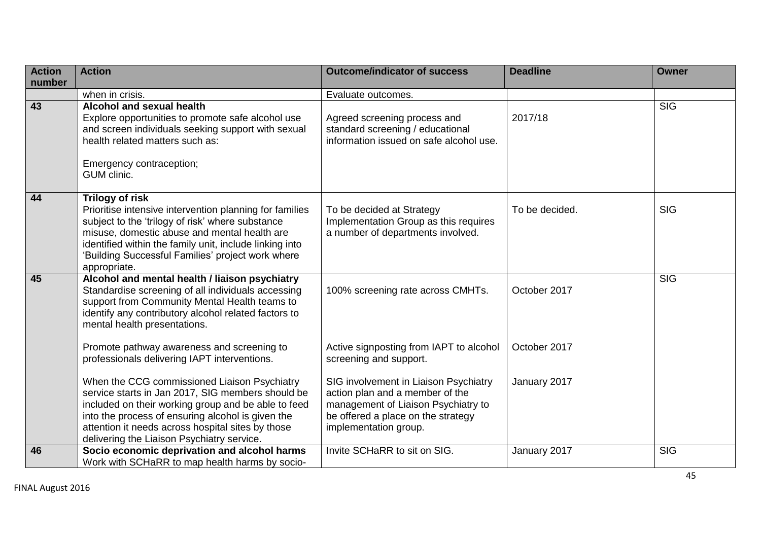| Action number | Action | Outcome/indicator of success | Deadline | Owner |
|---|---|---|---|---|
| | when in crisis. | Evaluate outcomes. | | |
| 43 | **Alcohol and sexual health**<br>Explore opportunities to promote safe alcohol use and screen individuals seeking support with sexual health related matters such as:<br><br>Emergency contraception;<br>GUM clinic. | Agreed screening process and standard screening / educational information issued on safe alcohol use. | 2017/18 | SIG |
| 44 | **Trilogy of risk**<br>Prioritise intensive intervention planning for families subject to the 'trilogy of risk' where substance misuse, domestic abuse and mental health are identified within the family unit, include linking into 'Building Successful Families' project work where appropriate. | To be decided at Strategy Implementation Group as this requires a number of departments involved. | To be decided. | SIG |
| 45 | **Alcohol and mental health / liaison psychiatry**<br>Standardise screening of all individuals accessing support from Community Mental Health teams to identify any contributory alcohol related factors to mental health presentations.<br><br>Promote pathway awareness and screening to professionals delivering IAPT interventions.<br><br>When the CCG commissioned Liaison Psychiatry service starts in Jan 2017, SIG members should be included on their working group and be able to feed into the process of ensuring alcohol is given the attention it needs across hospital sites by those delivering the Liaison Psychiatry service. | 100% screening rate across CMHTs.<br><br>Active signposting from IAPT to alcohol screening and support.<br><br>SIG involvement in Liaison Psychiatry action plan and a member of the management of Liaison Psychiatry to be offered a place on the strategy implementation group. | October 2017<br><br>October 2017<br><br>January 2017 | SIG |
| 46 | **Socio economic deprivation and alcohol harms**<br>Work with SCHaRR to map health harms by socio- | Invite SCHaRR to sit on SIG. | January 2017 | SIG |

FINAL August 2016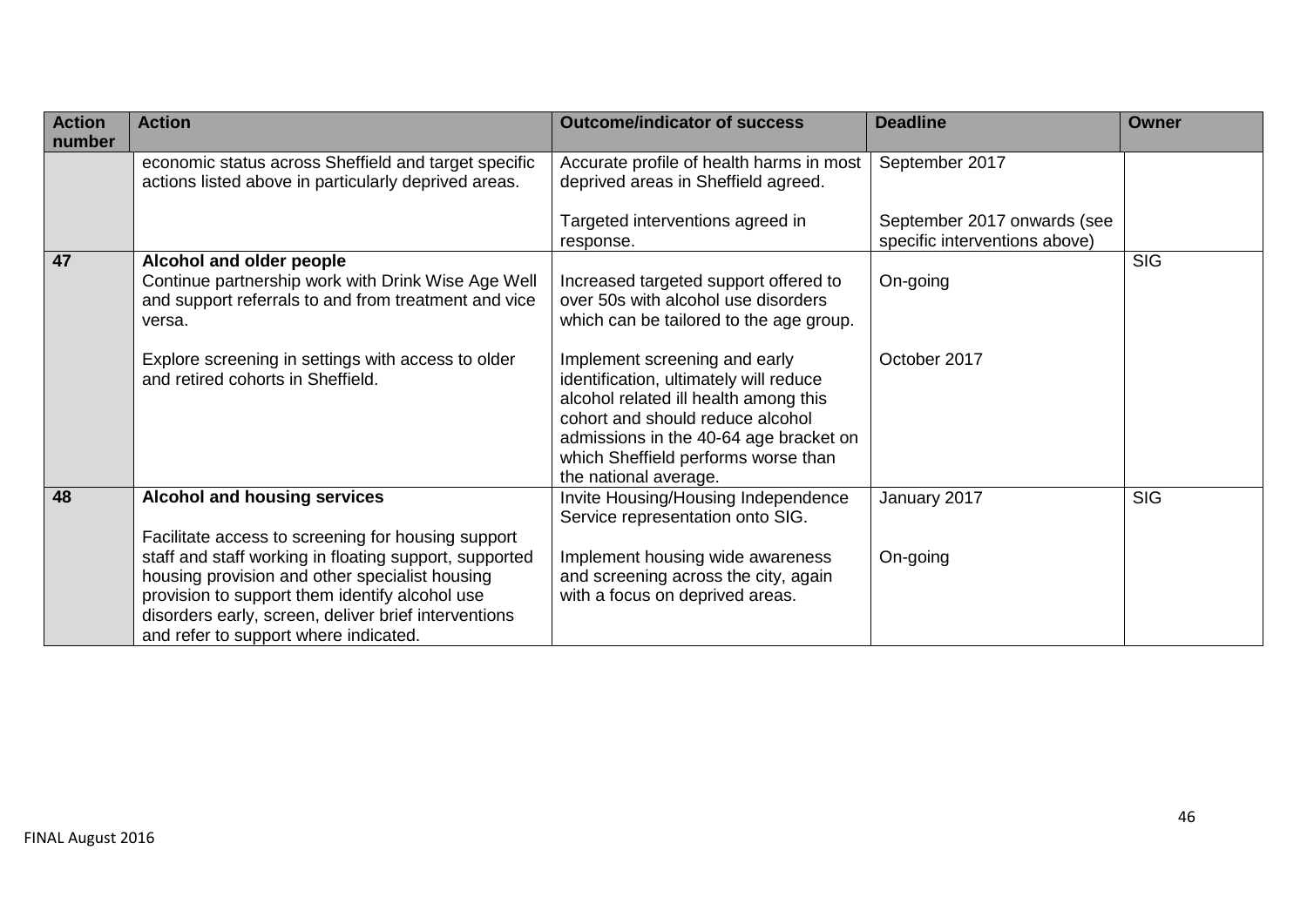| Action number | Action | Outcome/indicator of success | Deadline | Owner |
|---|---|---|---|---|
| | economic status across Sheffield and target specific actions listed above in particularly deprived areas. | Accurate profile of health harms in most deprived areas in Sheffield agreed.<br><br>Targeted interventions agreed in response. | September 2017<br><br>September 2017 onwards (see specific interventions above) | |
| **47** | **Alcohol and older people**<br>Continue partnership work with Drink Wise Age Well and support referrals to and from treatment and vice versa.<br><br>Explore screening in settings with access to older and retired cohorts in Sheffield. | Increased targeted support offered to over 50s with alcohol use disorders which can be tailored to the age group.<br><br>Implement screening and early identification, ultimately will reduce alcohol related ill health among this cohort and should reduce alcohol admissions in the 40-64 age bracket on which Sheffield performs worse than the national average. | On-going<br><br>October 2017 | SIG |
| **48** | **Alcohol and housing services**<br><br>Facilitate access to screening for housing support staff and staff working in floating support, supported housing provision and other specialist housing provision to support them identify alcohol use disorders early, screen, deliver brief interventions and refer to support where indicated. | Invite Housing/Housing Independence Service representation onto SIG.<br><br>Implement housing wide awareness and screening across the city, again with a focus on deprived areas. | January 2017<br><br>On-going | SIG |

FINAL August 2016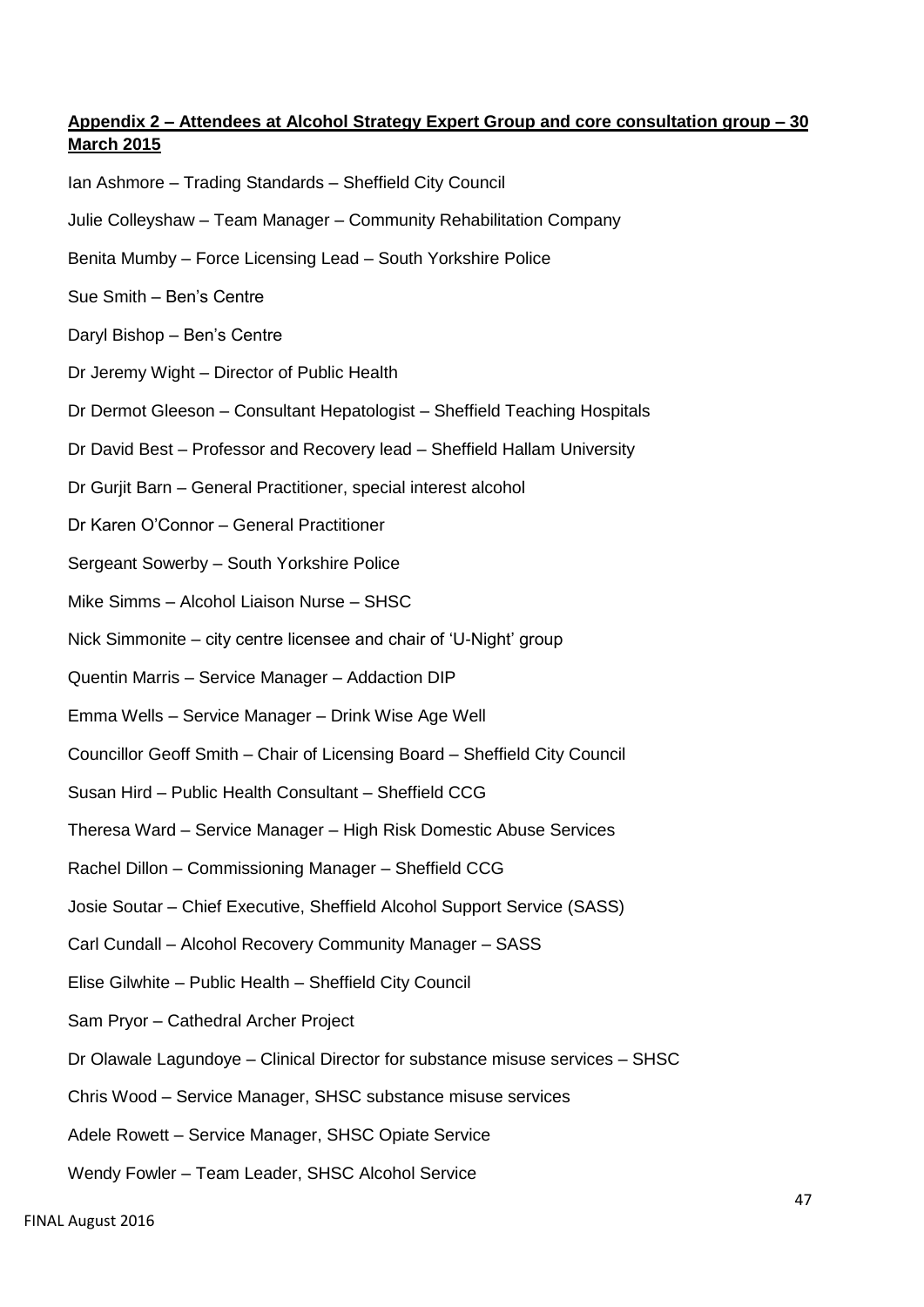## Appendix 2 – Attendees at Alcohol Strategy Expert Group and core consultation group – 30 March 2015

Ian Ashmore – Trading Standards – Sheffield City Council

Julie Colleyshaw – Team Manager – Community Rehabilitation Company

Benita Mumby – Force Licensing Lead – South Yorkshire Police

Sue Smith – Ben's Centre

Daryl Bishop – Ben's Centre

Dr Jeremy Wight – Director of Public Health

Dr Dermot Gleeson – Consultant Hepatologist – Sheffield Teaching Hospitals

Dr David Best – Professor and Recovery lead – Sheffield Hallam University

Dr Gurjit Barn – General Practitioner, special interest alcohol

Dr Karen O'Connor – General Practitioner

Sergeant Sowerby – South Yorkshire Police

Mike Simms – Alcohol Liaison Nurse – SHSC

Nick Simmonite – city centre licensee and chair of 'U-Night' group

Quentin Marris – Service Manager – Addaction DIP

Emma Wells – Service Manager – Drink Wise Age Well

Councillor Geoff Smith – Chair of Licensing Board – Sheffield City Council

Susan Hird – Public Health Consultant – Sheffield CCG

Theresa Ward – Service Manager – High Risk Domestic Abuse Services

Rachel Dillon – Commissioning Manager – Sheffield CCG

Josie Soutar – Chief Executive, Sheffield Alcohol Support Service (SASS)

Carl Cundall – Alcohol Recovery Community Manager – SASS

Elise Gilwhite – Public Health – Sheffield City Council

Sam Pryor – Cathedral Archer Project

Dr Olawale Lagundoye – Clinical Director for substance misuse services – SHSC

Chris Wood – Service Manager, SHSC substance misuse services

Adele Rowett – Service Manager, SHSC Opiate Service

Wendy Fowler – Team Leader, SHSC Alcohol Service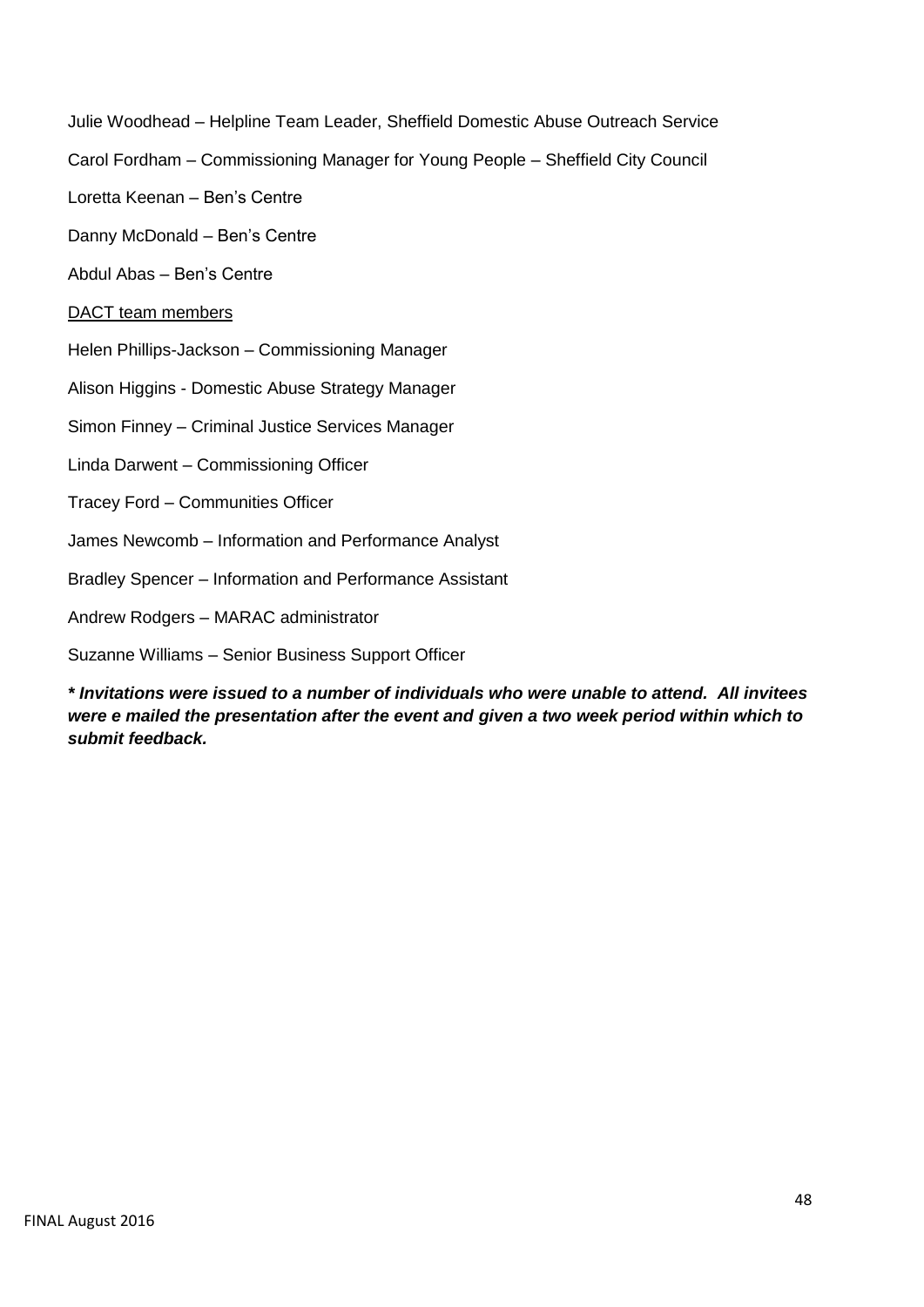Julie Woodhead – Helpline Team Leader, Sheffield Domestic Abuse Outreach Service

Carol Fordham – Commissioning Manager for Young People – Sheffield City Council

Loretta Keenan – Ben's Centre

Danny McDonald – Ben's Centre

Abdul Abas – Ben's Centre

<u>DACT team members</u>

Helen Phillips-Jackson – Commissioning Manager

Alison Higgins - Domestic Abuse Strategy Manager

Simon Finney – Criminal Justice Services Manager

Linda Darwent – Commissioning Officer

Tracey Ford – Communities Officer

James Newcomb – Information and Performance Analyst

Bradley Spencer – Information and Performance Assistant

Andrew Rodgers – MARAC administrator

Suzanne Williams – Senior Business Support Officer

***\* Invitations were issued to a number of individuals who were unable to attend. All invitees were e mailed the presentation after the event and given a two week period within which to submit feedback.***

FINAL August 2016